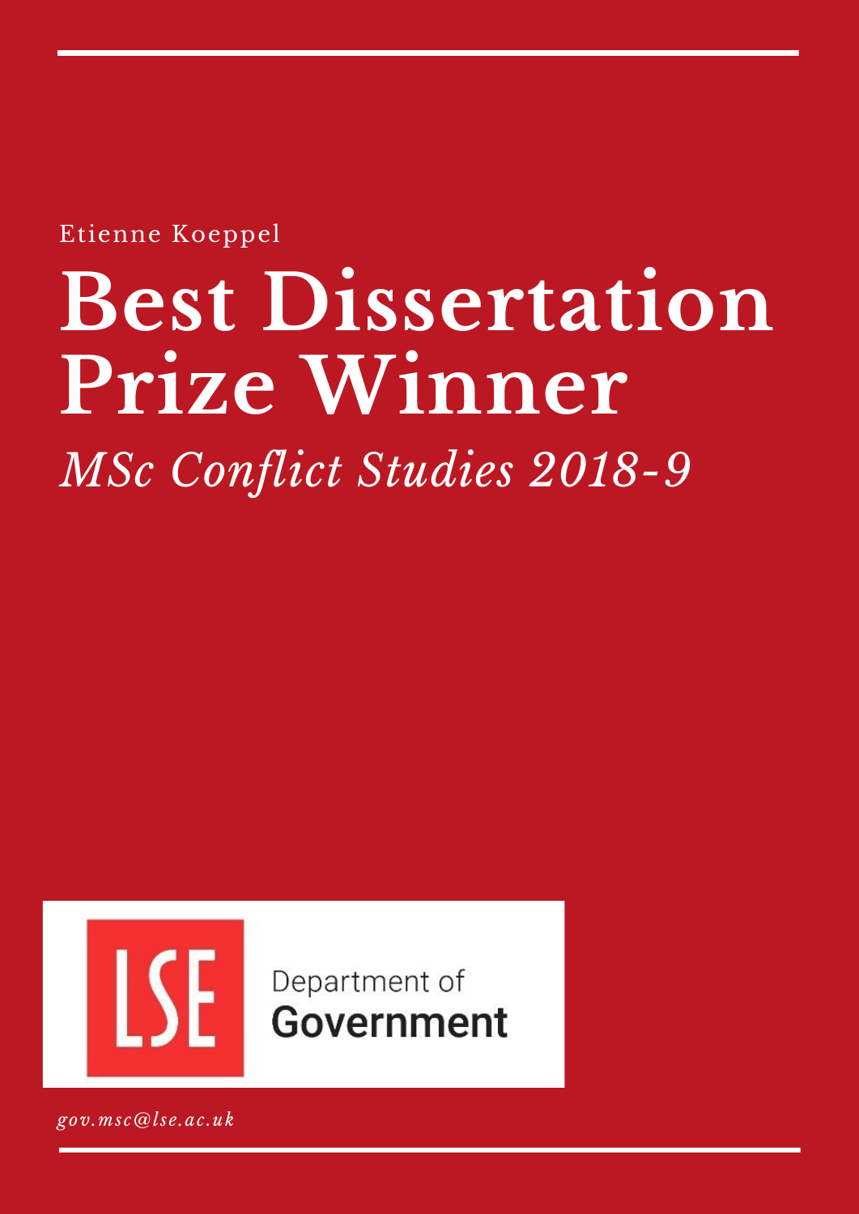Etienne Koeppel

# Best Dissertation Prize Winner

*MSc Conflict Studies 2018-9*

LSE Department of Government

*gov.msc@lse.ac.uk*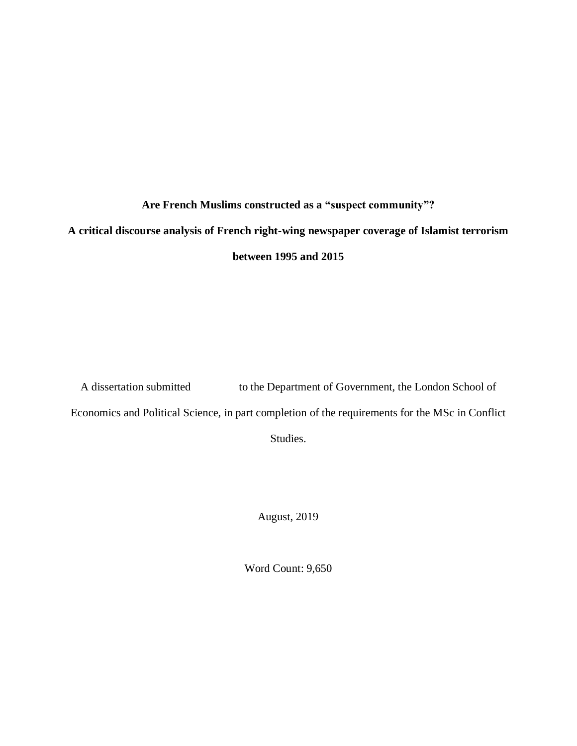**Are French Muslims constructed as a "suspect community"?**

**A critical discourse analysis of French right-wing newspaper coverage of Islamist terrorism between 1995 and 2015**

A dissertation submitted to the Department of Government, the London School of Economics and Political Science, in part completion of the requirements for the MSc in Conflict Studies.

August, 2019

Word Count: 9,650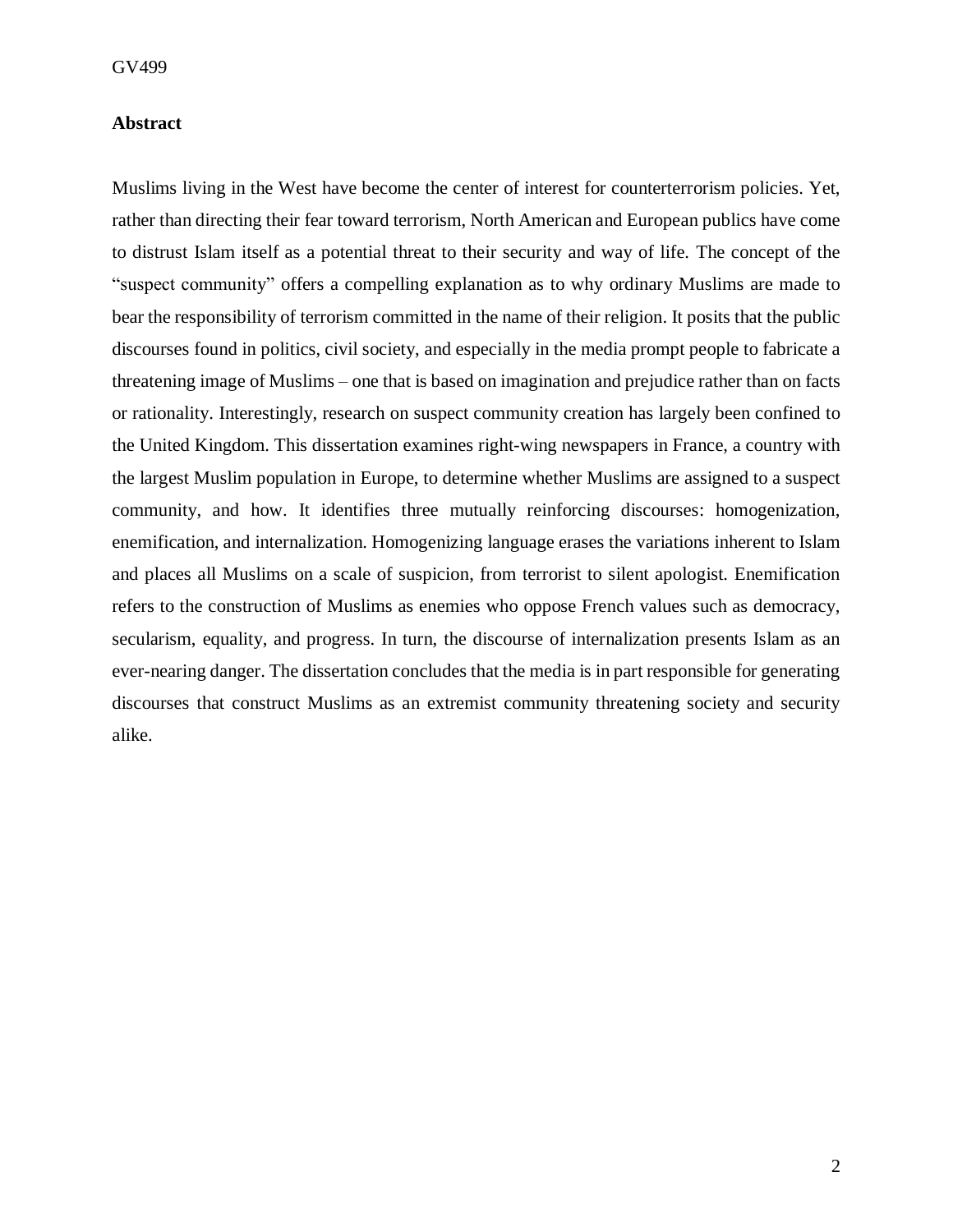## Abstract

Muslims living in the West have become the center of interest for counterterrorism policies. Yet, rather than directing their fear toward terrorism, North American and European publics have come to distrust Islam itself as a potential threat to their security and way of life. The concept of the "suspect community" offers a compelling explanation as to why ordinary Muslims are made to bear the responsibility of terrorism committed in the name of their religion. It posits that the public discourses found in politics, civil society, and especially in the media prompt people to fabricate a threatening image of Muslims – one that is based on imagination and prejudice rather than on facts or rationality. Interestingly, research on suspect community creation has largely been confined to the United Kingdom. This dissertation examines right-wing newspapers in France, a country with the largest Muslim population in Europe, to determine whether Muslims are assigned to a suspect community, and how. It identifies three mutually reinforcing discourses: homogenization, enemification, and internalization. Homogenizing language erases the variations inherent to Islam and places all Muslims on a scale of suspicion, from terrorist to silent apologist. Enemification refers to the construction of Muslims as enemies who oppose French values such as democracy, secularism, equality, and progress. In turn, the discourse of internalization presents Islam as an ever-nearing danger. The dissertation concludes that the media is in part responsible for generating discourses that construct Muslims as an extremist community threatening society and security alike.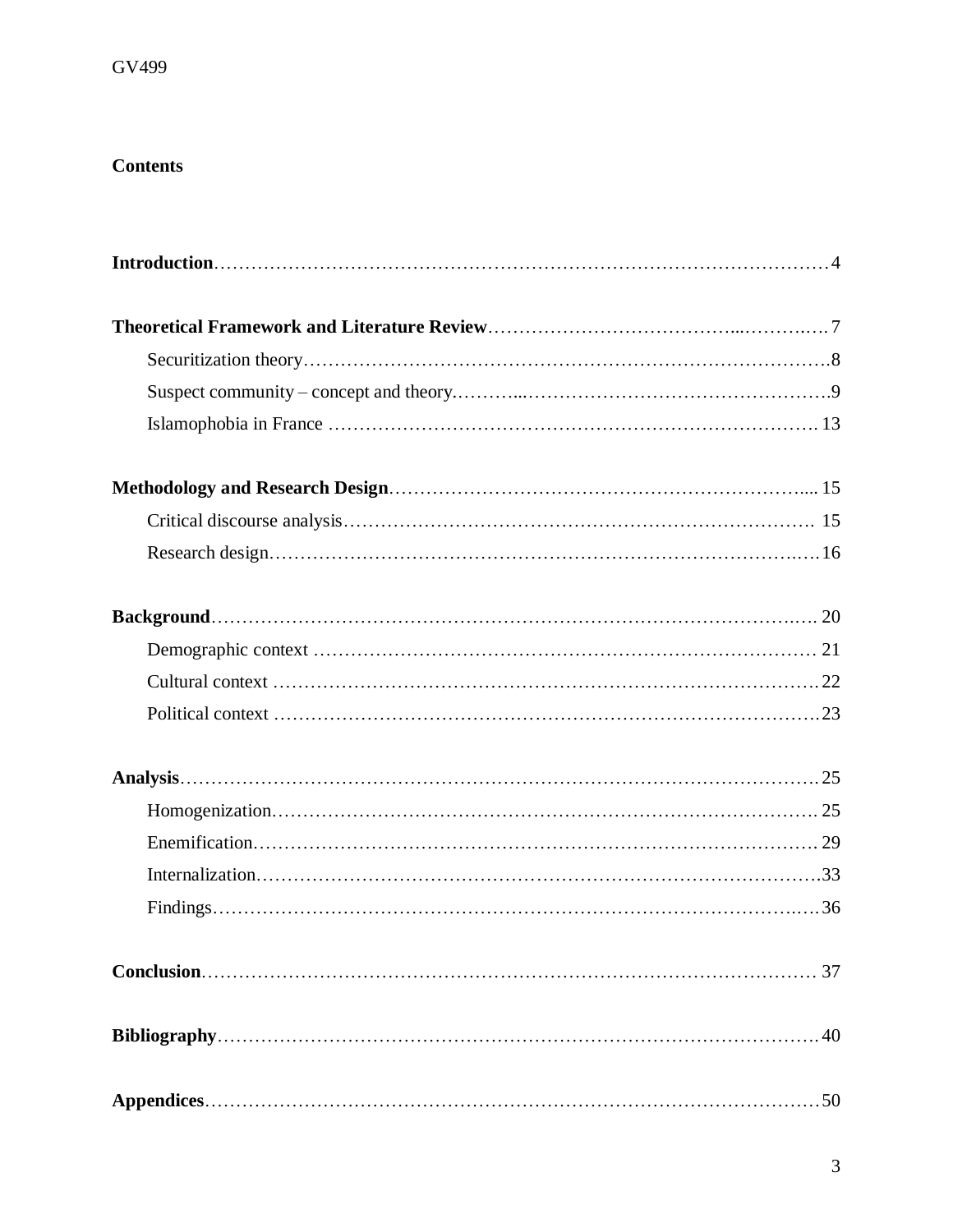**Contents**

**Introduction** ........................................................................................................ 4

**Theoretical Framework and Literature Review** .................................................... 7

- Securitization theory ........................................................................................ 8
- Suspect community – concept and theory ........................................................ 9
- Islamophobia in France .................................................................................. 13

**Methodology and Research Design** ...................................................................... 15

- Critical discourse analysis ................................................................................ 15
- Research design ................................................................................................ 16

**Background** .......................................................................................................... 20

- Demographic context ........................................................................................ 21
- Cultural context ................................................................................................ 22
- Political context ................................................................................................ 23

**Analysis** ................................................................................................................ 25

- Homogenization ................................................................................................ 25
- Enemification .................................................................................................... 29
- Internalization .................................................................................................... 33
- Findings ............................................................................................................ 36

**Conclusion** ............................................................................................................ 37

**Bibliography** .......................................................................................................... 40

**Appendices** ............................................................................................................ 50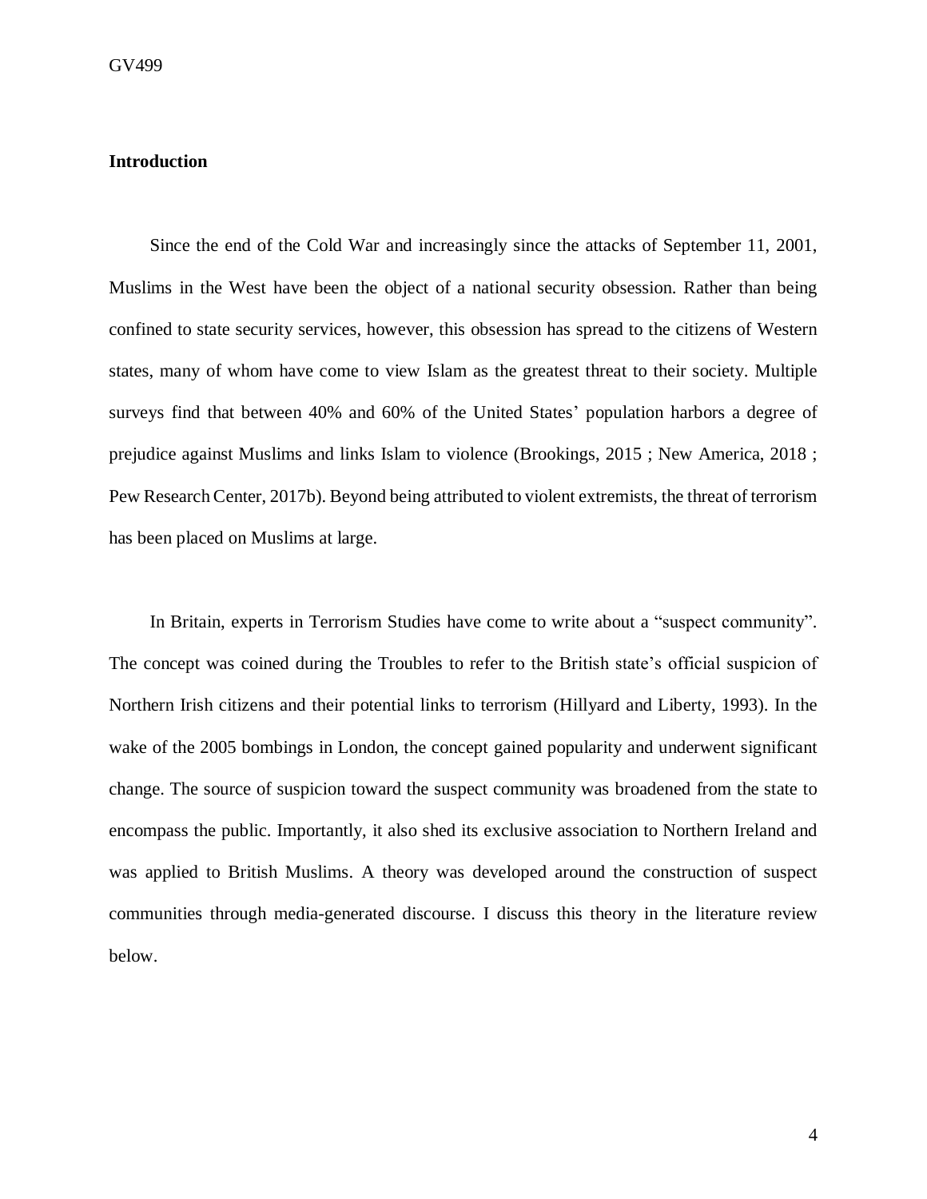## Introduction

Since the end of the Cold War and increasingly since the attacks of September 11, 2001, Muslims in the West have been the object of a national security obsession. Rather than being confined to state security services, however, this obsession has spread to the citizens of Western states, many of whom have come to view Islam as the greatest threat to their society. Multiple surveys find that between 40% and 60% of the United States' population harbors a degree of prejudice against Muslims and links Islam to violence (Brookings, 2015 ; New America, 2018 ; Pew Research Center, 2017b). Beyond being attributed to violent extremists, the threat of terrorism has been placed on Muslims at large.

In Britain, experts in Terrorism Studies have come to write about a "suspect community". The concept was coined during the Troubles to refer to the British state's official suspicion of Northern Irish citizens and their potential links to terrorism (Hillyard and Liberty, 1993). In the wake of the 2005 bombings in London, the concept gained popularity and underwent significant change. The source of suspicion toward the suspect community was broadened from the state to encompass the public. Importantly, it also shed its exclusive association to Northern Ireland and was applied to British Muslims. A theory was developed around the construction of suspect communities through media-generated discourse. I discuss this theory in the literature review below.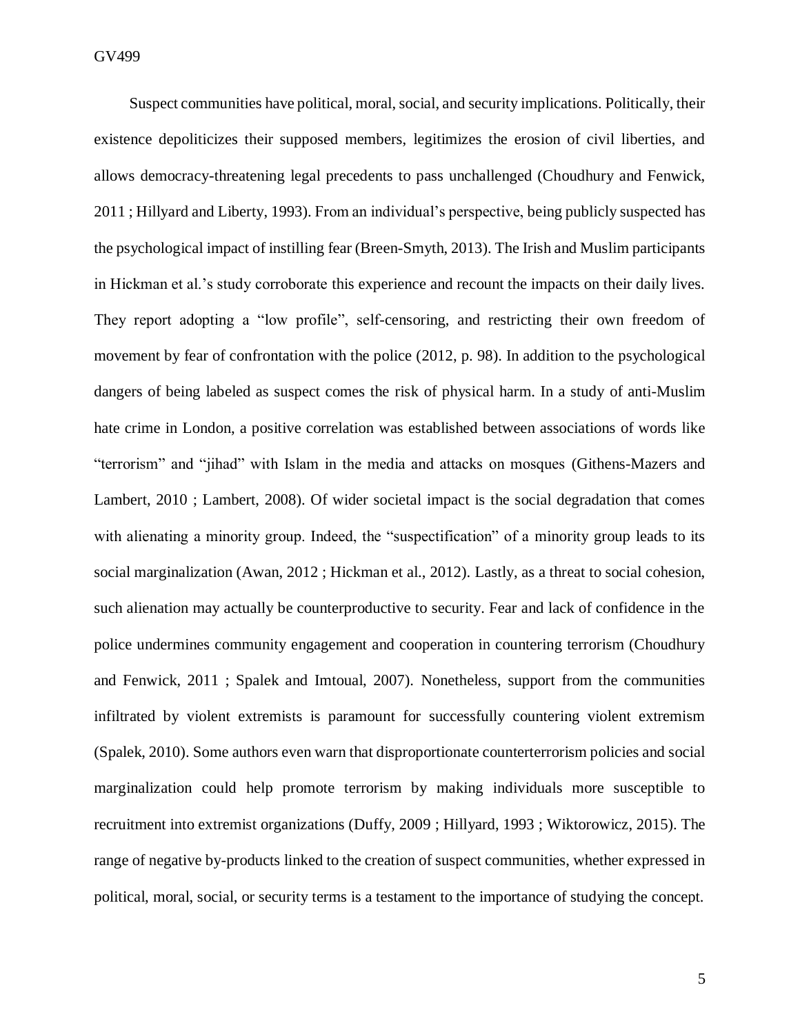Suspect communities have political, moral, social, and security implications. Politically, their existence depoliticizes their supposed members, legitimizes the erosion of civil liberties, and allows democracy-threatening legal precedents to pass unchallenged (Choudhury and Fenwick, 2011 ; Hillyard and Liberty, 1993). From an individual's perspective, being publicly suspected has the psychological impact of instilling fear (Breen-Smyth, 2013). The Irish and Muslim participants in Hickman et al.'s study corroborate this experience and recount the impacts on their daily lives. They report adopting a "low profile", self-censoring, and restricting their own freedom of movement by fear of confrontation with the police (2012, p. 98). In addition to the psychological dangers of being labeled as suspect comes the risk of physical harm. In a study of anti-Muslim hate crime in London, a positive correlation was established between associations of words like "terrorism" and "jihad" with Islam in the media and attacks on mosques (Githens-Mazers and Lambert, 2010 ; Lambert, 2008). Of wider societal impact is the social degradation that comes with alienating a minority group. Indeed, the "suspectification" of a minority group leads to its social marginalization (Awan, 2012 ; Hickman et al., 2012). Lastly, as a threat to social cohesion, such alienation may actually be counterproductive to security. Fear and lack of confidence in the police undermines community engagement and cooperation in countering terrorism (Choudhury and Fenwick, 2011 ; Spalek and Imtoual, 2007). Nonetheless, support from the communities infiltrated by violent extremists is paramount for successfully countering violent extremism (Spalek, 2010). Some authors even warn that disproportionate counterterrorism policies and social marginalization could help promote terrorism by making individuals more susceptible to recruitment into extremist organizations (Duffy, 2009 ; Hillyard, 1993 ; Wiktorowicz, 2015). The range of negative by-products linked to the creation of suspect communities, whether expressed in political, moral, social, or security terms is a testament to the importance of studying the concept.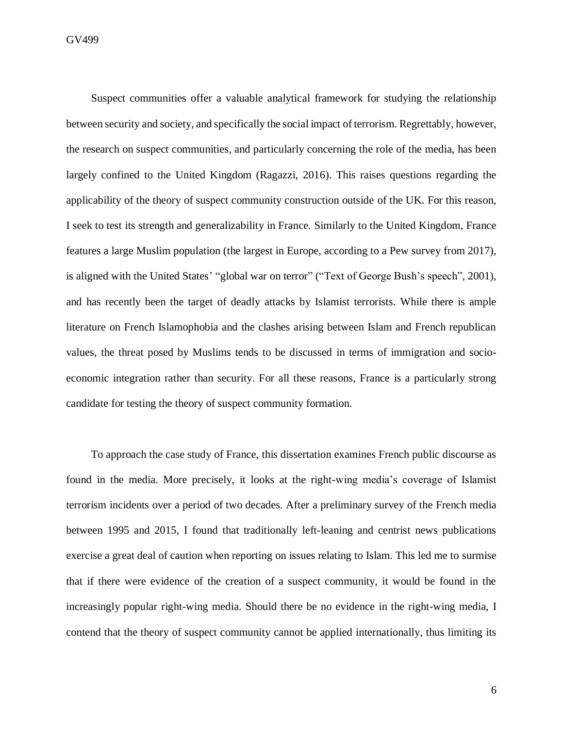Suspect communities offer a valuable analytical framework for studying the relationship between security and society, and specifically the social impact of terrorism. Regrettably, however, the research on suspect communities, and particularly concerning the role of the media, has been largely confined to the United Kingdom (Ragazzi, 2016). This raises questions regarding the applicability of the theory of suspect community construction outside of the UK. For this reason, I seek to test its strength and generalizability in France. Similarly to the United Kingdom, France features a large Muslim population (the largest in Europe, according to a Pew survey from 2017), is aligned with the United States' "global war on terror" ("Text of George Bush's speech", 2001), and has recently been the target of deadly attacks by Islamist terrorists. While there is ample literature on French Islamophobia and the clashes arising between Islam and French republican values, the threat posed by Muslims tends to be discussed in terms of immigration and socio-economic integration rather than security. For all these reasons, France is a particularly strong candidate for testing the theory of suspect community formation.

To approach the case study of France, this dissertation examines French public discourse as found in the media. More precisely, it looks at the right-wing media's coverage of Islamist terrorism incidents over a period of two decades. After a preliminary survey of the French media between 1995 and 2015, I found that traditionally left-leaning and centrist news publications exercise a great deal of caution when reporting on issues relating to Islam. This led me to surmise that if there were evidence of the creation of a suspect community, it would be found in the increasingly popular right-wing media. Should there be no evidence in the right-wing media, I contend that the theory of suspect community cannot be applied internationally, thus limiting its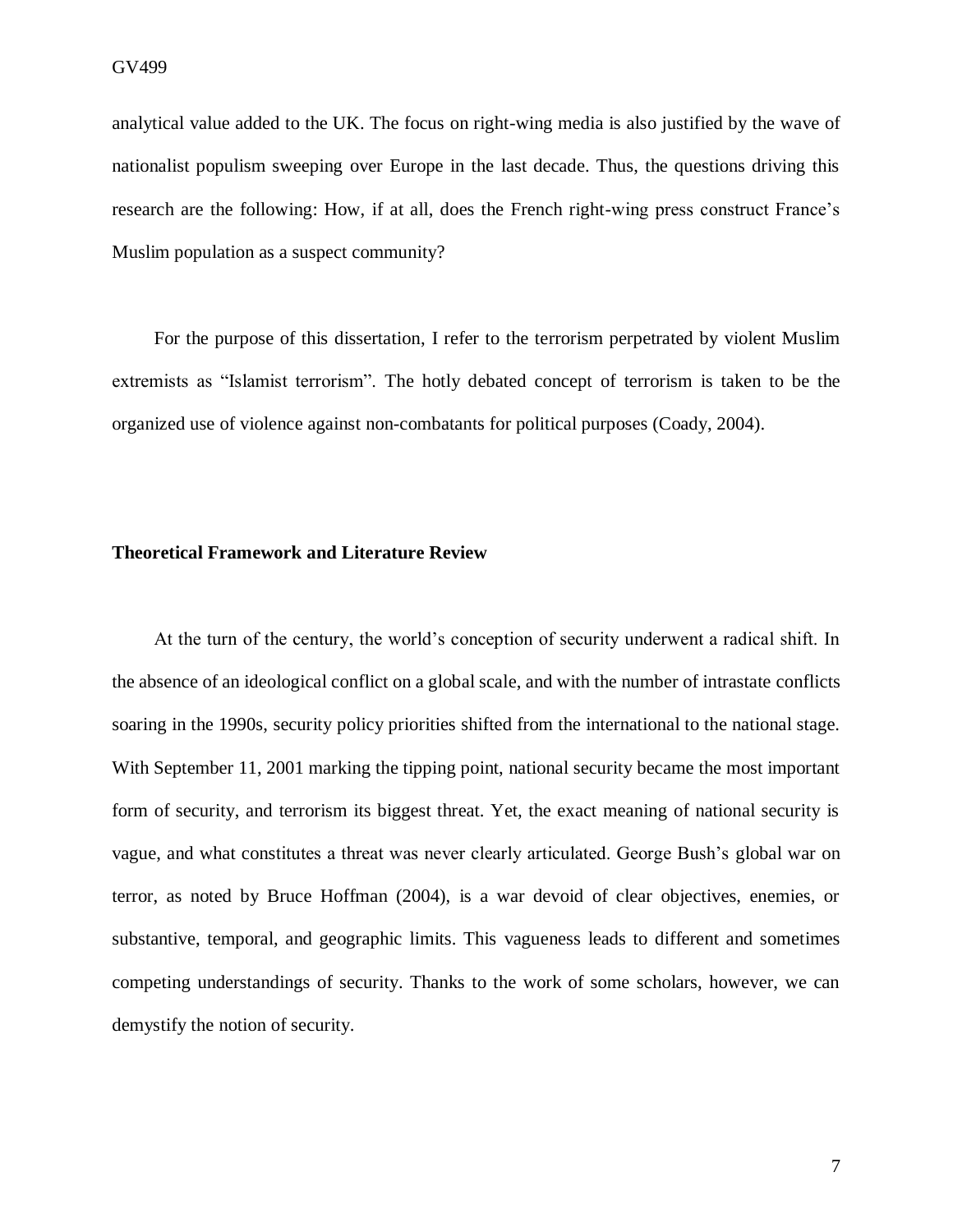analytical value added to the UK. The focus on right-wing media is also justified by the wave of nationalist populism sweeping over Europe in the last decade. Thus, the questions driving this research are the following: How, if at all, does the French right-wing press construct France's Muslim population as a suspect community?

For the purpose of this dissertation, I refer to the terrorism perpetrated by violent Muslim extremists as "Islamist terrorism". The hotly debated concept of terrorism is taken to be the organized use of violence against non-combatants for political purposes (Coady, 2004).

## Theoretical Framework and Literature Review

At the turn of the century, the world's conception of security underwent a radical shift. In the absence of an ideological conflict on a global scale, and with the number of intrastate conflicts soaring in the 1990s, security policy priorities shifted from the international to the national stage. With September 11, 2001 marking the tipping point, national security became the most important form of security, and terrorism its biggest threat. Yet, the exact meaning of national security is vague, and what constitutes a threat was never clearly articulated. George Bush's global war on terror, as noted by Bruce Hoffman (2004), is a war devoid of clear objectives, enemies, or substantive, temporal, and geographic limits. This vagueness leads to different and sometimes competing understandings of security. Thanks to the work of some scholars, however, we can demystify the notion of security.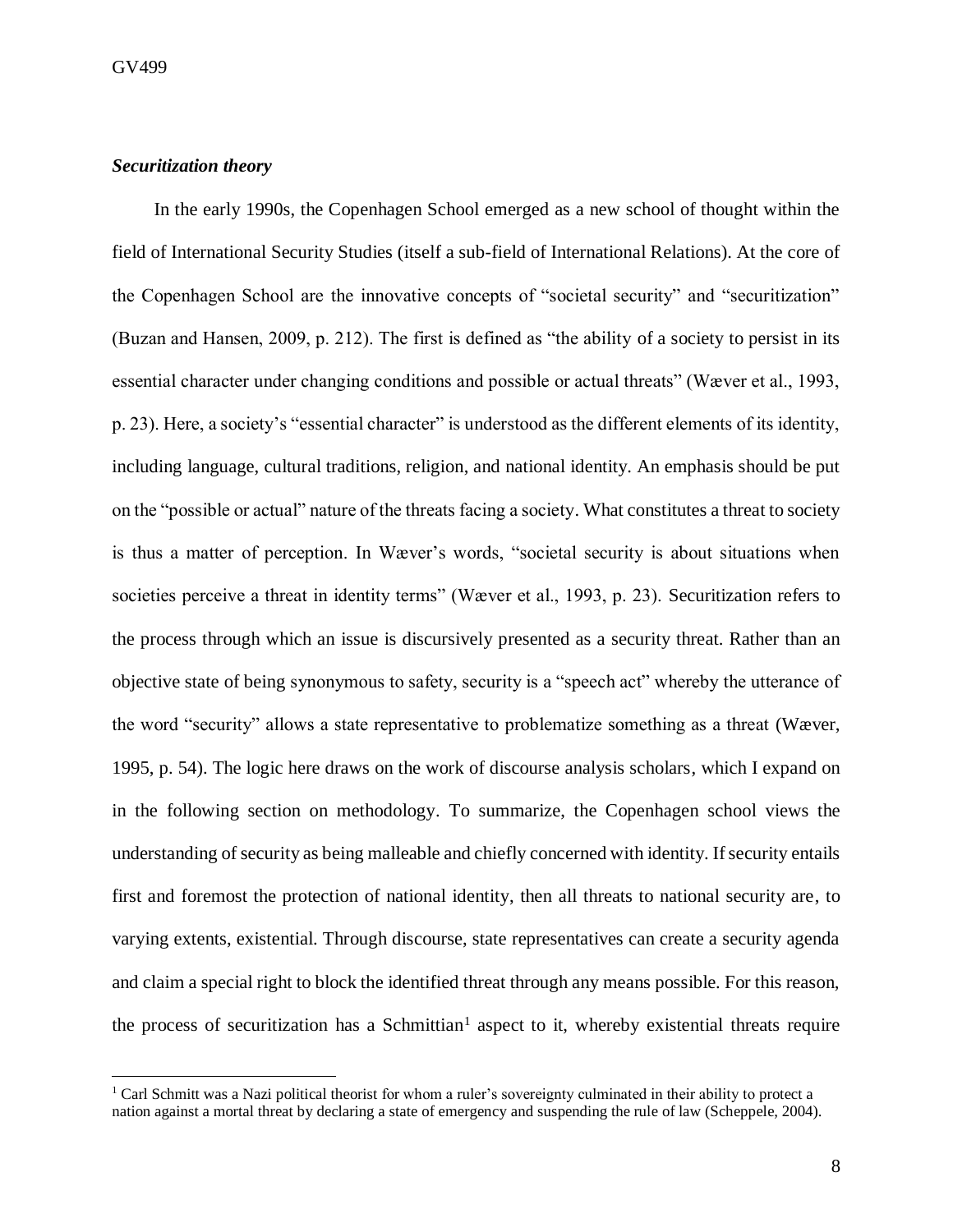### *Securitization theory*

In the early 1990s, the Copenhagen School emerged as a new school of thought within the field of International Security Studies (itself a sub-field of International Relations). At the core of the Copenhagen School are the innovative concepts of "societal security" and "securitization" (Buzan and Hansen, 2009, p. 212). The first is defined as "the ability of a society to persist in its essential character under changing conditions and possible or actual threats" (Wæver et al., 1993, p. 23). Here, a society's "essential character" is understood as the different elements of its identity, including language, cultural traditions, religion, and national identity. An emphasis should be put on the "possible or actual" nature of the threats facing a society. What constitutes a threat to society is thus a matter of perception. In Wæver's words, "societal security is about situations when societies perceive a threat in identity terms" (Wæver et al., 1993, p. 23). Securitization refers to the process through which an issue is discursively presented as a security threat. Rather than an objective state of being synonymous to safety, security is a "speech act" whereby the utterance of the word "security" allows a state representative to problematize something as a threat (Wæver, 1995, p. 54). The logic here draws on the work of discourse analysis scholars, which I expand on in the following section on methodology. To summarize, the Copenhagen school views the understanding of security as being malleable and chiefly concerned with identity. If security entails first and foremost the protection of national identity, then all threats to national security are, to varying extents, existential. Through discourse, state representatives can create a security agenda and claim a special right to block the identified threat through any means possible. For this reason, the process of securitization has a Schmittian[1] aspect to it, whereby existential threats require

[1] Carl Schmitt was a Nazi political theorist for whom a ruler's sovereignty culminated in their ability to protect a nation against a mortal threat by declaring a state of emergency and suspending the rule of law (Scheppele, 2004).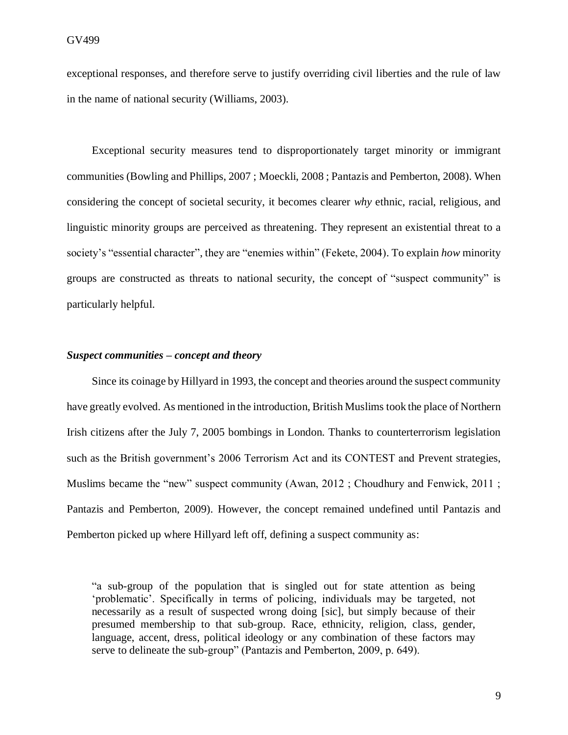exceptional responses, and therefore serve to justify overriding civil liberties and the rule of law in the name of national security (Williams, 2003).

Exceptional security measures tend to disproportionately target minority or immigrant communities (Bowling and Phillips, 2007 ; Moeckli, 2008 ; Pantazis and Pemberton, 2008). When considering the concept of societal security, it becomes clearer *why* ethnic, racial, religious, and linguistic minority groups are perceived as threatening. They represent an existential threat to a society's "essential character", they are "enemies within" (Fekete, 2004). To explain *how* minority groups are constructed as threats to national security, the concept of "suspect community" is particularly helpful.

### *Suspect communities – concept and theory*

Since its coinage by Hillyard in 1993, the concept and theories around the suspect community have greatly evolved. As mentioned in the introduction, British Muslims took the place of Northern Irish citizens after the July 7, 2005 bombings in London. Thanks to counterterrorism legislation such as the British government's 2006 Terrorism Act and its CONTEST and Prevent strategies, Muslims became the "new" suspect community (Awan, 2012 ; Choudhury and Fenwick, 2011 ; Pantazis and Pemberton, 2009). However, the concept remained undefined until Pantazis and Pemberton picked up where Hillyard left off, defining a suspect community as:

> "a sub-group of the population that is singled out for state attention as being 'problematic'. Specifically in terms of policing, individuals may be targeted, not necessarily as a result of suspected wrong doing [sic], but simply because of their presumed membership to that sub-group. Race, ethnicity, religion, class, gender, language, accent, dress, political ideology or any combination of these factors may serve to delineate the sub-group" (Pantazis and Pemberton, 2009, p. 649).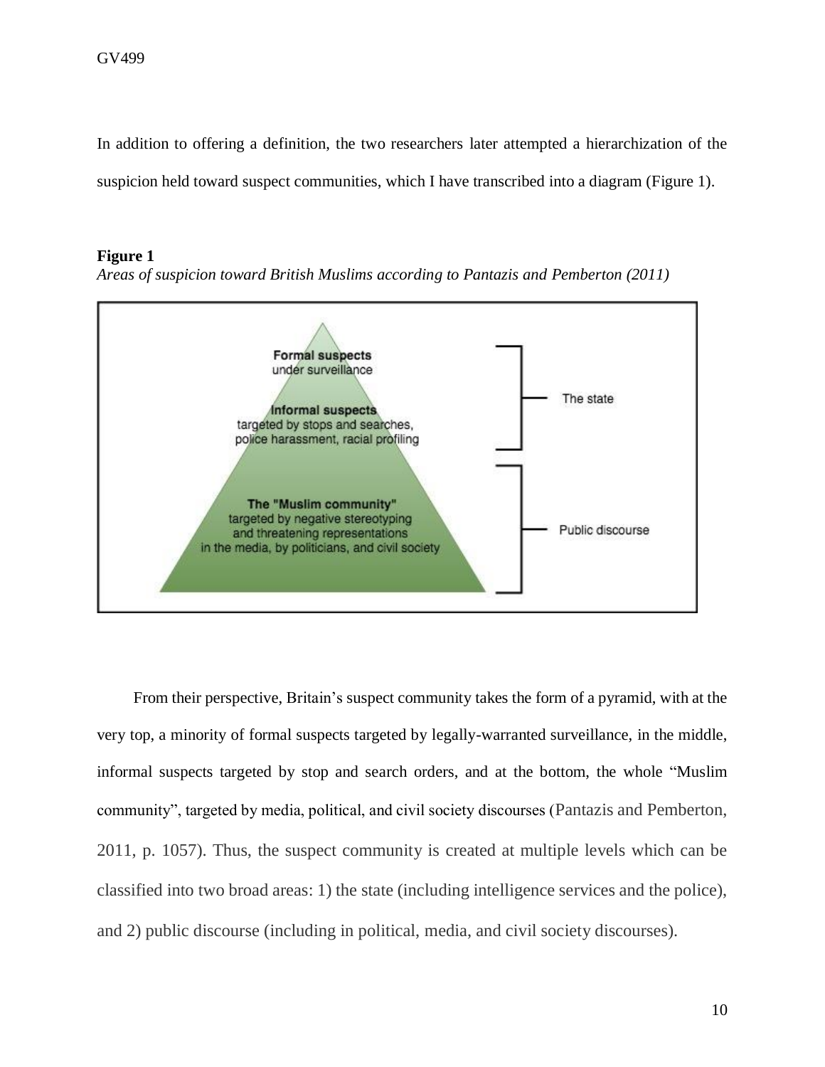In addition to offering a definition, the two researchers later attempted a hierarchization of the suspicion held toward suspect communities, which I have transcribed into a diagram (Figure 1).

**Figure 1**

*Areas of suspicion toward British Muslims according to Pantazis and Pemberton (2011)*

**Formal suspects**
under surveillance

**Informal suspects**
targeted by stops and searches, police harassment, racial profiling

**The "Muslim community"**
targeted by negative stereotyping and threatening representations in the media, by politicians, and civil society

The state

Public discourse

From their perspective, Britain's suspect community takes the form of a pyramid, with at the very top, a minority of formal suspects targeted by legally-warranted surveillance, in the middle, informal suspects targeted by stop and search orders, and at the bottom, the whole "Muslim community", targeted by media, political, and civil society discourses (Pantazis and Pemberton, 2011, p. 1057). Thus, the suspect community is created at multiple levels which can be classified into two broad areas: 1) the state (including intelligence services and the police), and 2) public discourse (including in political, media, and civil society discourses).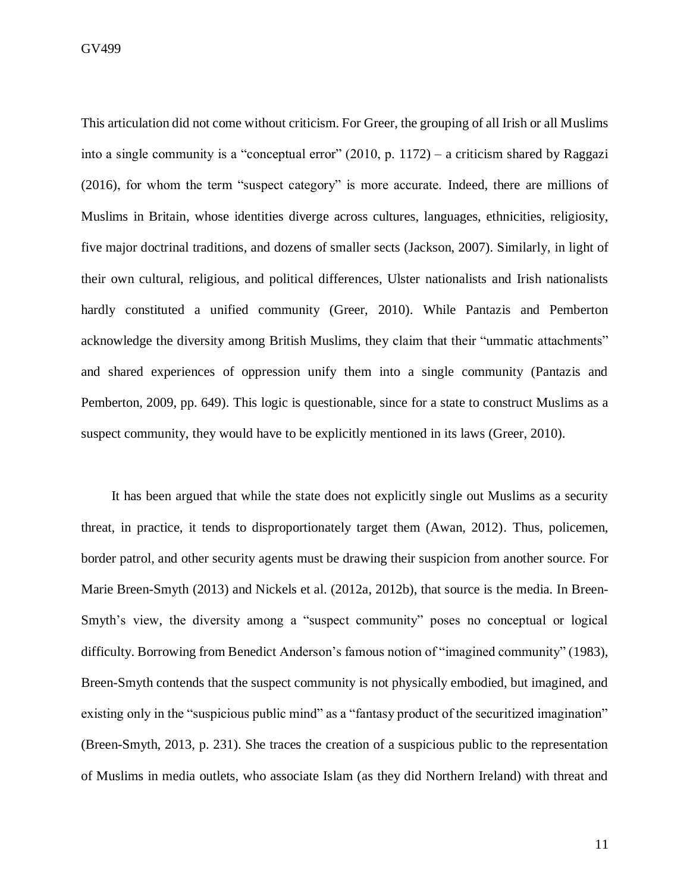This articulation did not come without criticism. For Greer, the grouping of all Irish or all Muslims into a single community is a "conceptual error" (2010, p. 1172) – a criticism shared by Raggazi (2016), for whom the term "suspect category" is more accurate. Indeed, there are millions of Muslims in Britain, whose identities diverge across cultures, languages, ethnicities, religiosity, five major doctrinal traditions, and dozens of smaller sects (Jackson, 2007). Similarly, in light of their own cultural, religious, and political differences, Ulster nationalists and Irish nationalists hardly constituted a unified community (Greer, 2010). While Pantazis and Pemberton acknowledge the diversity among British Muslims, they claim that their "ummatic attachments" and shared experiences of oppression unify them into a single community (Pantazis and Pemberton, 2009, pp. 649). This logic is questionable, since for a state to construct Muslims as a suspect community, they would have to be explicitly mentioned in its laws (Greer, 2010).

It has been argued that while the state does not explicitly single out Muslims as a security threat, in practice, it tends to disproportionately target them (Awan, 2012). Thus, policemen, border patrol, and other security agents must be drawing their suspicion from another source. For Marie Breen-Smyth (2013) and Nickels et al. (2012a, 2012b), that source is the media. In Breen-Smyth's view, the diversity among a "suspect community" poses no conceptual or logical difficulty. Borrowing from Benedict Anderson's famous notion of "imagined community" (1983), Breen-Smyth contends that the suspect community is not physically embodied, but imagined, and existing only in the "suspicious public mind" as a "fantasy product of the securitized imagination" (Breen-Smyth, 2013, p. 231). She traces the creation of a suspicious public to the representation of Muslims in media outlets, who associate Islam (as they did Northern Ireland) with threat and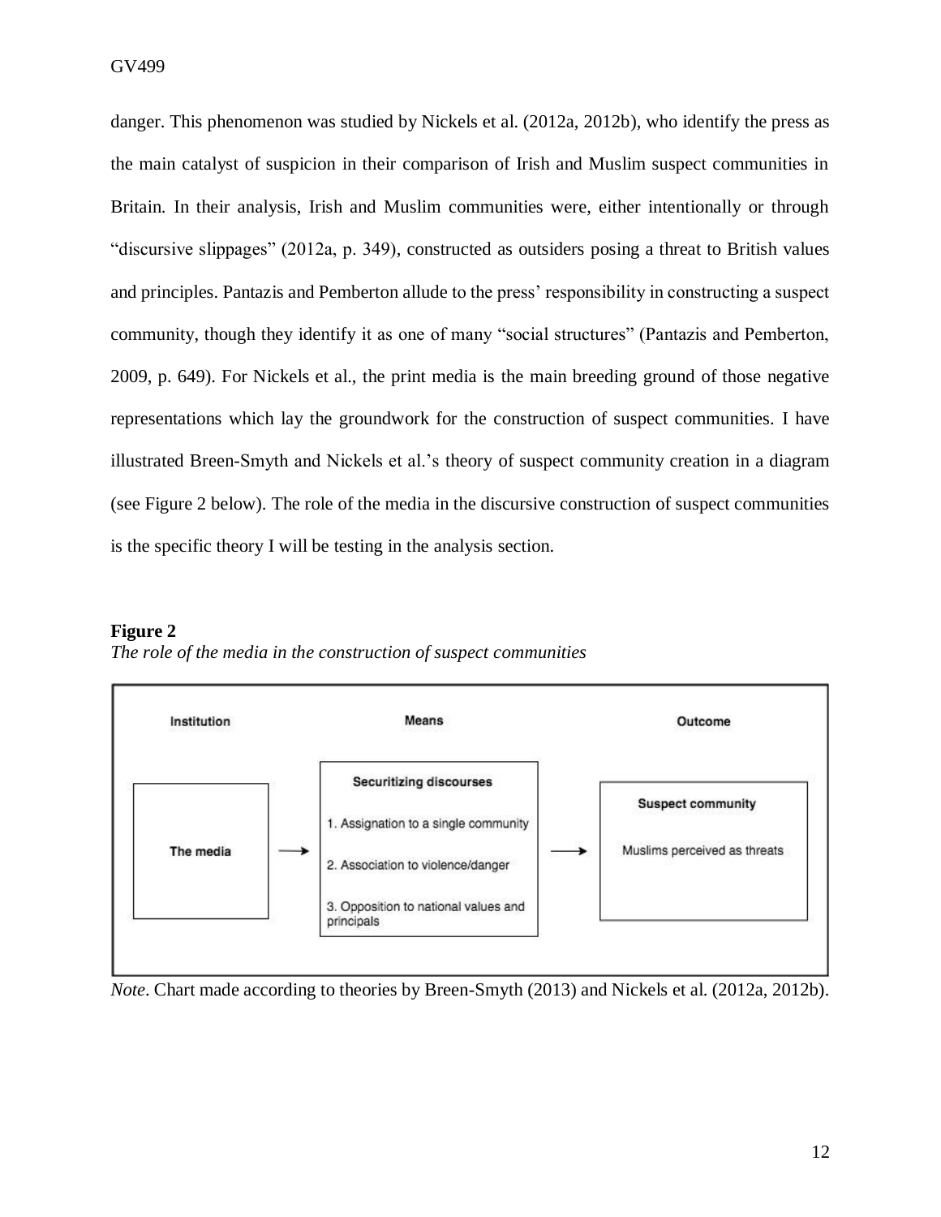danger. This phenomenon was studied by Nickels et al. (2012a, 2012b), who identify the press as the main catalyst of suspicion in their comparison of Irish and Muslim suspect communities in Britain. In their analysis, Irish and Muslim communities were, either intentionally or through "discursive slippages" (2012a, p. 349), constructed as outsiders posing a threat to British values and principles. Pantazis and Pemberton allude to the press' responsibility in constructing a suspect community, though they identify it as one of many "social structures" (Pantazis and Pemberton, 2009, p. 649). For Nickels et al., the print media is the main breeding ground of those negative representations which lay the groundwork for the construction of suspect communities. I have illustrated Breen-Smyth and Nickels et al.'s theory of suspect community creation in a diagram (see Figure 2 below). The role of the media in the discursive construction of suspect communities is the specific theory I will be testing in the analysis section.

**Figure 2**

*The role of the media in the construction of suspect communities*

| Institution | | Means | | Outcome |
|---|---|---|---|---|
| The media | → | **Securitizing discourses**<br>1. Assignation to a single community<br>2. Association to violence/danger<br>3. Opposition to national values and principals | → | **Suspect community**<br>Muslims perceived as threats |

*Note*. Chart made according to theories by Breen-Smyth (2013) and Nickels et al. (2012a, 2012b).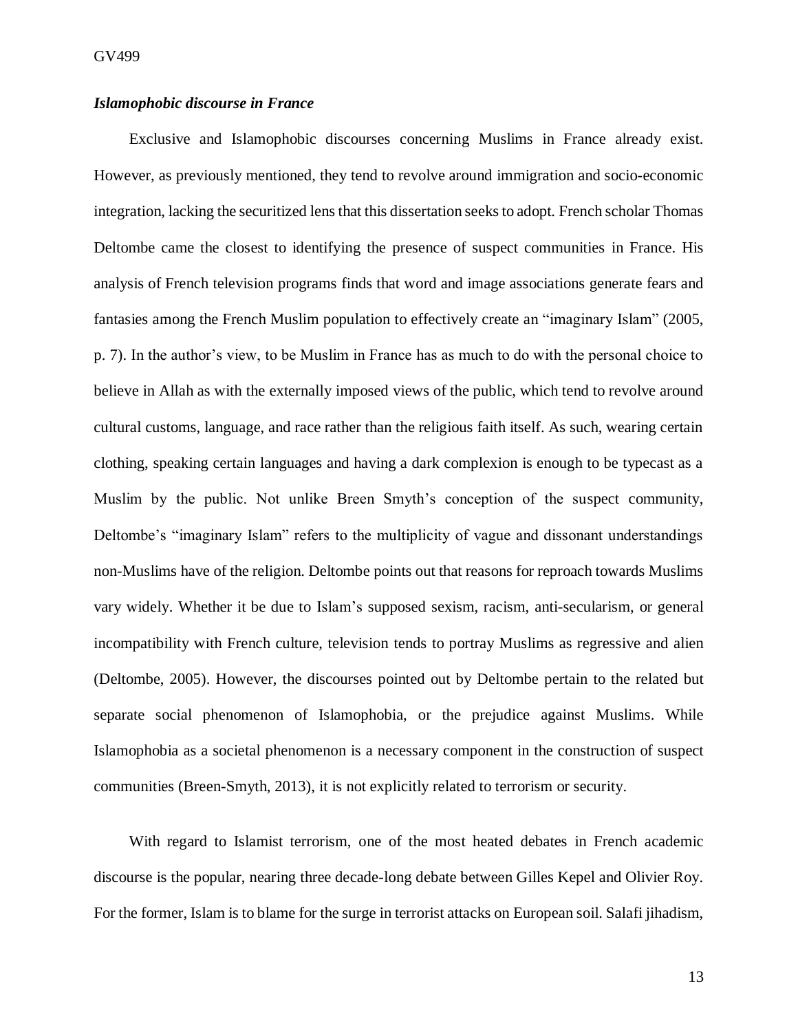### *Islamophobic discourse in France*

Exclusive and Islamophobic discourses concerning Muslims in France already exist. However, as previously mentioned, they tend to revolve around immigration and socio-economic integration, lacking the securitized lens that this dissertation seeks to adopt. French scholar Thomas Deltombe came the closest to identifying the presence of suspect communities in France. His analysis of French television programs finds that word and image associations generate fears and fantasies among the French Muslim population to effectively create an "imaginary Islam" (2005, p. 7). In the author's view, to be Muslim in France has as much to do with the personal choice to believe in Allah as with the externally imposed views of the public, which tend to revolve around cultural customs, language, and race rather than the religious faith itself. As such, wearing certain clothing, speaking certain languages and having a dark complexion is enough to be typecast as a Muslim by the public. Not unlike Breen Smyth's conception of the suspect community, Deltombe's "imaginary Islam" refers to the multiplicity of vague and dissonant understandings non-Muslims have of the religion. Deltombe points out that reasons for reproach towards Muslims vary widely. Whether it be due to Islam's supposed sexism, racism, anti-secularism, or general incompatibility with French culture, television tends to portray Muslims as regressive and alien (Deltombe, 2005). However, the discourses pointed out by Deltombe pertain to the related but separate social phenomenon of Islamophobia, or the prejudice against Muslims. While Islamophobia as a societal phenomenon is a necessary component in the construction of suspect communities (Breen-Smyth, 2013), it is not explicitly related to terrorism or security.

With regard to Islamist terrorism, one of the most heated debates in French academic discourse is the popular, nearing three decade-long debate between Gilles Kepel and Olivier Roy. For the former, Islam is to blame for the surge in terrorist attacks on European soil. Salafi jihadism,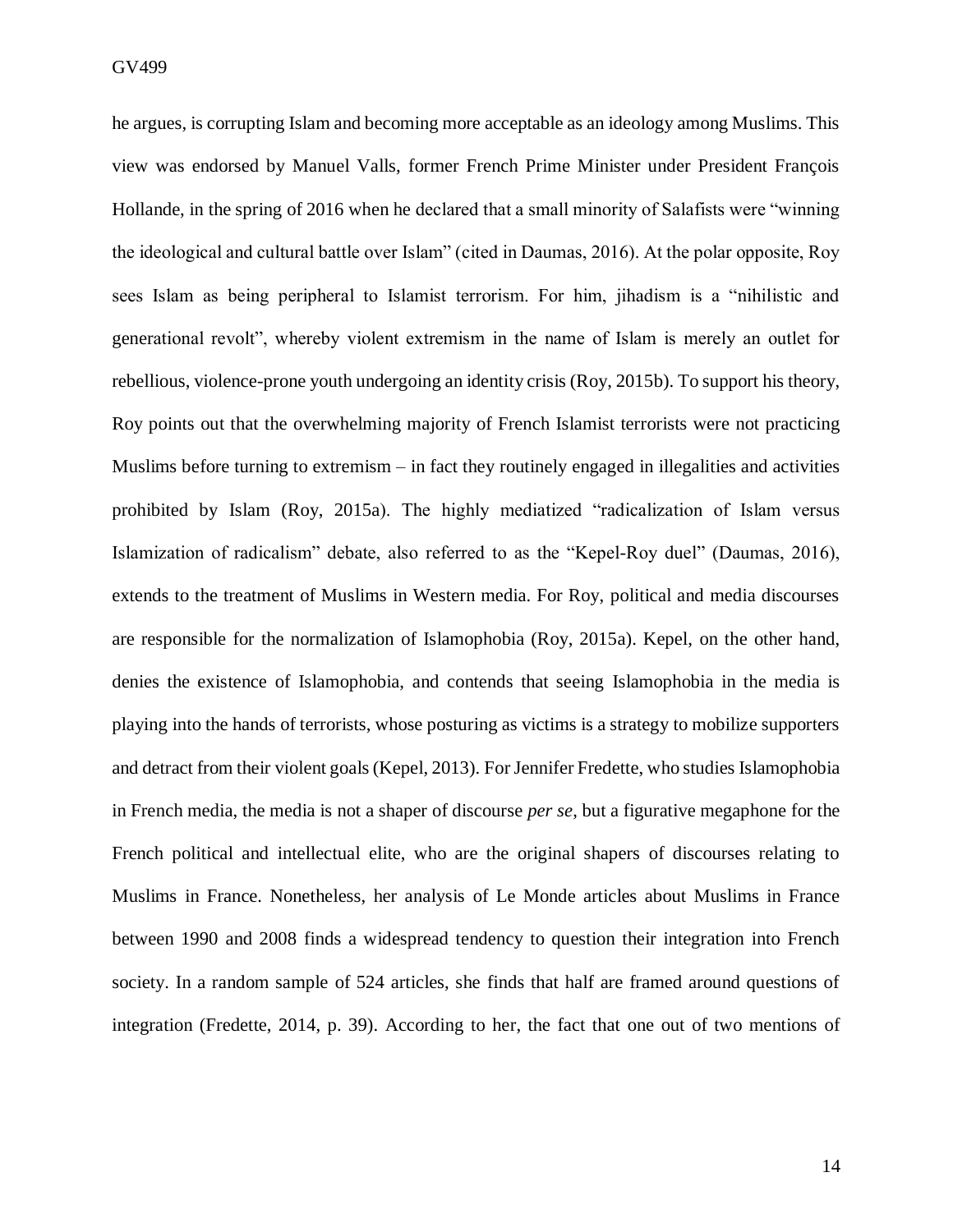he argues, is corrupting Islam and becoming more acceptable as an ideology among Muslims. This view was endorsed by Manuel Valls, former French Prime Minister under President François Hollande, in the spring of 2016 when he declared that a small minority of Salafists were "winning the ideological and cultural battle over Islam" (cited in Daumas, 2016). At the polar opposite, Roy sees Islam as being peripheral to Islamist terrorism. For him, jihadism is a "nihilistic and generational revolt", whereby violent extremism in the name of Islam is merely an outlet for rebellious, violence-prone youth undergoing an identity crisis (Roy, 2015b). To support his theory, Roy points out that the overwhelming majority of French Islamist terrorists were not practicing Muslims before turning to extremism – in fact they routinely engaged in illegalities and activities prohibited by Islam (Roy, 2015a). The highly mediatized "radicalization of Islam versus Islamization of radicalism" debate, also referred to as the "Kepel-Roy duel" (Daumas, 2016), extends to the treatment of Muslims in Western media. For Roy, political and media discourses are responsible for the normalization of Islamophobia (Roy, 2015a). Kepel, on the other hand, denies the existence of Islamophobia, and contends that seeing Islamophobia in the media is playing into the hands of terrorists, whose posturing as victims is a strategy to mobilize supporters and detract from their violent goals (Kepel, 2013). For Jennifer Fredette, who studies Islamophobia in French media, the media is not a shaper of discourse *per se*, but a figurative megaphone for the French political and intellectual elite, who are the original shapers of discourses relating to Muslims in France. Nonetheless, her analysis of Le Monde articles about Muslims in France between 1990 and 2008 finds a widespread tendency to question their integration into French society. In a random sample of 524 articles, she finds that half are framed around questions of integration (Fredette, 2014, p. 39). According to her, the fact that one out of two mentions of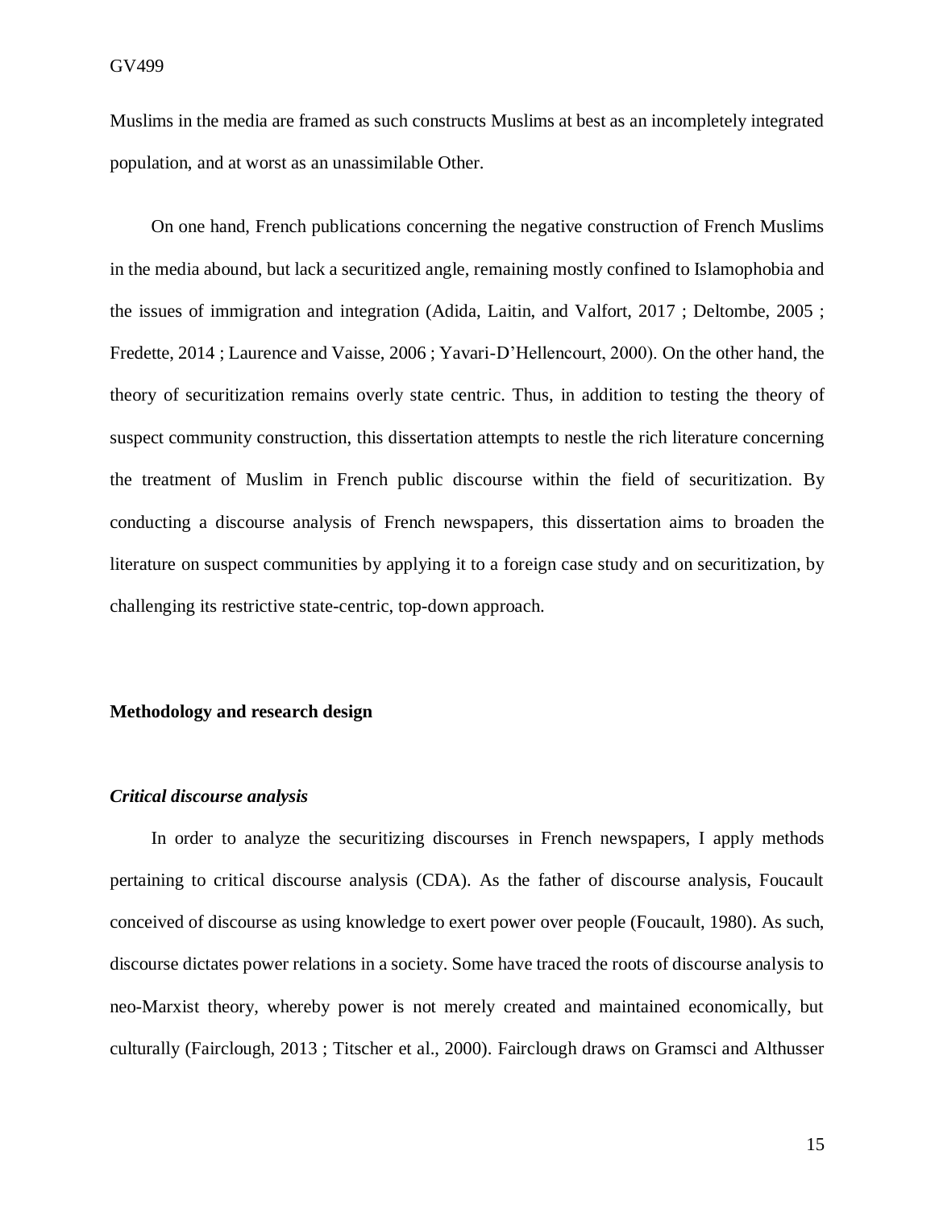Muslims in the media are framed as such constructs Muslims at best as an incompletely integrated population, and at worst as an unassimilable Other.

On one hand, French publications concerning the negative construction of French Muslims in the media abound, but lack a securitized angle, remaining mostly confined to Islamophobia and the issues of immigration and integration (Adida, Laitin, and Valfort, 2017 ; Deltombe, 2005 ; Fredette, 2014 ; Laurence and Vaisse, 2006 ; Yavari-D'Hellencourt, 2000). On the other hand, the theory of securitization remains overly state centric. Thus, in addition to testing the theory of suspect community construction, this dissertation attempts to nestle the rich literature concerning the treatment of Muslim in French public discourse within the field of securitization. By conducting a discourse analysis of French newspapers, this dissertation aims to broaden the literature on suspect communities by applying it to a foreign case study and on securitization, by challenging its restrictive state-centric, top-down approach.

## Methodology and research design

### *Critical discourse analysis*

In order to analyze the securitizing discourses in French newspapers, I apply methods pertaining to critical discourse analysis (CDA). As the father of discourse analysis, Foucault conceived of discourse as using knowledge to exert power over people (Foucault, 1980). As such, discourse dictates power relations in a society. Some have traced the roots of discourse analysis to neo-Marxist theory, whereby power is not merely created and maintained economically, but culturally (Fairclough, 2013 ; Titscher et al., 2000). Fairclough draws on Gramsci and Althusser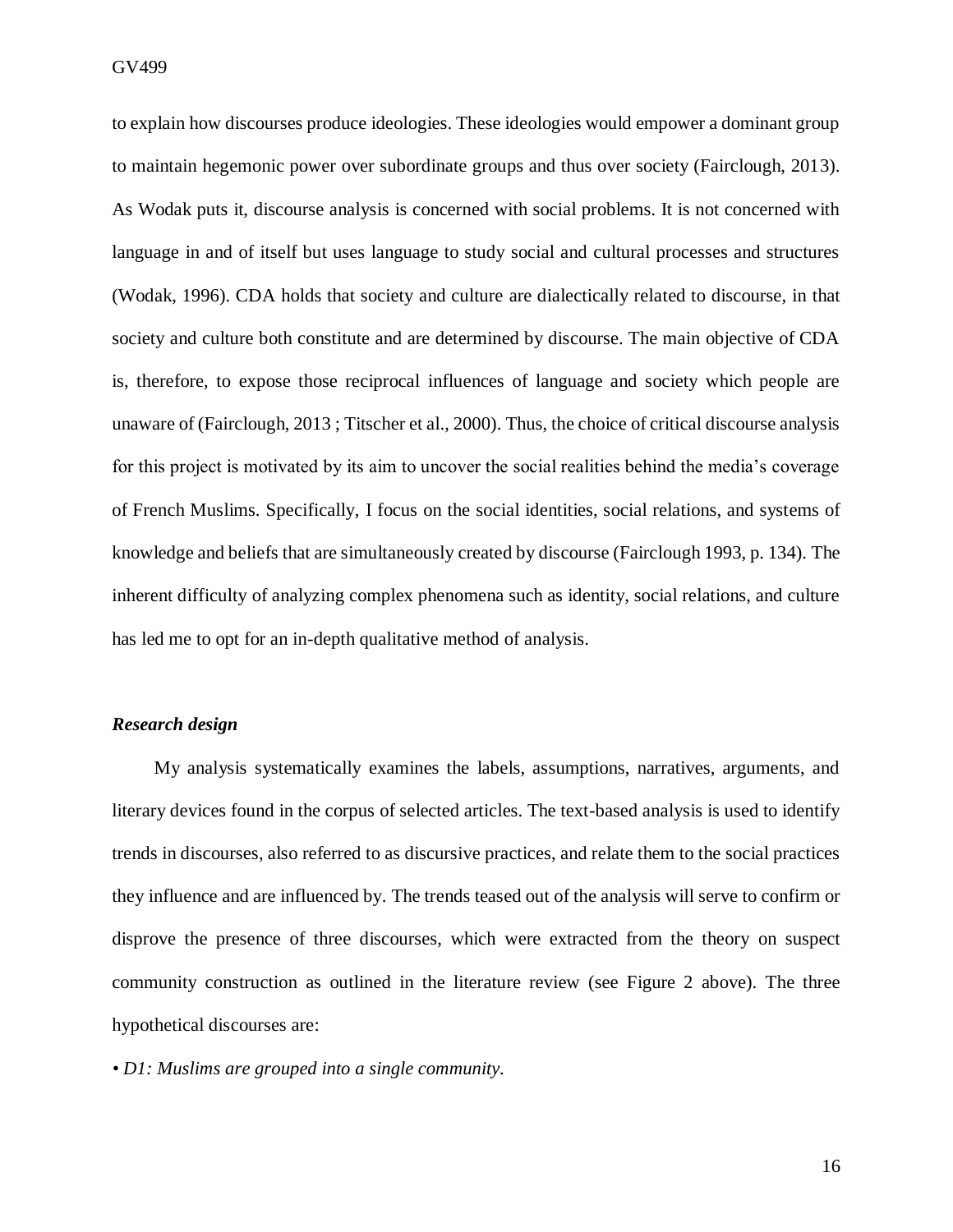to explain how discourses produce ideologies. These ideologies would empower a dominant group to maintain hegemonic power over subordinate groups and thus over society (Fairclough, 2013). As Wodak puts it, discourse analysis is concerned with social problems. It is not concerned with language in and of itself but uses language to study social and cultural processes and structures (Wodak, 1996). CDA holds that society and culture are dialectically related to discourse, in that society and culture both constitute and are determined by discourse. The main objective of CDA is, therefore, to expose those reciprocal influences of language and society which people are unaware of (Fairclough, 2013 ; Titscher et al., 2000). Thus, the choice of critical discourse analysis for this project is motivated by its aim to uncover the social realities behind the media's coverage of French Muslims. Specifically, I focus on the social identities, social relations, and systems of knowledge and beliefs that are simultaneously created by discourse (Fairclough 1993, p. 134). The inherent difficulty of analyzing complex phenomena such as identity, social relations, and culture has led me to opt for an in-depth qualitative method of analysis.

### *Research design*

My analysis systematically examines the labels, assumptions, narratives, arguments, and literary devices found in the corpus of selected articles. The text-based analysis is used to identify trends in discourses, also referred to as discursive practices, and relate them to the social practices they influence and are influenced by. The trends teased out of the analysis will serve to confirm or disprove the presence of three discourses, which were extracted from the theory on suspect community construction as outlined in the literature review (see Figure 2 above). The three hypothetical discourses are:

- *D1: Muslims are grouped into a single community.*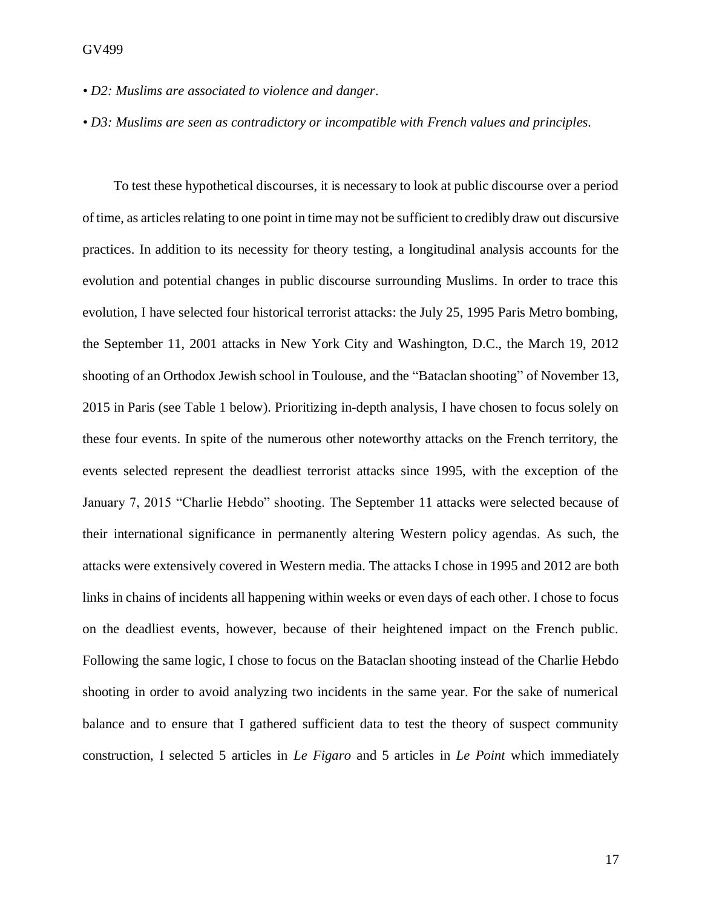*• D2: Muslims are associated to violence and danger.*

*• D3: Muslims are seen as contradictory or incompatible with French values and principles.*

To test these hypothetical discourses, it is necessary to look at public discourse over a period of time, as articles relating to one point in time may not be sufficient to credibly draw out discursive practices. In addition to its necessity for theory testing, a longitudinal analysis accounts for the evolution and potential changes in public discourse surrounding Muslims. In order to trace this evolution, I have selected four historical terrorist attacks: the July 25, 1995 Paris Metro bombing, the September 11, 2001 attacks in New York City and Washington, D.C., the March 19, 2012 shooting of an Orthodox Jewish school in Toulouse, and the "Bataclan shooting" of November 13, 2015 in Paris (see Table 1 below). Prioritizing in-depth analysis, I have chosen to focus solely on these four events. In spite of the numerous other noteworthy attacks on the French territory, the events selected represent the deadliest terrorist attacks since 1995, with the exception of the January 7, 2015 "Charlie Hebdo" shooting. The September 11 attacks were selected because of their international significance in permanently altering Western policy agendas. As such, the attacks were extensively covered in Western media. The attacks I chose in 1995 and 2012 are both links in chains of incidents all happening within weeks or even days of each other. I chose to focus on the deadliest events, however, because of their heightened impact on the French public. Following the same logic, I chose to focus on the Bataclan shooting instead of the Charlie Hebdo shooting in order to avoid analyzing two incidents in the same year. For the sake of numerical balance and to ensure that I gathered sufficient data to test the theory of suspect community construction, I selected 5 articles in *Le Figaro* and 5 articles in *Le Point* which immediately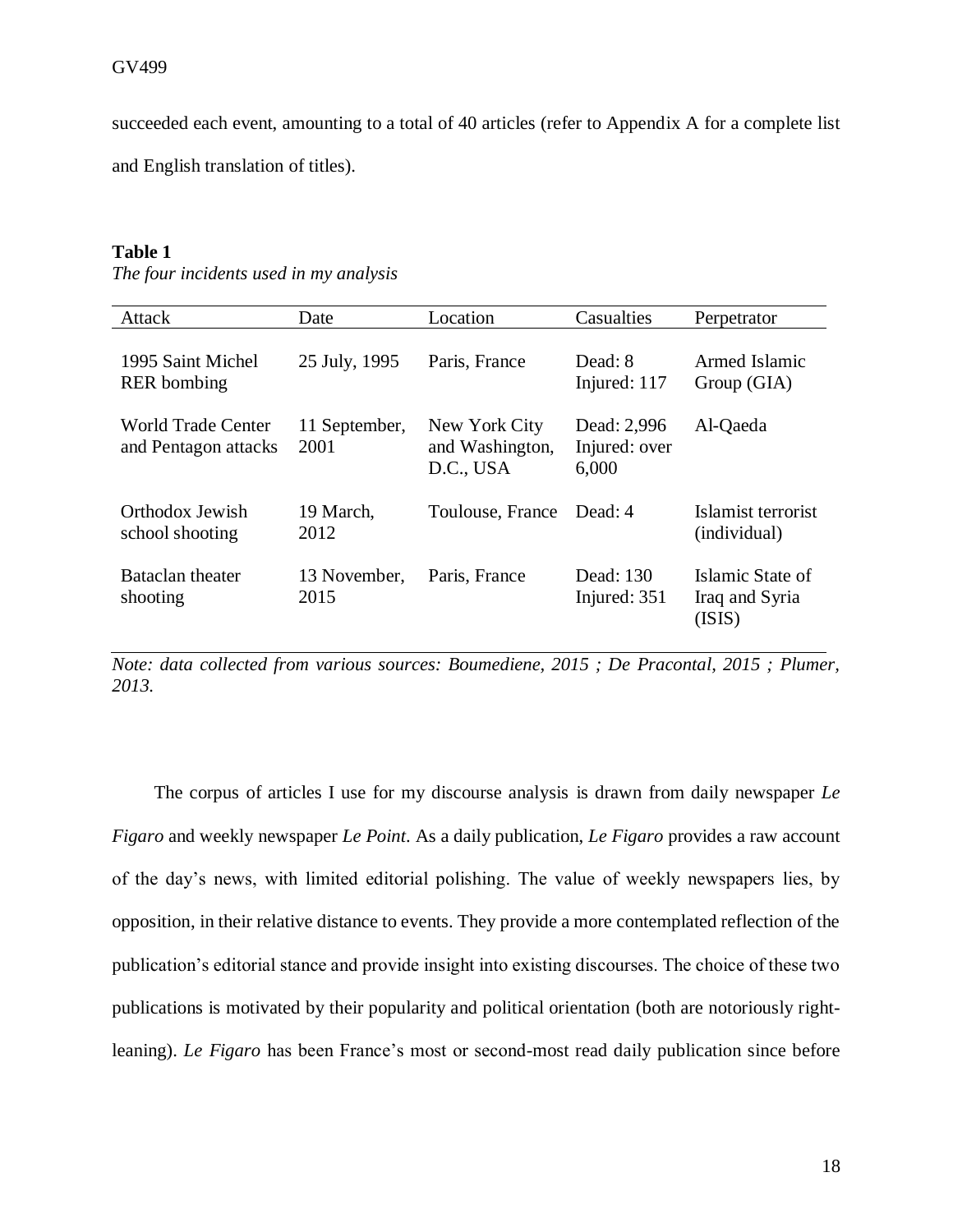succeeded each event, amounting to a total of 40 articles (refer to Appendix A for a complete list and English translation of titles).

**Table 1**

*The four incidents used in my analysis*

| Attack | Date | Location | Casualties | Perpetrator |
|---|---|---|---|---|
| 1995 Saint Michel RER bombing | 25 July, 1995 | Paris, France | Dead: 8 Injured: 117 | Armed Islamic Group (GIA) |
| World Trade Center and Pentagon attacks | 11 September, 2001 | New York City and Washington, D.C., USA | Dead: 2,996 Injured: over 6,000 | Al-Qaeda |
| Orthodox Jewish school shooting | 19 March, 2012 | Toulouse, France | Dead: 4 | Islamist terrorist (individual) |
| Bataclan theater shooting | 13 November, 2015 | Paris, France | Dead: 130 Injured: 351 | Islamic State of Iraq and Syria (ISIS) |

*Note: data collected from various sources: Boumediene, 2015 ; De Pracontal, 2015 ; Plumer, 2013.*

The corpus of articles I use for my discourse analysis is drawn from daily newspaper *Le Figaro* and weekly newspaper *Le Point*. As a daily publication, *Le Figaro* provides a raw account of the day's news, with limited editorial polishing. The value of weekly newspapers lies, by opposition, in their relative distance to events. They provide a more contemplated reflection of the publication's editorial stance and provide insight into existing discourses. The choice of these two publications is motivated by their popularity and political orientation (both are notoriously right-leaning). *Le Figaro* has been France's most or second-most read daily publication since before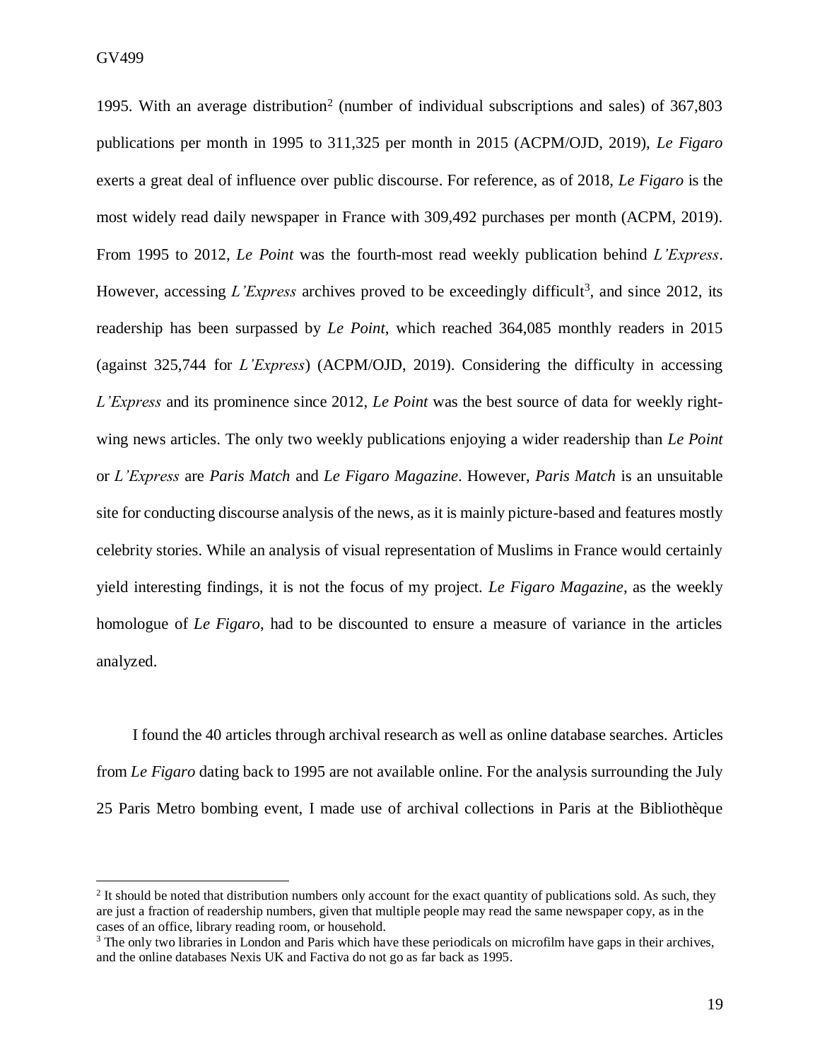1995. With an average distribution[2] (number of individual subscriptions and sales) of 367,803 publications per month in 1995 to 311,325 per month in 2015 (ACPM/OJD, 2019), *Le Figaro* exerts a great deal of influence over public discourse. For reference, as of 2018, *Le Figaro* is the most widely read daily newspaper in France with 309,492 purchases per month (ACPM, 2019). From 1995 to 2012, *Le Point* was the fourth-most read weekly publication behind *L'Express*. However, accessing *L'Express* archives proved to be exceedingly difficult[3], and since 2012, its readership has been surpassed by *Le Point*, which reached 364,085 monthly readers in 2015 (against 325,744 for *L'Express*) (ACPM/OJD, 2019). Considering the difficulty in accessing *L'Express* and its prominence since 2012, *Le Point* was the best source of data for weekly right-wing news articles. The only two weekly publications enjoying a wider readership than *Le Point* or *L'Express* are *Paris Match* and *Le Figaro Magazine*. However, *Paris Match* is an unsuitable site for conducting discourse analysis of the news, as it is mainly picture-based and features mostly celebrity stories. While an analysis of visual representation of Muslims in France would certainly yield interesting findings, it is not the focus of my project. *Le Figaro Magazine*, as the weekly homologue of *Le Figaro*, had to be discounted to ensure a measure of variance in the articles analyzed.

I found the 40 articles through archival research as well as online database searches. Articles from *Le Figaro* dating back to 1995 are not available online. For the analysis surrounding the July 25 Paris Metro bombing event, I made use of archival collections in Paris at the Bibliothèque

---

[2] It should be noted that distribution numbers only account for the exact quantity of publications sold. As such, they are just a fraction of readership numbers, given that multiple people may read the same newspaper copy, as in the cases of an office, library reading room, or household.

[3] The only two libraries in London and Paris which have these periodicals on microfilm have gaps in their archives, and the online databases Nexis UK and Factiva do not go as far back as 1995.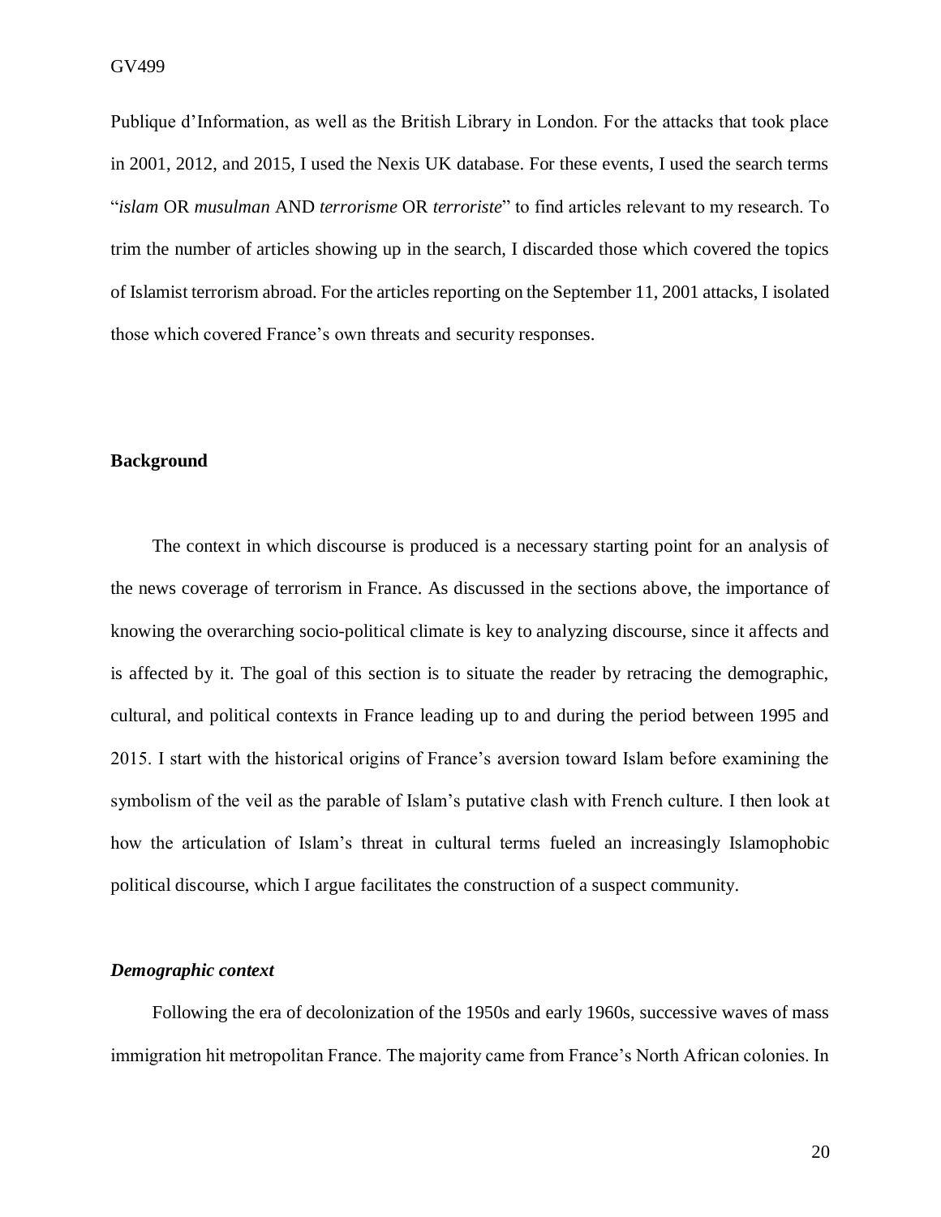Publique d'Information, as well as the British Library in London. For the attacks that took place in 2001, 2012, and 2015, I used the Nexis UK database. For these events, I used the search terms "*islam* OR *musulman* AND *terrorisme* OR *terroriste*" to find articles relevant to my research. To trim the number of articles showing up in the search, I discarded those which covered the topics of Islamist terrorism abroad. For the articles reporting on the September 11, 2001 attacks, I isolated those which covered France's own threats and security responses.

## Background

The context in which discourse is produced is a necessary starting point for an analysis of the news coverage of terrorism in France. As discussed in the sections above, the importance of knowing the overarching socio-political climate is key to analyzing discourse, since it affects and is affected by it. The goal of this section is to situate the reader by retracing the demographic, cultural, and political contexts in France leading up to and during the period between 1995 and 2015. I start with the historical origins of France's aversion toward Islam before examining the symbolism of the veil as the parable of Islam's putative clash with French culture. I then look at how the articulation of Islam's threat in cultural terms fueled an increasingly Islamophobic political discourse, which I argue facilitates the construction of a suspect community.

### *Demographic context*

Following the era of decolonization of the 1950s and early 1960s, successive waves of mass immigration hit metropolitan France. The majority came from France's North African colonies. In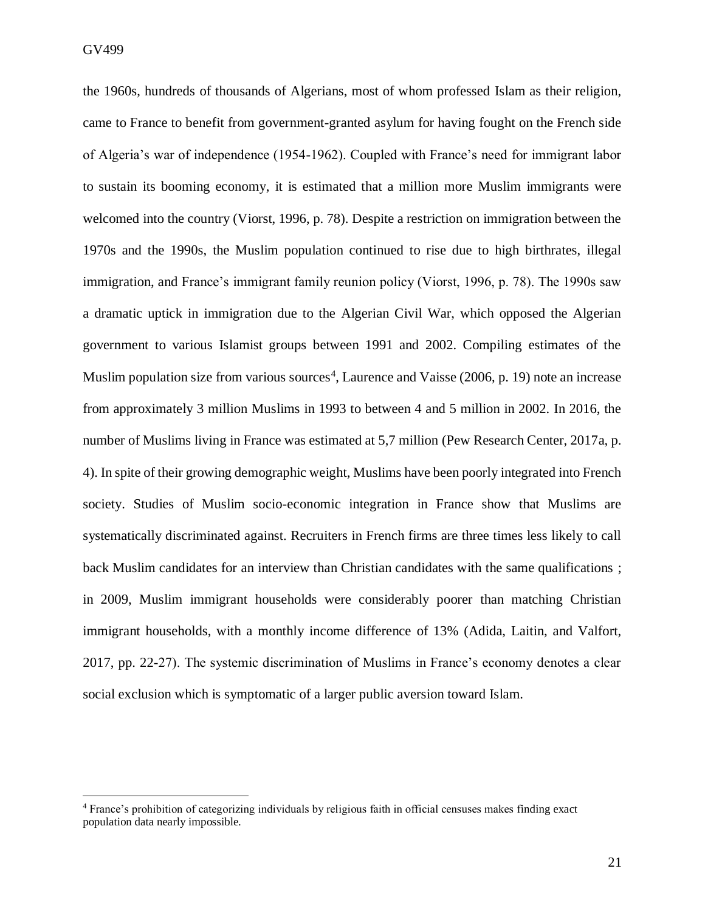the 1960s, hundreds of thousands of Algerians, most of whom professed Islam as their religion, came to France to benefit from government-granted asylum for having fought on the French side of Algeria's war of independence (1954-1962). Coupled with France's need for immigrant labor to sustain its booming economy, it is estimated that a million more Muslim immigrants were welcomed into the country (Viorst, 1996, p. 78). Despite a restriction on immigration between the 1970s and the 1990s, the Muslim population continued to rise due to high birthrates, illegal immigration, and France's immigrant family reunion policy (Viorst, 1996, p. 78). The 1990s saw a dramatic uptick in immigration due to the Algerian Civil War, which opposed the Algerian government to various Islamist groups between 1991 and 2002. Compiling estimates of the Muslim population size from various sources[4], Laurence and Vaisse (2006, p. 19) note an increase from approximately 3 million Muslims in 1993 to between 4 and 5 million in 2002. In 2016, the number of Muslims living in France was estimated at 5,7 million (Pew Research Center, 2017a, p. 4). In spite of their growing demographic weight, Muslims have been poorly integrated into French society. Studies of Muslim socio-economic integration in France show that Muslims are systematically discriminated against. Recruiters in French firms are three times less likely to call back Muslim candidates for an interview than Christian candidates with the same qualifications ; in 2009, Muslim immigrant households were considerably poorer than matching Christian immigrant households, with a monthly income difference of 13% (Adida, Laitin, and Valfort, 2017, pp. 22-27). The systemic discrimination of Muslims in France's economy denotes a clear social exclusion which is symptomatic of a larger public aversion toward Islam.

[4] France's prohibition of categorizing individuals by religious faith in official censuses makes finding exact population data nearly impossible.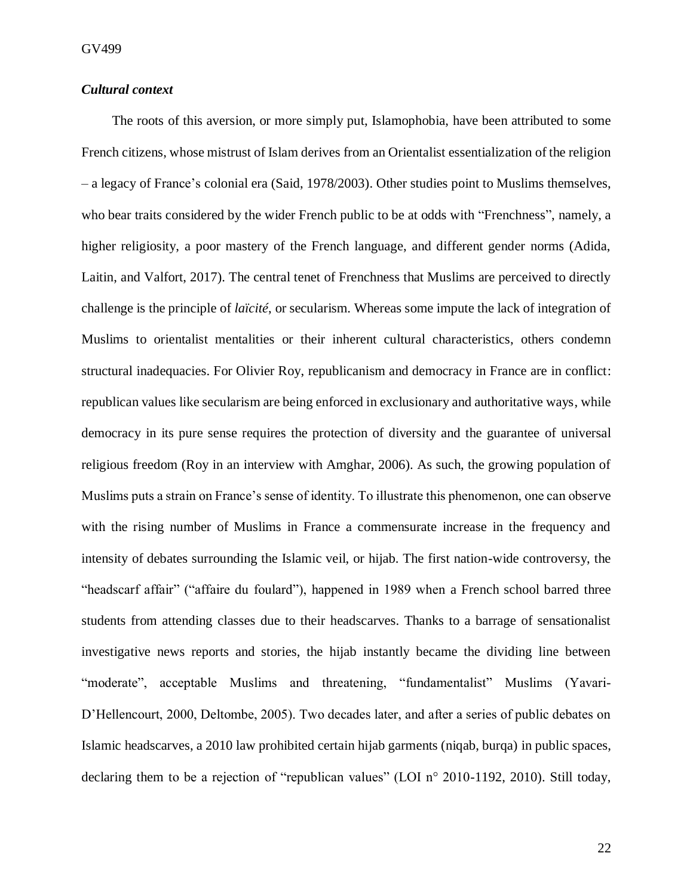### *Cultural context*

The roots of this aversion, or more simply put, Islamophobia, have been attributed to some French citizens, whose mistrust of Islam derives from an Orientalist essentialization of the religion – a legacy of France's colonial era (Said, 1978/2003). Other studies point to Muslims themselves, who bear traits considered by the wider French public to be at odds with "Frenchness", namely, a higher religiosity, a poor mastery of the French language, and different gender norms (Adida, Laitin, and Valfort, 2017). The central tenet of Frenchness that Muslims are perceived to directly challenge is the principle of *laïcité*, or secularism. Whereas some impute the lack of integration of Muslims to orientalist mentalities or their inherent cultural characteristics, others condemn structural inadequacies. For Olivier Roy, republicanism and democracy in France are in conflict: republican values like secularism are being enforced in exclusionary and authoritative ways, while democracy in its pure sense requires the protection of diversity and the guarantee of universal religious freedom (Roy in an interview with Amghar, 2006). As such, the growing population of Muslims puts a strain on France's sense of identity. To illustrate this phenomenon, one can observe with the rising number of Muslims in France a commensurate increase in the frequency and intensity of debates surrounding the Islamic veil, or hijab. The first nation-wide controversy, the "headscarf affair" ("affaire du foulard"), happened in 1989 when a French school barred three students from attending classes due to their headscarves. Thanks to a barrage of sensationalist investigative news reports and stories, the hijab instantly became the dividing line between "moderate", acceptable Muslims and threatening, "fundamentalist" Muslims (Yavari-D'Hellencourt, 2000, Deltombe, 2005). Two decades later, and after a series of public debates on Islamic headscarves, a 2010 law prohibited certain hijab garments (niqab, burqa) in public spaces, declaring them to be a rejection of "republican values" (LOI n° 2010-1192, 2010). Still today,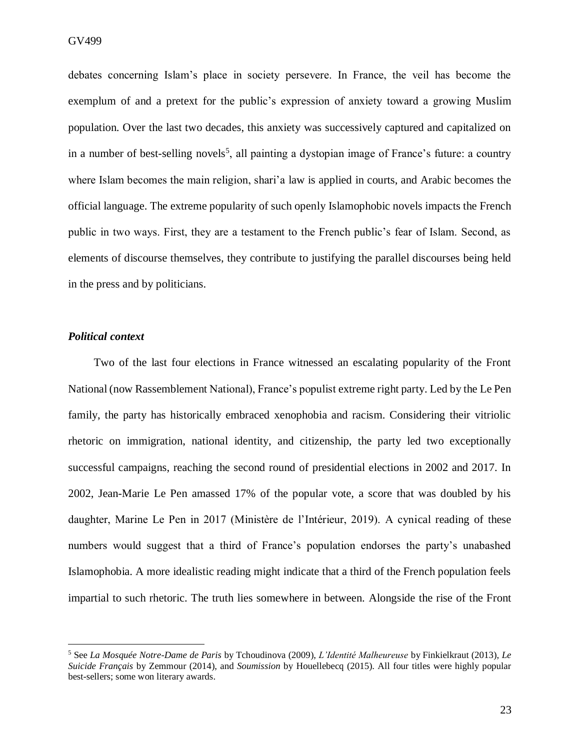debates concerning Islam's place in society persevere. In France, the veil has become the exemplum of and a pretext for the public's expression of anxiety toward a growing Muslim population. Over the last two decades, this anxiety was successively captured and capitalized on in a number of best-selling novels[5], all painting a dystopian image of France's future: a country where Islam becomes the main religion, shari'a law is applied in courts, and Arabic becomes the official language. The extreme popularity of such openly Islamophobic novels impacts the French public in two ways. First, they are a testament to the French public's fear of Islam. Second, as elements of discourse themselves, they contribute to justifying the parallel discourses being held in the press and by politicians.

### *Political context*

Two of the last four elections in France witnessed an escalating popularity of the Front National (now Rassemblement National), France's populist extreme right party. Led by the Le Pen family, the party has historically embraced xenophobia and racism. Considering their vitriolic rhetoric on immigration, national identity, and citizenship, the party led two exceptionally successful campaigns, reaching the second round of presidential elections in 2002 and 2017. In 2002, Jean-Marie Le Pen amassed 17% of the popular vote, a score that was doubled by his daughter, Marine Le Pen in 2017 (Ministère de l'Intérieur, 2019). A cynical reading of these numbers would suggest that a third of France's population endorses the party's unabashed Islamophobia. A more idealistic reading might indicate that a third of the French population feels impartial to such rhetoric. The truth lies somewhere in between. Alongside the rise of the Front

---

[5] See *La Mosquée Notre-Dame de Paris* by Tchoudinova (2009), *L'Identité Malheureuse* by Finkielkraut (2013), *Le Suicide Français* by Zemmour (2014), and *Soumission* by Houellebecq (2015). All four titles were highly popular best-sellers; some won literary awards.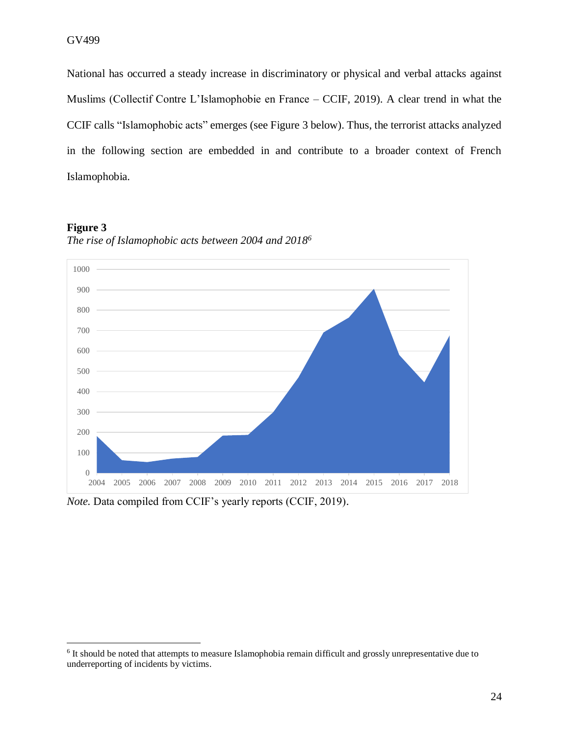National has occurred a steady increase in discriminatory or physical and verbal attacks against Muslims (Collectif Contre L'Islamophobie en France – CCIF, 2019). A clear trend in what the CCIF calls "Islamophobic acts" emerges (see Figure 3 below). Thus, the terrorist attacks analyzed in the following section are embedded in and contribute to a broader context of French Islamophobia.

**Figure 3**

*The rise of Islamophobic acts between 2004 and 2018*[6]

*Note.* Data compiled from CCIF's yearly reports (CCIF, 2019).

---

[6] It should be noted that attempts to measure Islamophobia remain difficult and grossly unrepresentative due to underreporting of incidents by victims.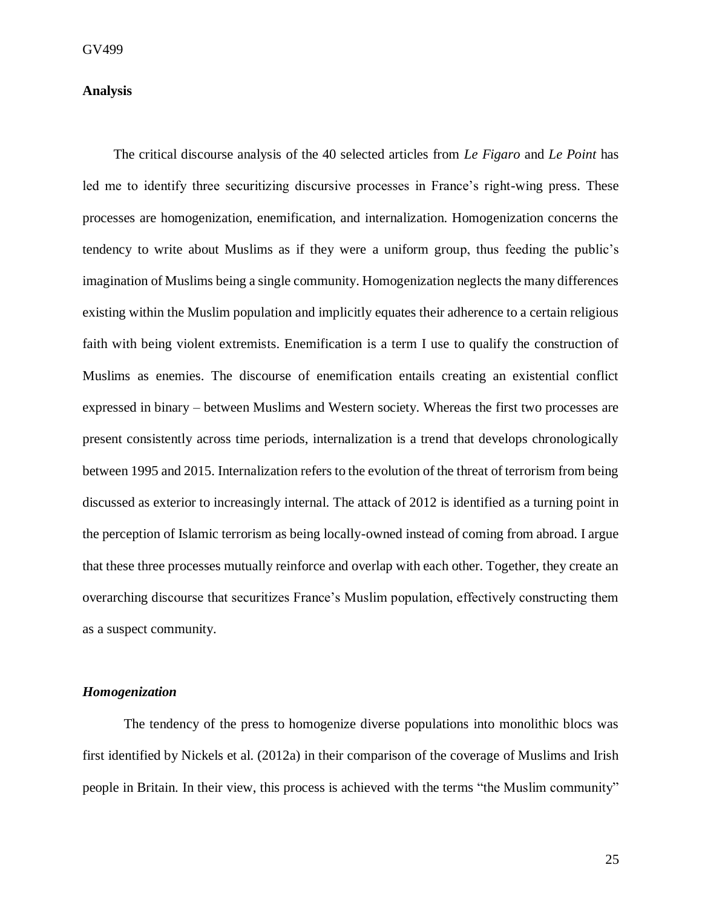## Analysis

The critical discourse analysis of the 40 selected articles from *Le Figaro* and *Le Point* has led me to identify three securitizing discursive processes in France's right-wing press. These processes are homogenization, enemification, and internalization. Homogenization concerns the tendency to write about Muslims as if they were a uniform group, thus feeding the public's imagination of Muslims being a single community. Homogenization neglects the many differences existing within the Muslim population and implicitly equates their adherence to a certain religious faith with being violent extremists. Enemification is a term I use to qualify the construction of Muslims as enemies. The discourse of enemification entails creating an existential conflict expressed in binary – between Muslims and Western society. Whereas the first two processes are present consistently across time periods, internalization is a trend that develops chronologically between 1995 and 2015. Internalization refers to the evolution of the threat of terrorism from being discussed as exterior to increasingly internal. The attack of 2012 is identified as a turning point in the perception of Islamic terrorism as being locally-owned instead of coming from abroad. I argue that these three processes mutually reinforce and overlap with each other. Together, they create an overarching discourse that securitizes France's Muslim population, effectively constructing them as a suspect community.

### *Homogenization*

The tendency of the press to homogenize diverse populations into monolithic blocs was first identified by Nickels et al. (2012a) in their comparison of the coverage of Muslims and Irish people in Britain. In their view, this process is achieved with the terms "the Muslim community"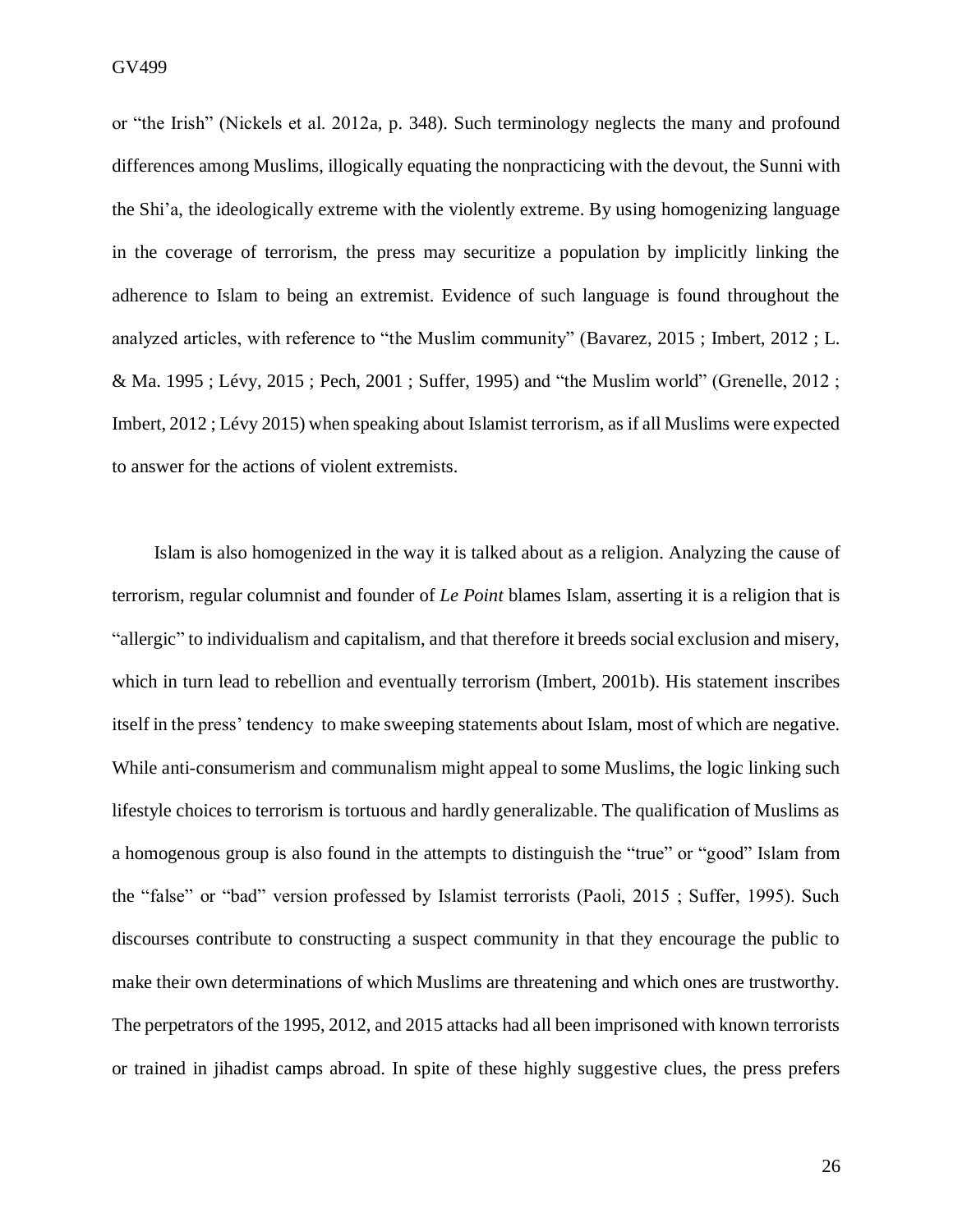or "the Irish" (Nickels et al. 2012a, p. 348). Such terminology neglects the many and profound differences among Muslims, illogically equating the nonpracticing with the devout, the Sunni with the Shi'a, the ideologically extreme with the violently extreme. By using homogenizing language in the coverage of terrorism, the press may securitize a population by implicitly linking the adherence to Islam to being an extremist. Evidence of such language is found throughout the analyzed articles, with reference to "the Muslim community" (Bavarez, 2015 ; Imbert, 2012 ; L. & Ma. 1995 ; Lévy, 2015 ; Pech, 2001 ; Suffer, 1995) and "the Muslim world" (Grenelle, 2012 ; Imbert, 2012 ; Lévy 2015) when speaking about Islamist terrorism, as if all Muslims were expected to answer for the actions of violent extremists.

Islam is also homogenized in the way it is talked about as a religion. Analyzing the cause of terrorism, regular columnist and founder of *Le Point* blames Islam, asserting it is a religion that is "allergic" to individualism and capitalism, and that therefore it breeds social exclusion and misery, which in turn lead to rebellion and eventually terrorism (Imbert, 2001b). His statement inscribes itself in the press' tendency to make sweeping statements about Islam, most of which are negative. While anti-consumerism and communalism might appeal to some Muslims, the logic linking such lifestyle choices to terrorism is tortuous and hardly generalizable. The qualification of Muslims as a homogenous group is also found in the attempts to distinguish the "true" or "good" Islam from the "false" or "bad" version professed by Islamist terrorists (Paoli, 2015 ; Suffer, 1995). Such discourses contribute to constructing a suspect community in that they encourage the public to make their own determinations of which Muslims are threatening and which ones are trustworthy. The perpetrators of the 1995, 2012, and 2015 attacks had all been imprisoned with known terrorists or trained in jihadist camps abroad. In spite of these highly suggestive clues, the press prefers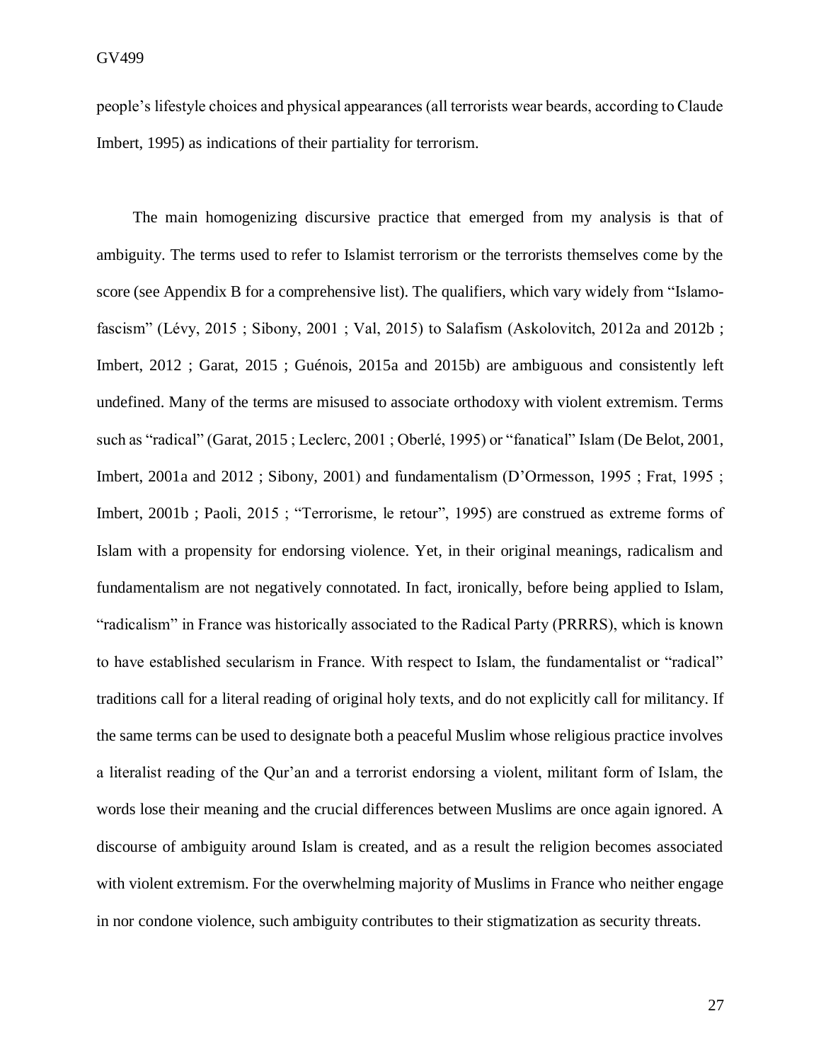people's lifestyle choices and physical appearances (all terrorists wear beards, according to Claude Imbert, 1995) as indications of their partiality for terrorism.

The main homogenizing discursive practice that emerged from my analysis is that of ambiguity. The terms used to refer to Islamist terrorism or the terrorists themselves come by the score (see Appendix B for a comprehensive list). The qualifiers, which vary widely from "Islamo-fascism" (Lévy, 2015 ; Sibony, 2001 ; Val, 2015) to Salafism (Askolovitch, 2012a and 2012b ; Imbert, 2012 ; Garat, 2015 ; Guénois, 2015a and 2015b) are ambiguous and consistently left undefined. Many of the terms are misused to associate orthodoxy with violent extremism. Terms such as "radical" (Garat, 2015 ; Leclerc, 2001 ; Oberlé, 1995) or "fanatical" Islam (De Belot, 2001, Imbert, 2001a and 2012 ; Sibony, 2001) and fundamentalism (D'Ormesson, 1995 ; Frat, 1995 ; Imbert, 2001b ; Paoli, 2015 ; "Terrorisme, le retour", 1995) are construed as extreme forms of Islam with a propensity for endorsing violence. Yet, in their original meanings, radicalism and fundamentalism are not negatively connotated. In fact, ironically, before being applied to Islam, "radicalism" in France was historically associated to the Radical Party (PRRRS), which is known to have established secularism in France. With respect to Islam, the fundamentalist or "radical" traditions call for a literal reading of original holy texts, and do not explicitly call for militancy. If the same terms can be used to designate both a peaceful Muslim whose religious practice involves a literalist reading of the Qur'an and a terrorist endorsing a violent, militant form of Islam, the words lose their meaning and the crucial differences between Muslims are once again ignored. A discourse of ambiguity around Islam is created, and as a result the religion becomes associated with violent extremism. For the overwhelming majority of Muslims in France who neither engage in nor condone violence, such ambiguity contributes to their stigmatization as security threats.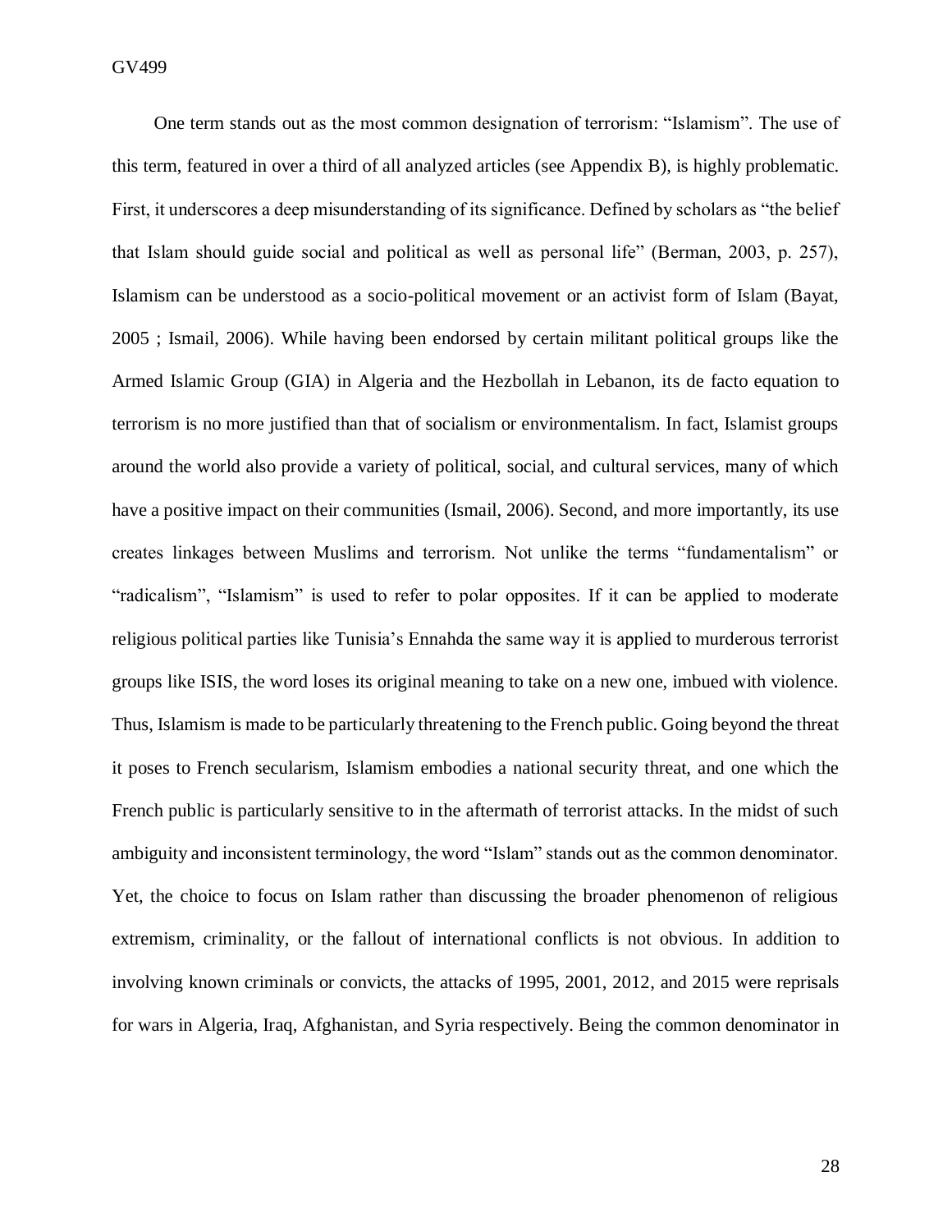One term stands out as the most common designation of terrorism: "Islamism". The use of this term, featured in over a third of all analyzed articles (see Appendix B), is highly problematic. First, it underscores a deep misunderstanding of its significance. Defined by scholars as "the belief that Islam should guide social and political as well as personal life" (Berman, 2003, p. 257), Islamism can be understood as a socio-political movement or an activist form of Islam (Bayat, 2005 ; Ismail, 2006). While having been endorsed by certain militant political groups like the Armed Islamic Group (GIA) in Algeria and the Hezbollah in Lebanon, its de facto equation to terrorism is no more justified than that of socialism or environmentalism. In fact, Islamist groups around the world also provide a variety of political, social, and cultural services, many of which have a positive impact on their communities (Ismail, 2006). Second, and more importantly, its use creates linkages between Muslims and terrorism. Not unlike the terms "fundamentalism" or "radicalism", "Islamism" is used to refer to polar opposites. If it can be applied to moderate religious political parties like Tunisia's Ennahda the same way it is applied to murderous terrorist groups like ISIS, the word loses its original meaning to take on a new one, imbued with violence. Thus, Islamism is made to be particularly threatening to the French public. Going beyond the threat it poses to French secularism, Islamism embodies a national security threat, and one which the French public is particularly sensitive to in the aftermath of terrorist attacks. In the midst of such ambiguity and inconsistent terminology, the word "Islam" stands out as the common denominator. Yet, the choice to focus on Islam rather than discussing the broader phenomenon of religious extremism, criminality, or the fallout of international conflicts is not obvious. In addition to involving known criminals or convicts, the attacks of 1995, 2001, 2012, and 2015 were reprisals for wars in Algeria, Iraq, Afghanistan, and Syria respectively. Being the common denominator in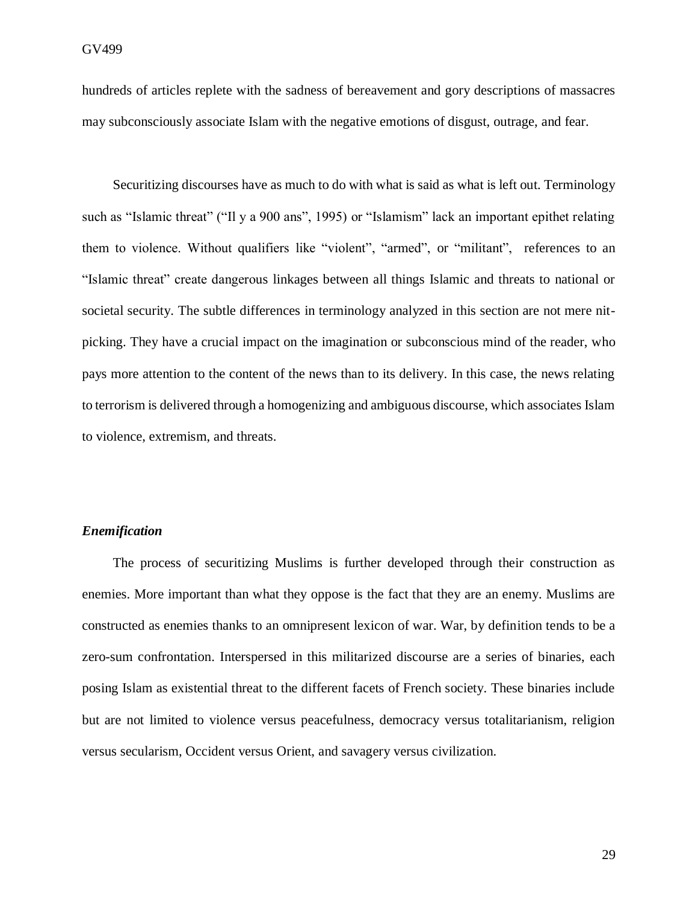hundreds of articles replete with the sadness of bereavement and gory descriptions of massacres may subconsciously associate Islam with the negative emotions of disgust, outrage, and fear.

Securitizing discourses have as much to do with what is said as what is left out. Terminology such as "Islamic threat" ("Il y a 900 ans", 1995) or "Islamism" lack an important epithet relating them to violence. Without qualifiers like "violent", "armed", or "militant", references to an "Islamic threat" create dangerous linkages between all things Islamic and threats to national or societal security. The subtle differences in terminology analyzed in this section are not mere nit-picking. They have a crucial impact on the imagination or subconscious mind of the reader, who pays more attention to the content of the news than to its delivery. In this case, the news relating to terrorism is delivered through a homogenizing and ambiguous discourse, which associates Islam to violence, extremism, and threats.

### *Enemification*

The process of securitizing Muslims is further developed through their construction as enemies. More important than what they oppose is the fact that they are an enemy. Muslims are constructed as enemies thanks to an omnipresent lexicon of war. War, by definition tends to be a zero-sum confrontation. Interspersed in this militarized discourse are a series of binaries, each posing Islam as existential threat to the different facets of French society. These binaries include but are not limited to violence versus peacefulness, democracy versus totalitarianism, religion versus secularism, Occident versus Orient, and savagery versus civilization.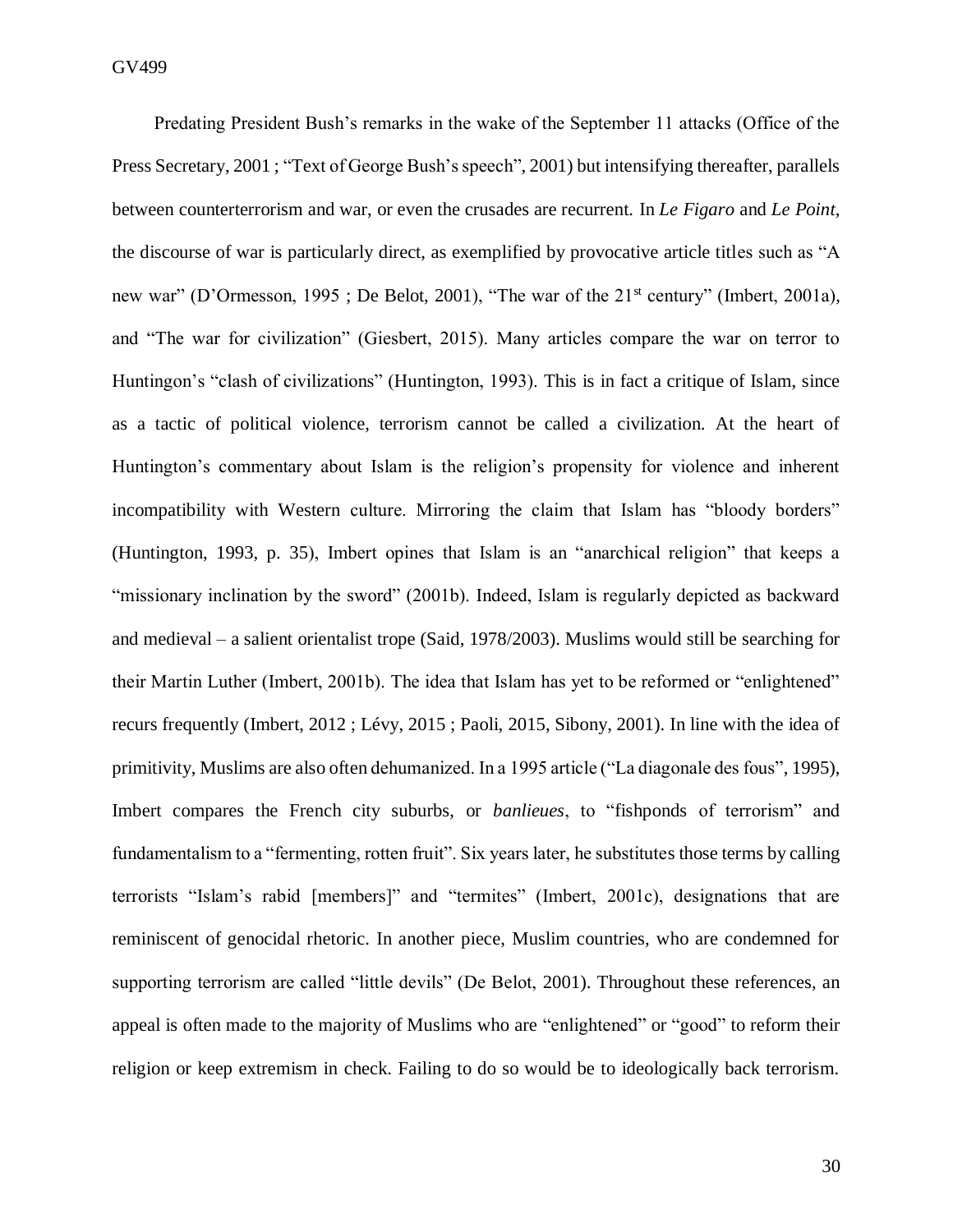Predating President Bush's remarks in the wake of the September 11 attacks (Office of the Press Secretary, 2001 ; "Text of George Bush's speech", 2001) but intensifying thereafter, parallels between counterterrorism and war, or even the crusades are recurrent. In *Le Figaro* and *Le Point*, the discourse of war is particularly direct, as exemplified by provocative article titles such as "A new war" (D'Ormesson, 1995 ; De Belot, 2001), "The war of the 21st century" (Imbert, 2001a), and "The war for civilization" (Giesbert, 2015). Many articles compare the war on terror to Huntingon's "clash of civilizations" (Huntington, 1993). This is in fact a critique of Islam, since as a tactic of political violence, terrorism cannot be called a civilization. At the heart of Huntington's commentary about Islam is the religion's propensity for violence and inherent incompatibility with Western culture. Mirroring the claim that Islam has "bloody borders" (Huntington, 1993, p. 35), Imbert opines that Islam is an "anarchical religion" that keeps a "missionary inclination by the sword" (2001b). Indeed, Islam is regularly depicted as backward and medieval – a salient orientalist trope (Said, 1978/2003). Muslims would still be searching for their Martin Luther (Imbert, 2001b). The idea that Islam has yet to be reformed or "enlightened" recurs frequently (Imbert, 2012 ; Lévy, 2015 ; Paoli, 2015, Sibony, 2001). In line with the idea of primitivity, Muslims are also often dehumanized. In a 1995 article ("La diagonale des fous", 1995), Imbert compares the French city suburbs, or *banlieues*, to "fishponds of terrorism" and fundamentalism to a "fermenting, rotten fruit". Six years later, he substitutes those terms by calling terrorists "Islam's rabid [members]" and "termites" (Imbert, 2001c), designations that are reminiscent of genocidal rhetoric. In another piece, Muslim countries, who are condemned for supporting terrorism are called "little devils" (De Belot, 2001). Throughout these references, an appeal is often made to the majority of Muslims who are "enlightened" or "good" to reform their religion or keep extremism in check. Failing to do so would be to ideologically back terrorism.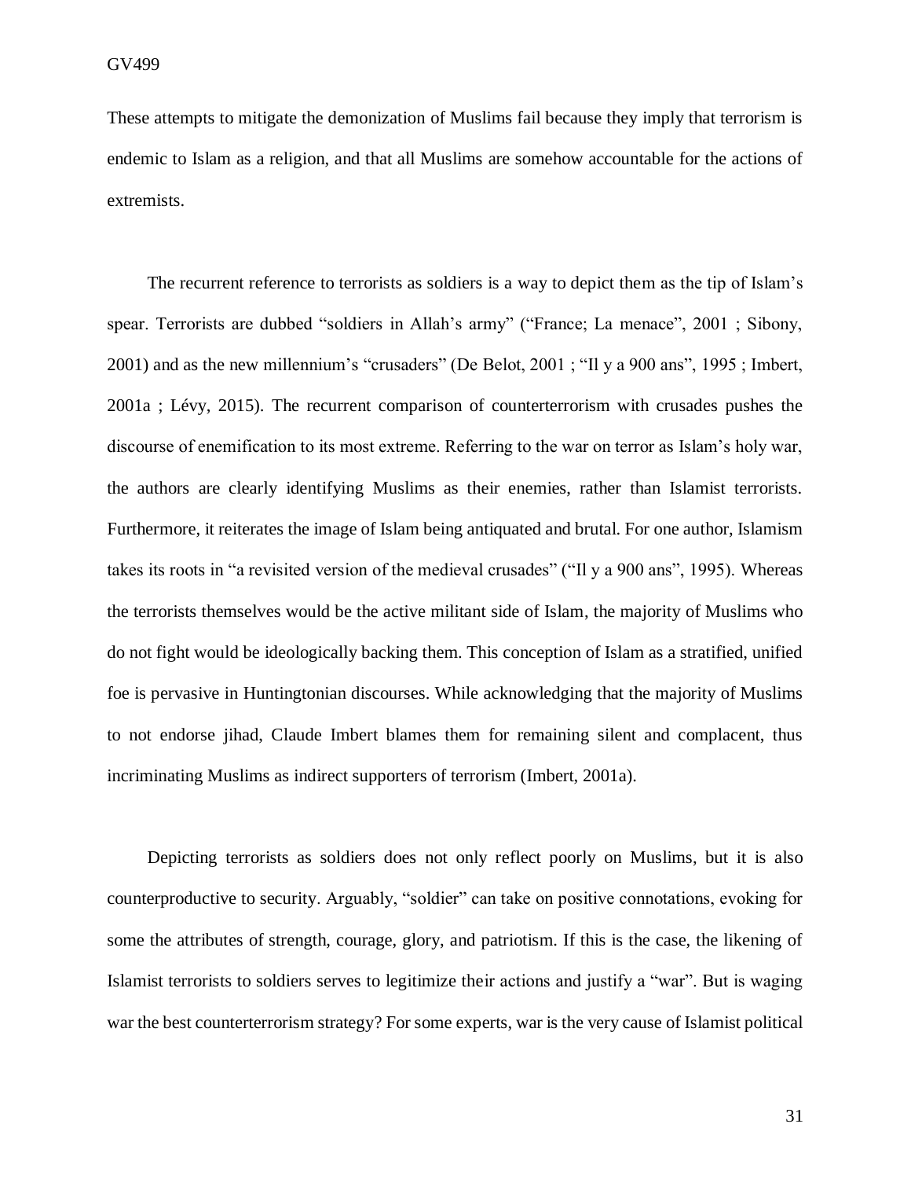These attempts to mitigate the demonization of Muslims fail because they imply that terrorism is endemic to Islam as a religion, and that all Muslims are somehow accountable for the actions of extremists.

The recurrent reference to terrorists as soldiers is a way to depict them as the tip of Islam's spear. Terrorists are dubbed "soldiers in Allah's army" ("France; La menace", 2001 ; Sibony, 2001) and as the new millennium's "crusaders" (De Belot, 2001 ; "Il y a 900 ans", 1995 ; Imbert, 2001a ; Lévy, 2015). The recurrent comparison of counterterrorism with crusades pushes the discourse of enemification to its most extreme. Referring to the war on terror as Islam's holy war, the authors are clearly identifying Muslims as their enemies, rather than Islamist terrorists. Furthermore, it reiterates the image of Islam being antiquated and brutal. For one author, Islamism takes its roots in "a revisited version of the medieval crusades" ("Il y a 900 ans", 1995). Whereas the terrorists themselves would be the active militant side of Islam, the majority of Muslims who do not fight would be ideologically backing them. This conception of Islam as a stratified, unified foe is pervasive in Huntingtonian discourses. While acknowledging that the majority of Muslims to not endorse jihad, Claude Imbert blames them for remaining silent and complacent, thus incriminating Muslims as indirect supporters of terrorism (Imbert, 2001a).

Depicting terrorists as soldiers does not only reflect poorly on Muslims, but it is also counterproductive to security. Arguably, "soldier" can take on positive connotations, evoking for some the attributes of strength, courage, glory, and patriotism. If this is the case, the likening of Islamist terrorists to soldiers serves to legitimize their actions and justify a "war". But is waging war the best counterterrorism strategy? For some experts, war is the very cause of Islamist political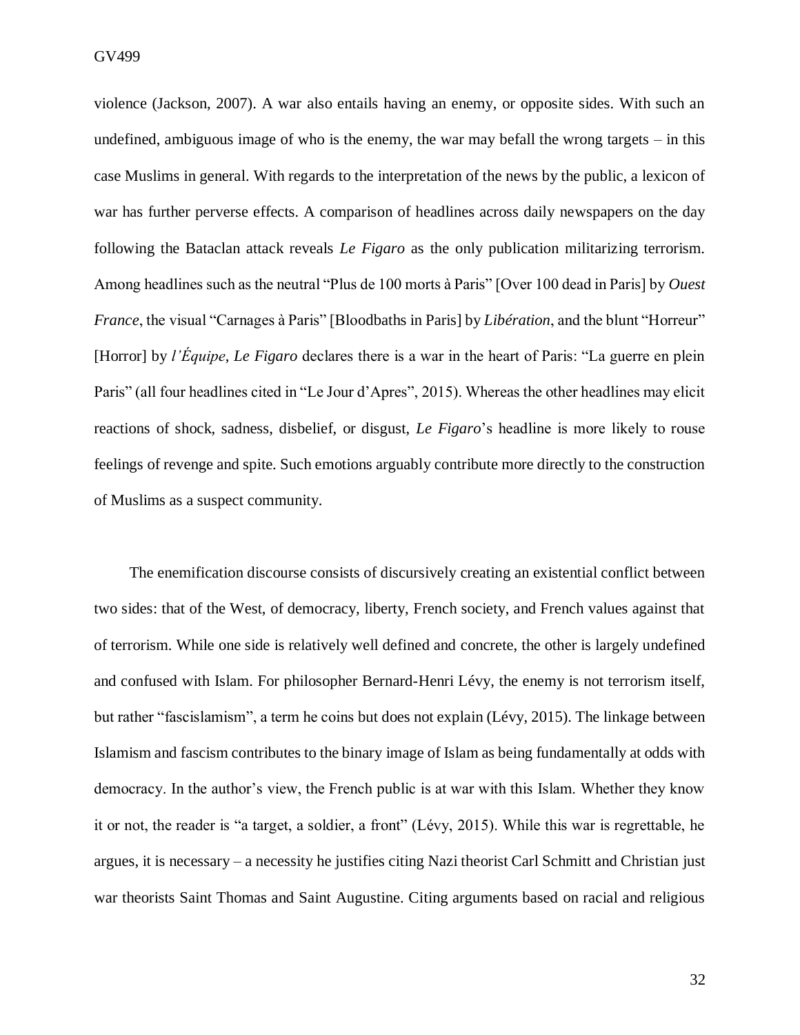violence (Jackson, 2007). A war also entails having an enemy, or opposite sides. With such an undefined, ambiguous image of who is the enemy, the war may befall the wrong targets – in this case Muslims in general. With regards to the interpretation of the news by the public, a lexicon of war has further perverse effects. A comparison of headlines across daily newspapers on the day following the Bataclan attack reveals *Le Figaro* as the only publication militarizing terrorism. Among headlines such as the neutral "Plus de 100 morts à Paris" [Over 100 dead in Paris] by *Ouest France*, the visual "Carnages à Paris" [Bloodbaths in Paris] by *Libération*, and the blunt "Horreur" [Horror] by *l'Équipe*, *Le Figaro* declares there is a war in the heart of Paris: "La guerre en plein Paris" (all four headlines cited in "Le Jour d'Apres", 2015). Whereas the other headlines may elicit reactions of shock, sadness, disbelief, or disgust, *Le Figaro*'s headline is more likely to rouse feelings of revenge and spite. Such emotions arguably contribute more directly to the construction of Muslims as a suspect community.

The enemification discourse consists of discursively creating an existential conflict between two sides: that of the West, of democracy, liberty, French society, and French values against that of terrorism. While one side is relatively well defined and concrete, the other is largely undefined and confused with Islam. For philosopher Bernard-Henri Lévy, the enemy is not terrorism itself, but rather "fascislamism", a term he coins but does not explain (Lévy, 2015). The linkage between Islamism and fascism contributes to the binary image of Islam as being fundamentally at odds with democracy. In the author's view, the French public is at war with this Islam. Whether they know it or not, the reader is "a target, a soldier, a front" (Lévy, 2015). While this war is regrettable, he argues, it is necessary – a necessity he justifies citing Nazi theorist Carl Schmitt and Christian just war theorists Saint Thomas and Saint Augustine. Citing arguments based on racial and religious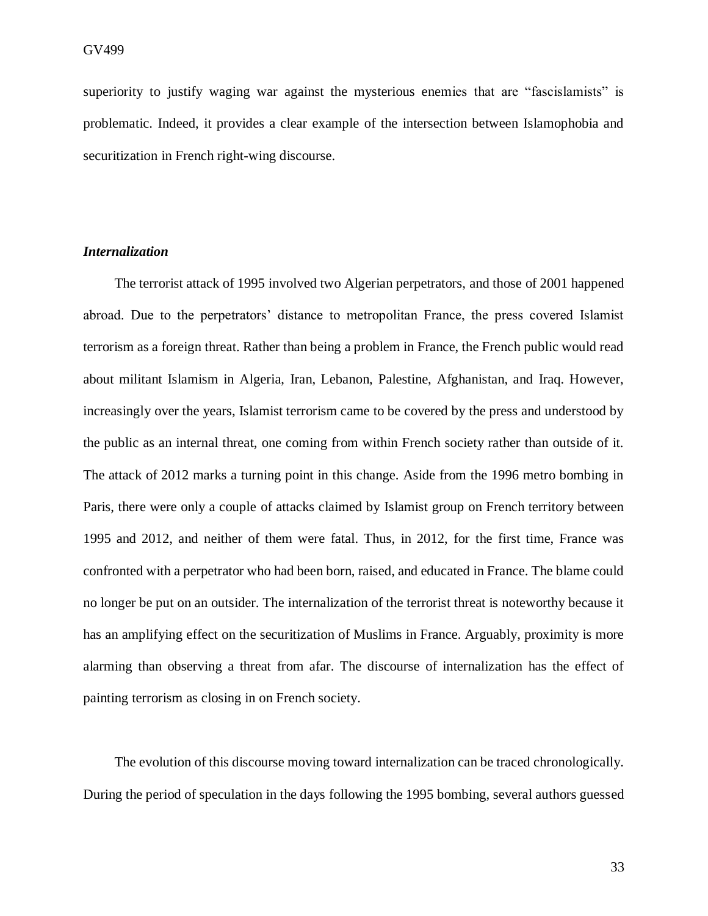superiority to justify waging war against the mysterious enemies that are "fascislamists" is problematic. Indeed, it provides a clear example of the intersection between Islamophobia and securitization in French right-wing discourse.

### ***Internalization***

The terrorist attack of 1995 involved two Algerian perpetrators, and those of 2001 happened abroad. Due to the perpetrators' distance to metropolitan France, the press covered Islamist terrorism as a foreign threat. Rather than being a problem in France, the French public would read about militant Islamism in Algeria, Iran, Lebanon, Palestine, Afghanistan, and Iraq. However, increasingly over the years, Islamist terrorism came to be covered by the press and understood by the public as an internal threat, one coming from within French society rather than outside of it. The attack of 2012 marks a turning point in this change. Aside from the 1996 metro bombing in Paris, there were only a couple of attacks claimed by Islamist group on French territory between 1995 and 2012, and neither of them were fatal. Thus, in 2012, for the first time, France was confronted with a perpetrator who had been born, raised, and educated in France. The blame could no longer be put on an outsider. The internalization of the terrorist threat is noteworthy because it has an amplifying effect on the securitization of Muslims in France. Arguably, proximity is more alarming than observing a threat from afar. The discourse of internalization has the effect of painting terrorism as closing in on French society.

The evolution of this discourse moving toward internalization can be traced chronologically. During the period of speculation in the days following the 1995 bombing, several authors guessed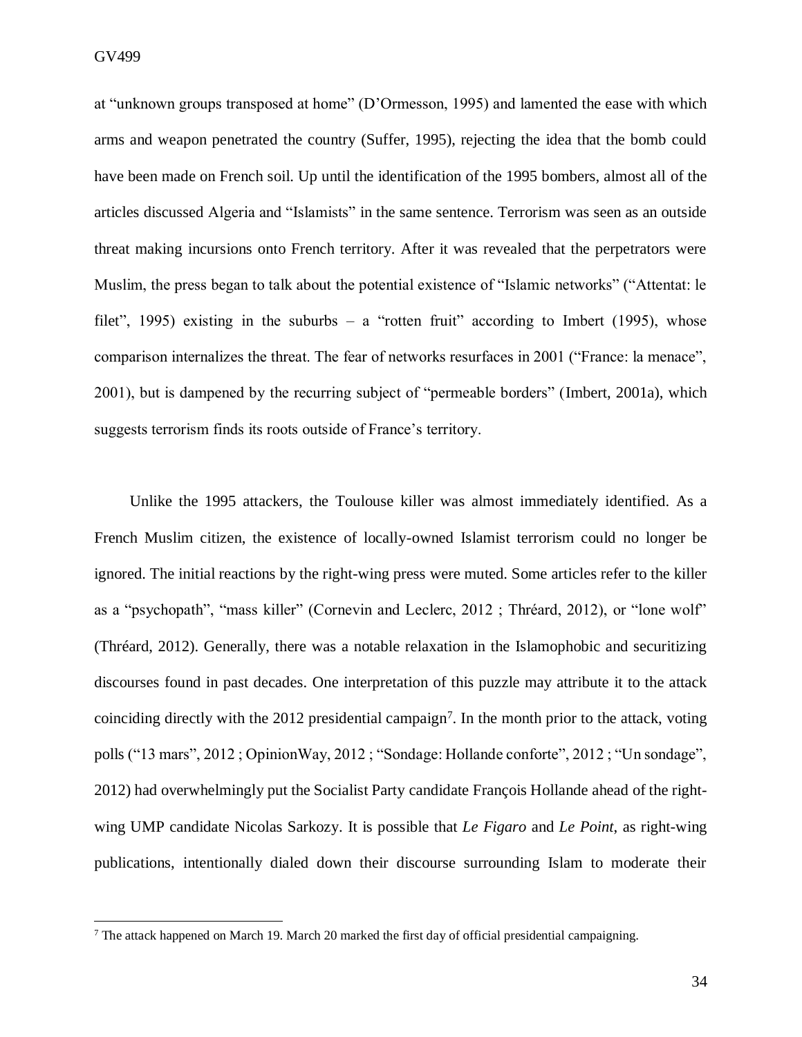at “unknown groups transposed at home” (D’Ormesson, 1995) and lamented the ease with which arms and weapon penetrated the country (Suffer, 1995), rejecting the idea that the bomb could have been made on French soil. Up until the identification of the 1995 bombers, almost all of the articles discussed Algeria and “Islamists” in the same sentence. Terrorism was seen as an outside threat making incursions onto French territory. After it was revealed that the perpetrators were Muslim, the press began to talk about the potential existence of “Islamic networks” (“Attentat: le filet”, 1995) existing in the suburbs – a “rotten fruit” according to Imbert (1995), whose comparison internalizes the threat. The fear of networks resurfaces in 2001 (“France: la menace”, 2001), but is dampened by the recurring subject of “permeable borders” (Imbert, 2001a), which suggests terrorism finds its roots outside of France’s territory.

Unlike the 1995 attackers, the Toulouse killer was almost immediately identified. As a French Muslim citizen, the existence of locally-owned Islamist terrorism could no longer be ignored. The initial reactions by the right-wing press were muted. Some articles refer to the killer as a “psychopath”, “mass killer” (Cornevin and Leclerc, 2012 ; Thréard, 2012), or “lone wolf” (Thréard, 2012). Generally, there was a notable relaxation in the Islamophobic and securitizing discourses found in past decades. One interpretation of this puzzle may attribute it to the attack coinciding directly with the 2012 presidential campaign[7]. In the month prior to the attack, voting polls (“13 mars”, 2012 ; OpinionWay, 2012 ; “Sondage: Hollande conforte”, 2012 ; “Un sondage”, 2012) had overwhelmingly put the Socialist Party candidate François Hollande ahead of the right-wing UMP candidate Nicolas Sarkozy. It is possible that *Le Figaro* and *Le Point*, as right-wing publications, intentionally dialed down their discourse surrounding Islam to moderate their

---

[7] The attack happened on March 19. March 20 marked the first day of official presidential campaigning.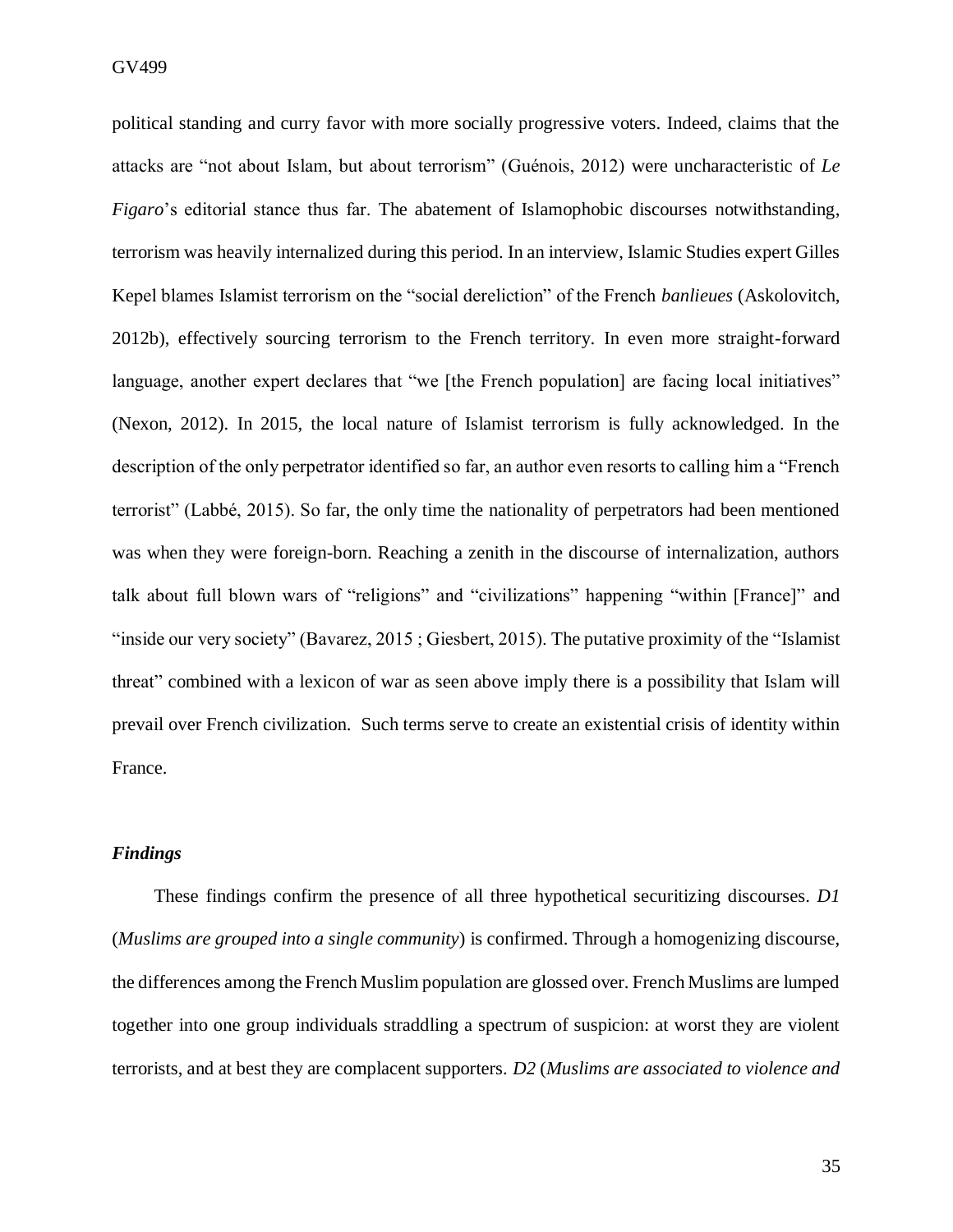political standing and curry favor with more socially progressive voters. Indeed, claims that the attacks are "not about Islam, but about terrorism" (Guénois, 2012) were uncharacteristic of *Le Figaro*'s editorial stance thus far. The abatement of Islamophobic discourses notwithstanding, terrorism was heavily internalized during this period. In an interview, Islamic Studies expert Gilles Kepel blames Islamist terrorism on the "social dereliction" of the French *banlieues* (Askolovitch, 2012b), effectively sourcing terrorism to the French territory. In even more straight-forward language, another expert declares that "we [the French population] are facing local initiatives" (Nexon, 2012). In 2015, the local nature of Islamist terrorism is fully acknowledged. In the description of the only perpetrator identified so far, an author even resorts to calling him a "French terrorist" (Labbé, 2015). So far, the only time the nationality of perpetrators had been mentioned was when they were foreign-born. Reaching a zenith in the discourse of internalization, authors talk about full blown wars of "religions" and "civilizations" happening "within [France]" and "inside our very society" (Bavarez, 2015 ; Giesbert, 2015). The putative proximity of the "Islamist threat" combined with a lexicon of war as seen above imply there is a possibility that Islam will prevail over French civilization. Such terms serve to create an existential crisis of identity within France.

### *Findings*

These findings confirm the presence of all three hypothetical securitizing discourses. *D1* (*Muslims are grouped into a single community*) is confirmed. Through a homogenizing discourse, the differences among the French Muslim population are glossed over. French Muslims are lumped together into one group individuals straddling a spectrum of suspicion: at worst they are violent terrorists, and at best they are complacent supporters. *D2* (*Muslims are associated to violence and*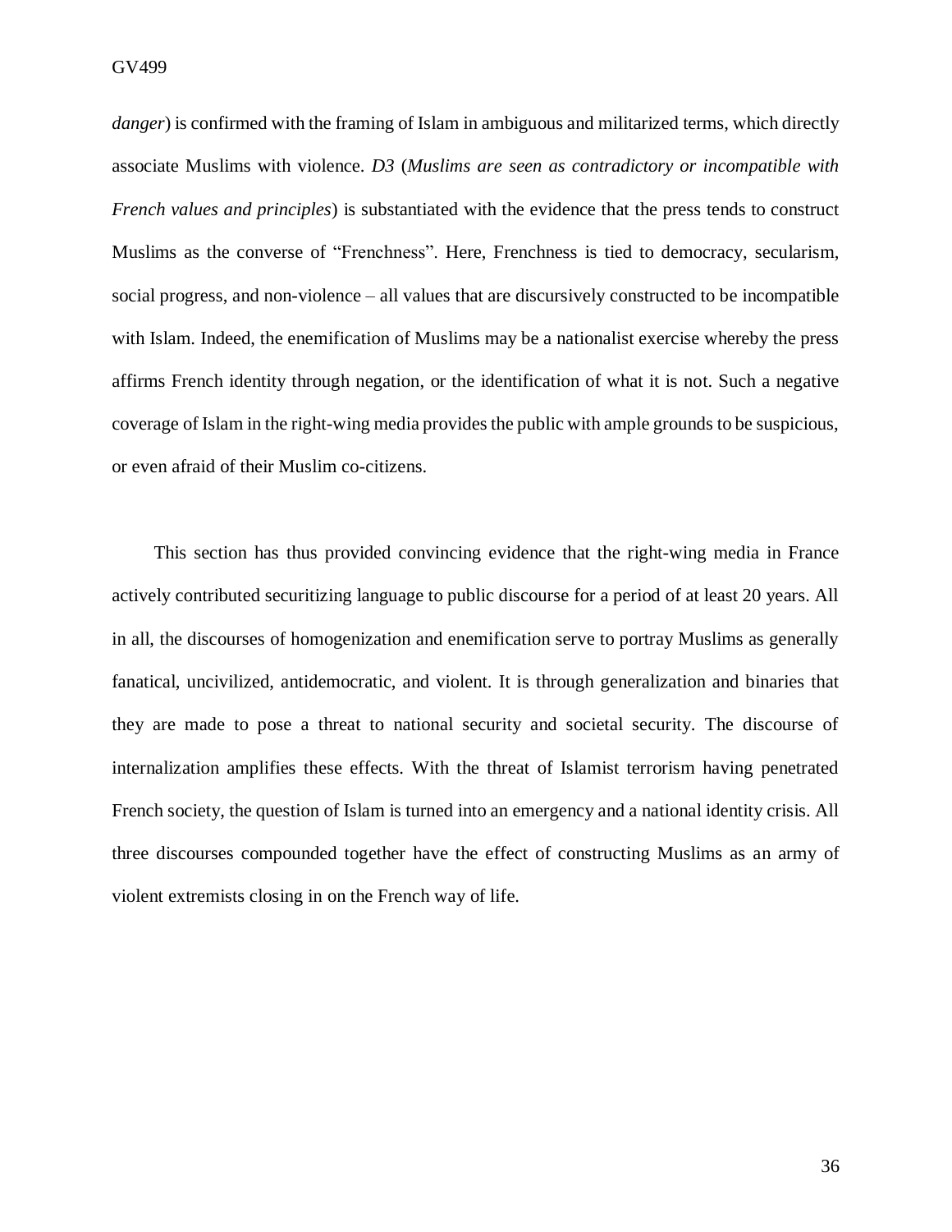*danger*) is confirmed with the framing of Islam in ambiguous and militarized terms, which directly associate Muslims with violence. *D3* (*Muslims are seen as contradictory or incompatible with French values and principles*) is substantiated with the evidence that the press tends to construct Muslims as the converse of "Frenchness". Here, Frenchness is tied to democracy, secularism, social progress, and non-violence – all values that are discursively constructed to be incompatible with Islam. Indeed, the enemification of Muslims may be a nationalist exercise whereby the press affirms French identity through negation, or the identification of what it is not. Such a negative coverage of Islam in the right-wing media provides the public with ample grounds to be suspicious, or even afraid of their Muslim co-citizens.

This section has thus provided convincing evidence that the right-wing media in France actively contributed securitizing language to public discourse for a period of at least 20 years. All in all, the discourses of homogenization and enemification serve to portray Muslims as generally fanatical, uncivilized, antidemocratic, and violent. It is through generalization and binaries that they are made to pose a threat to national security and societal security. The discourse of internalization amplifies these effects. With the threat of Islamist terrorism having penetrated French society, the question of Islam is turned into an emergency and a national identity crisis. All three discourses compounded together have the effect of constructing Muslims as an army of violent extremists closing in on the French way of life.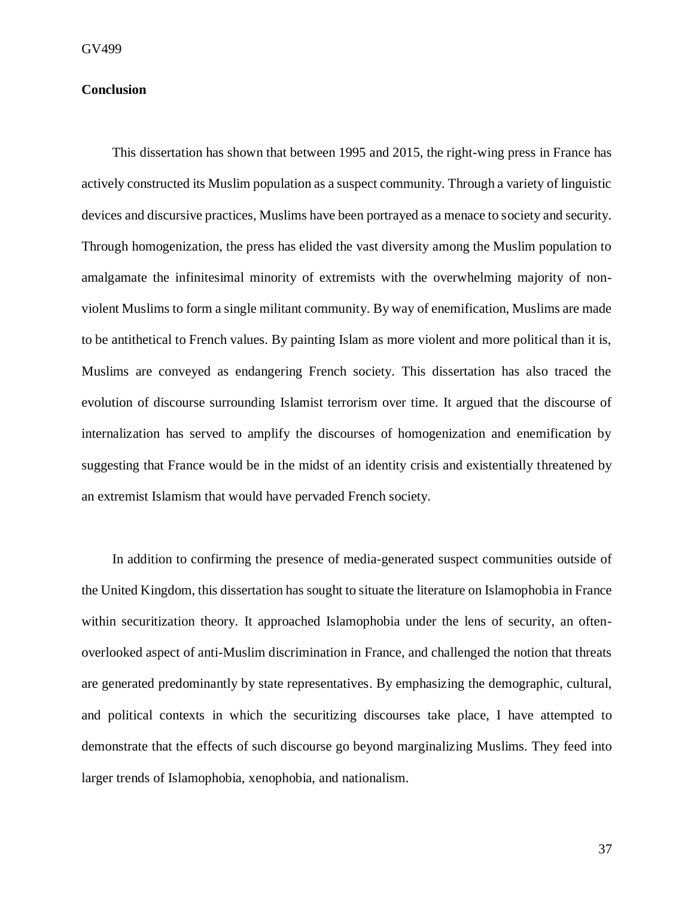## Conclusion

This dissertation has shown that between 1995 and 2015, the right-wing press in France has actively constructed its Muslim population as a suspect community. Through a variety of linguistic devices and discursive practices, Muslims have been portrayed as a menace to society and security. Through homogenization, the press has elided the vast diversity among the Muslim population to amalgamate the infinitesimal minority of extremists with the overwhelming majority of non-violent Muslims to form a single militant community. By way of enemification, Muslims are made to be antithetical to French values. By painting Islam as more violent and more political than it is, Muslims are conveyed as endangering French society. This dissertation has also traced the evolution of discourse surrounding Islamist terrorism over time. It argued that the discourse of internalization has served to amplify the discourses of homogenization and enemification by suggesting that France would be in the midst of an identity crisis and existentially threatened by an extremist Islamism that would have pervaded French society.

In addition to confirming the presence of media-generated suspect communities outside of the United Kingdom, this dissertation has sought to situate the literature on Islamophobia in France within securitization theory. It approached Islamophobia under the lens of security, an often-overlooked aspect of anti-Muslim discrimination in France, and challenged the notion that threats are generated predominantly by state representatives. By emphasizing the demographic, cultural, and political contexts in which the securitizing discourses take place, I have attempted to demonstrate that the effects of such discourse go beyond marginalizing Muslims. They feed into larger trends of Islamophobia, xenophobia, and nationalism.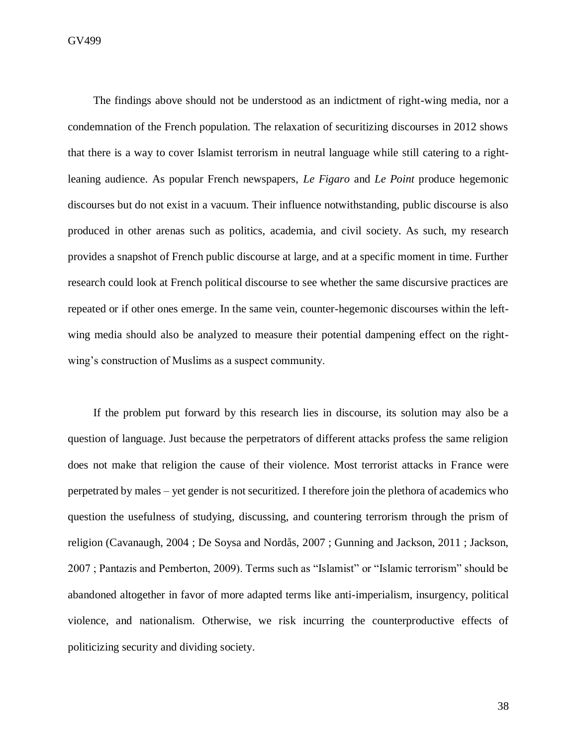The findings above should not be understood as an indictment of right-wing media, nor a condemnation of the French population. The relaxation of securitizing discourses in 2012 shows that there is a way to cover Islamist terrorism in neutral language while still catering to a right-leaning audience. As popular French newspapers, *Le Figaro* and *Le Point* produce hegemonic discourses but do not exist in a vacuum. Their influence notwithstanding, public discourse is also produced in other arenas such as politics, academia, and civil society. As such, my research provides a snapshot of French public discourse at large, and at a specific moment in time. Further research could look at French political discourse to see whether the same discursive practices are repeated or if other ones emerge. In the same vein, counter-hegemonic discourses within the left-wing media should also be analyzed to measure their potential dampening effect on the right-wing's construction of Muslims as a suspect community.

If the problem put forward by this research lies in discourse, its solution may also be a question of language. Just because the perpetrators of different attacks profess the same religion does not make that religion the cause of their violence. Most terrorist attacks in France were perpetrated by males – yet gender is not securitized. I therefore join the plethora of academics who question the usefulness of studying, discussing, and countering terrorism through the prism of religion (Cavanaugh, 2004 ; De Soysa and Nordås, 2007 ; Gunning and Jackson, 2011 ; Jackson, 2007 ; Pantazis and Pemberton, 2009). Terms such as "Islamist" or "Islamic terrorism" should be abandoned altogether in favor of more adapted terms like anti-imperialism, insurgency, political violence, and nationalism. Otherwise, we risk incurring the counterproductive effects of politicizing security and dividing society.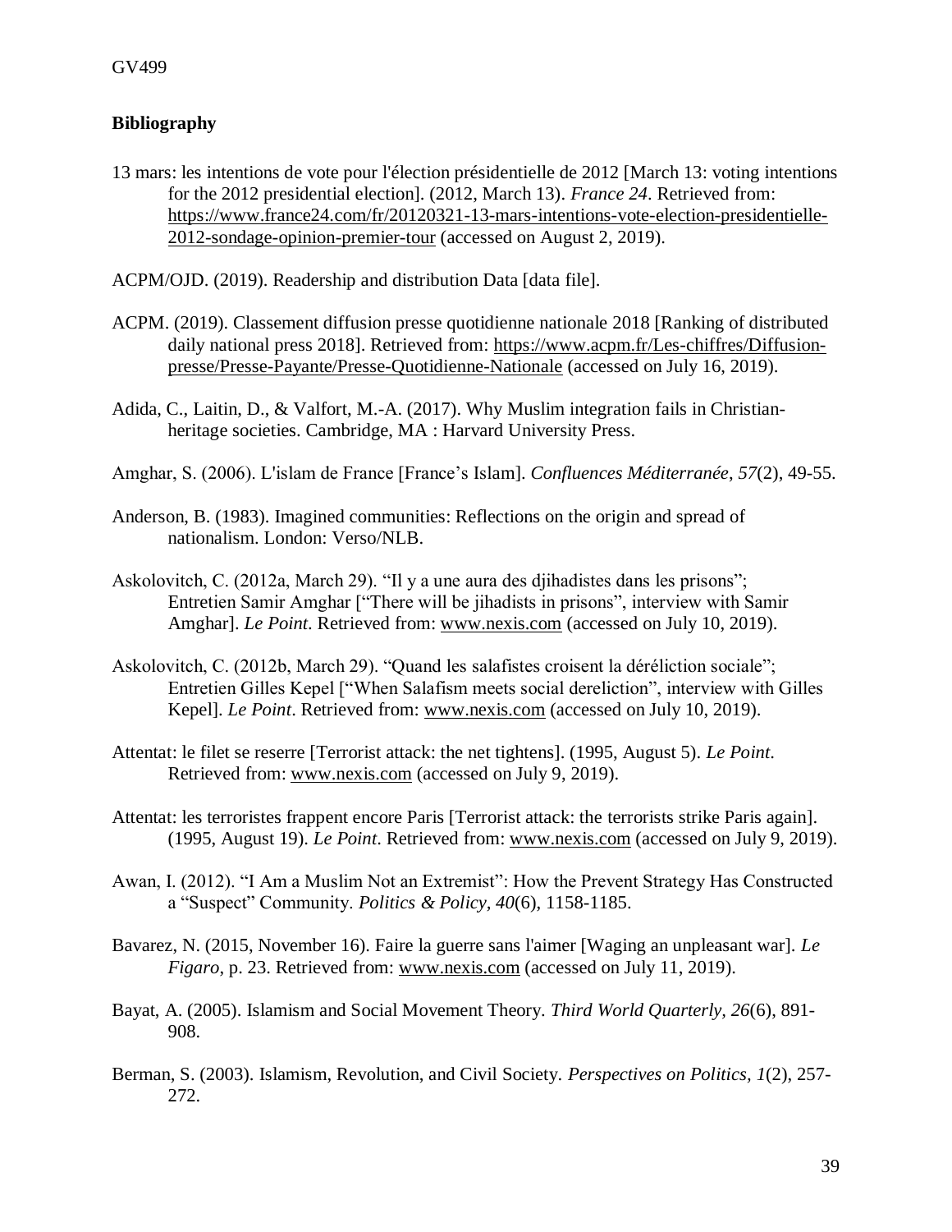**Bibliography**

13 mars: les intentions de vote pour l'élection présidentielle de 2012 [March 13: voting intentions for the 2012 presidential election]. (2012, March 13). *France 24*. Retrieved from: https://www.france24.com/fr/20120321-13-mars-intentions-vote-election-presidentielle-2012-sondage-opinion-premier-tour (accessed on August 2, 2019).

ACPM/OJD. (2019). Readership and distribution Data [data file].

ACPM. (2019). Classement diffusion presse quotidienne nationale 2018 [Ranking of distributed daily national press 2018]. Retrieved from: https://www.acpm.fr/Les-chiffres/Diffusion-presse/Presse-Payante/Presse-Quotidienne-Nationale (accessed on July 16, 2019).

Adida, C., Laitin, D., & Valfort, M.-A. (2017). Why Muslim integration fails in Christian-heritage societies. Cambridge, MA : Harvard University Press.

Amghar, S. (2006). L'islam de France [France's Islam]. *Confluences Méditerranée*, *57*(2), 49-55.

Anderson, B. (1983). Imagined communities: Reflections on the origin and spread of nationalism. London: Verso/NLB.

Askolovitch, C. (2012a, March 29). "Il y a une aura des djihadistes dans les prisons"; Entretien Samir Amghar ["There will be jihadists in prisons", interview with Samir Amghar]. *Le Point*. Retrieved from: www.nexis.com (accessed on July 10, 2019).

Askolovitch, C. (2012b, March 29). "Quand les salafistes croisent la déréliction sociale"; Entretien Gilles Kepel ["When Salafism meets social dereliction", interview with Gilles Kepel]. *Le Point*. Retrieved from: www.nexis.com (accessed on July 10, 2019).

Attentat: le filet se reserre [Terrorist attack: the net tightens]. (1995, August 5). *Le Point*. Retrieved from: www.nexis.com (accessed on July 9, 2019).

Attentat: les terroristes frappent encore Paris [Terrorist attack: the terrorists strike Paris again]. (1995, August 19). *Le Point*. Retrieved from: www.nexis.com (accessed on July 9, 2019).

Awan, I. (2012). "I Am a Muslim Not an Extremist": How the Prevent Strategy Has Constructed a "Suspect" Community. *Politics & Policy*, *40*(6), 1158-1185.

Bavarez, N. (2015, November 16). Faire la guerre sans l'aimer [Waging an unpleasant war]. *Le Figaro*, p. 23. Retrieved from: www.nexis.com (accessed on July 11, 2019).

Bayat, A. (2005). Islamism and Social Movement Theory. *Third World Quarterly*, *26*(6), 891-908.

Berman, S. (2003). Islamism, Revolution, and Civil Society. *Perspectives on Politics*, *1*(2), 257-272.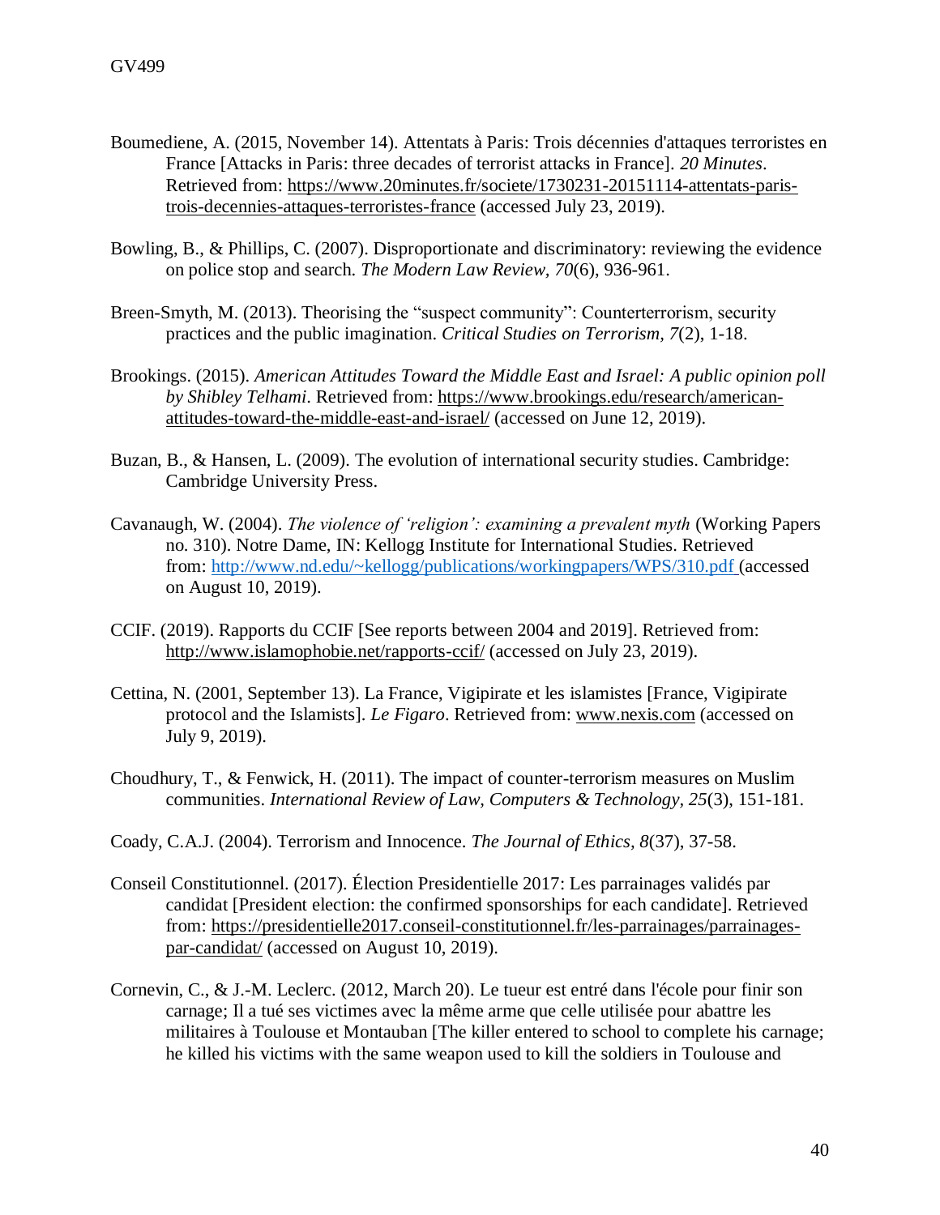Boumediene, A. (2015, November 14). Attentats à Paris: Trois décennies d'attaques terroristes en France [Attacks in Paris: three decades of terrorist attacks in France]. *20 Minutes*. Retrieved from: https://www.20minutes.fr/societe/1730231-20151114-attentats-paris-trois-decennies-attaques-terroristes-france (accessed July 23, 2019).

Bowling, B., & Phillips, C. (2007). Disproportionate and discriminatory: reviewing the evidence on police stop and search. *The Modern Law Review, 70*(6), 936-961.

Breen-Smyth, M. (2013). Theorising the "suspect community": Counterterrorism, security practices and the public imagination. *Critical Studies on Terrorism, 7*(2), 1-18.

Brookings. (2015). *American Attitudes Toward the Middle East and Israel: A public opinion poll by Shibley Telhami*. Retrieved from: https://www.brookings.edu/research/american-attitudes-toward-the-middle-east-and-israel/ (accessed on June 12, 2019).

Buzan, B., & Hansen, L. (2009). The evolution of international security studies. Cambridge: Cambridge University Press.

Cavanaugh, W. (2004). *The violence of 'religion': examining a prevalent myth* (Working Papers no. 310). Notre Dame, IN: Kellogg Institute for International Studies. Retrieved from: http://www.nd.edu/~kellogg/publications/workingpapers/WPS/310.pdf (accessed on August 10, 2019).

CCIF. (2019). Rapports du CCIF [See reports between 2004 and 2019]. Retrieved from: http://www.islamophobie.net/rapports-ccif/ (accessed on July 23, 2019).

Cettina, N. (2001, September 13). La France, Vigipirate et les islamistes [France, Vigipirate protocol and the Islamists]. *Le Figaro*. Retrieved from: www.nexis.com (accessed on July 9, 2019).

Choudhury, T., & Fenwick, H. (2011). The impact of counter-terrorism measures on Muslim communities. *International Review of Law, Computers & Technology, 25*(3), 151-181.

Coady, C.A.J. (2004). Terrorism and Innocence. *The Journal of Ethics, 8*(37), 37-58.

Conseil Constitutionnel. (2017). Élection Presidentielle 2017: Les parrainages validés par candidat [President election: the confirmed sponsorships for each candidate]. Retrieved from: https://presidentielle2017.conseil-constitutionnel.fr/les-parrainages/parrainages-par-candidat/ (accessed on August 10, 2019).

Cornevin, C., & J.-M. Leclerc. (2012, March 20). Le tueur est entré dans l'école pour finir son carnage; Il a tué ses victimes avec la même arme que celle utilisée pour abattre les militaires à Toulouse et Montauban [The killer entered to school to complete his carnage; he killed his victims with the same weapon used to kill the soldiers in Toulouse and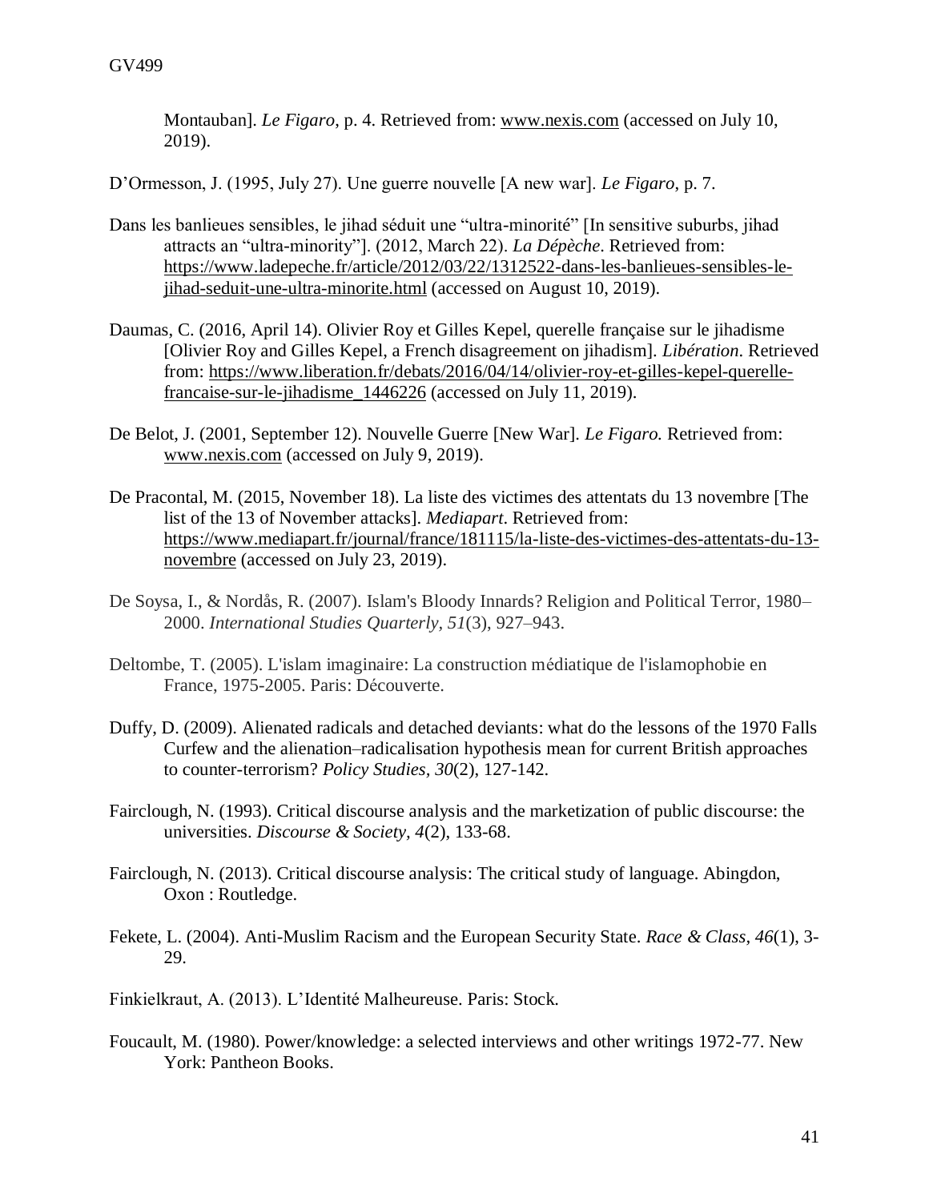Montauban]. *Le Figaro*, p. 4. Retrieved from: www.nexis.com (accessed on July 10, 2019).

D'Ormesson, J. (1995, July 27). Une guerre nouvelle [A new war]. *Le Figaro*, p. 7.

Dans les banlieues sensibles, le jihad séduit une "ultra-minorité" [In sensitive suburbs, jihad attracts an "ultra-minority"]. (2012, March 22). *La Dépèche*. Retrieved from: https://www.ladepeche.fr/article/2012/03/22/1312522-dans-les-banlieues-sensibles-le-jihad-seduit-une-ultra-minorite.html (accessed on August 10, 2019).

Daumas, C. (2016, April 14). Olivier Roy et Gilles Kepel, querelle française sur le jihadisme [Olivier Roy and Gilles Kepel, a French disagreement on jihadism]. *Libération*. Retrieved from: https://www.liberation.fr/debats/2016/04/14/olivier-roy-et-gilles-kepel-querelle-francaise-sur-le-jihadisme_1446226 (accessed on July 11, 2019).

De Belot, J. (2001, September 12). Nouvelle Guerre [New War]. *Le Figaro.* Retrieved from: www.nexis.com (accessed on July 9, 2019).

De Pracontal, M. (2015, November 18). La liste des victimes des attentats du 13 novembre [The list of the 13 of November attacks]. *Mediapart*. Retrieved from: https://www.mediapart.fr/journal/france/181115/la-liste-des-victimes-des-attentats-du-13-novembre (accessed on July 23, 2019).

De Soysa, I., & Nordås, R. (2007). Islam's Bloody Innards? Religion and Political Terror, 1980–2000. *International Studies Quarterly, 51*(3), 927–943.

Deltombe, T. (2005). L'islam imaginaire: La construction médiatique de l'islamophobie en France, 1975-2005. Paris: Découverte.

Duffy, D. (2009). Alienated radicals and detached deviants: what do the lessons of the 1970 Falls Curfew and the alienation–radicalisation hypothesis mean for current British approaches to counter-terrorism? *Policy Studies*, *30*(2), 127-142.

Fairclough, N. (1993). Critical discourse analysis and the marketization of public discourse: the universities. *Discourse & Society*, *4*(2), 133-68.

Fairclough, N. (2013). Critical discourse analysis: The critical study of language. Abingdon, Oxon : Routledge.

Fekete, L. (2004). Anti-Muslim Racism and the European Security State. *Race & Class, 46*(1), 3-29.

Finkielkraut, A. (2013). L'Identité Malheureuse. Paris: Stock.

Foucault, M. (1980). Power/knowledge: a selected interviews and other writings 1972-77. New York: Pantheon Books.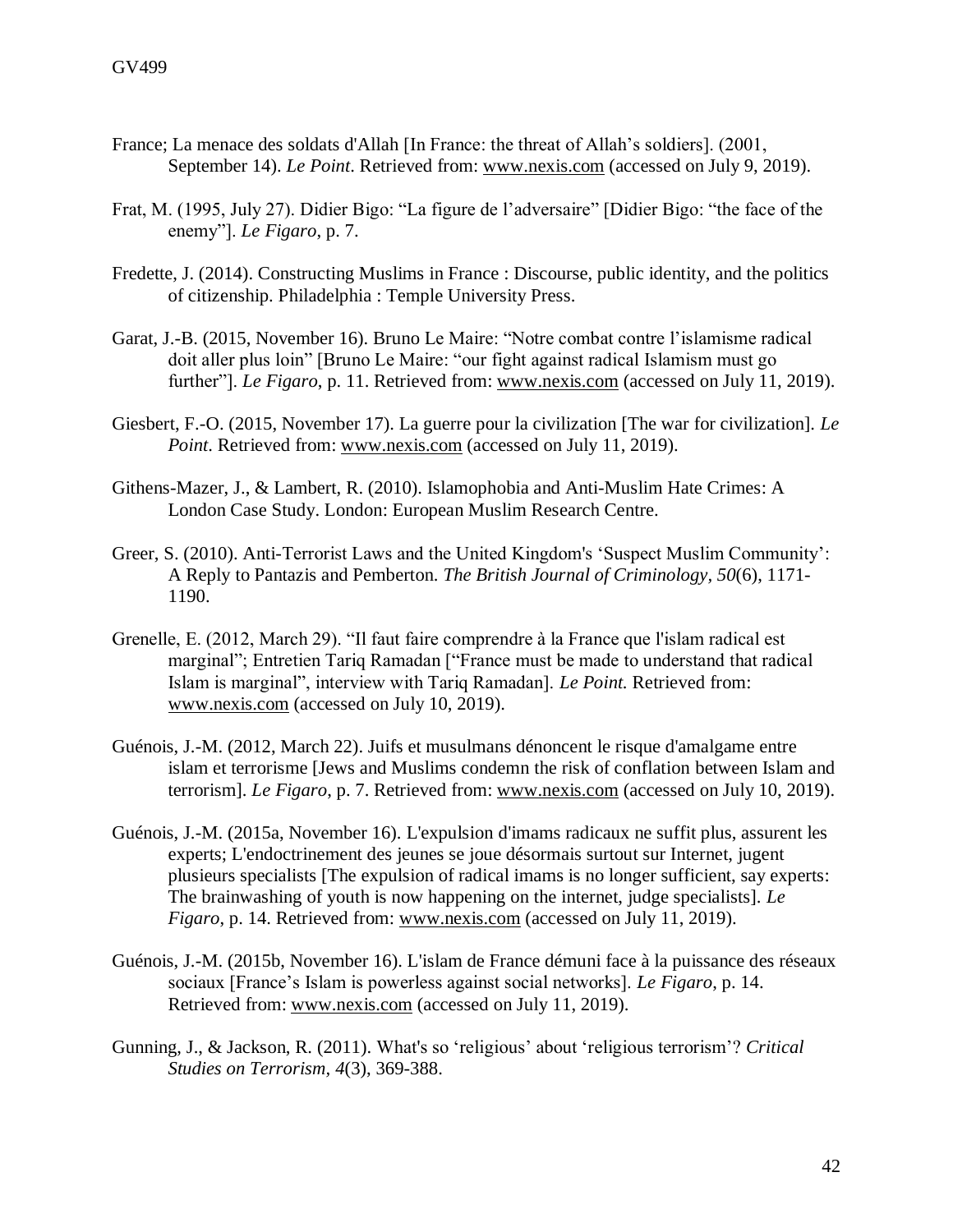France; La menace des soldats d'Allah [In France: the threat of Allah's soldiers]. (2001, September 14). *Le Point*. Retrieved from: www.nexis.com (accessed on July 9, 2019).

Frat, M. (1995, July 27). Didier Bigo: "La figure de l'adversaire" [Didier Bigo: "the face of the enemy"]. *Le Figaro*, p. 7.

Fredette, J. (2014). Constructing Muslims in France : Discourse, public identity, and the politics of citizenship. Philadelphia : Temple University Press.

Garat, J.-B. (2015, November 16). Bruno Le Maire: "Notre combat contre l'islamisme radical doit aller plus loin" [Bruno Le Maire: "our fight against radical Islamism must go further"]. *Le Figaro*, p. 11. Retrieved from: www.nexis.com (accessed on July 11, 2019).

Giesbert, F.-O. (2015, November 17). La guerre pour la civilization [The war for civilization]. *Le Point*. Retrieved from: www.nexis.com (accessed on July 11, 2019).

Githens-Mazer, J., & Lambert, R. (2010). Islamophobia and Anti-Muslim Hate Crimes: A London Case Study. London: European Muslim Research Centre.

Greer, S. (2010). Anti-Terrorist Laws and the United Kingdom's 'Suspect Muslim Community': A Reply to Pantazis and Pemberton. *The British Journal of Criminology, 50*(6), 1171-1190.

Grenelle, E. (2012, March 29). "Il faut faire comprendre à la France que l'islam radical est marginal"; Entretien Tariq Ramadan ["France must be made to understand that radical Islam is marginal", interview with Tariq Ramadan]. *Le Point.* Retrieved from: www.nexis.com (accessed on July 10, 2019).

Guénois, J.-M. (2012, March 22). Juifs et musulmans dénoncent le risque d'amalgame entre islam et terrorisme [Jews and Muslims condemn the risk of conflation between Islam and terrorism]. *Le Figaro*, p. 7. Retrieved from: www.nexis.com (accessed on July 10, 2019).

Guénois, J.-M. (2015a, November 16). L'expulsion d'imams radicaux ne suffit plus, assurent les experts; L'endoctrinement des jeunes se joue désormais surtout sur Internet, jugent plusieurs specialists [The expulsion of radical imams is no longer sufficient, say experts: The brainwashing of youth is now happening on the internet, judge specialists]. *Le Figaro*, p. 14. Retrieved from: www.nexis.com (accessed on July 11, 2019).

Guénois, J.-M. (2015b, November 16). L'islam de France démuni face à la puissance des réseaux sociaux [France's Islam is powerless against social networks]. *Le Figaro*, p. 14. Retrieved from: www.nexis.com (accessed on July 11, 2019).

Gunning, J., & Jackson, R. (2011). What's so 'religious' about 'religious terrorism'? *Critical Studies on Terrorism, 4*(3), 369-388.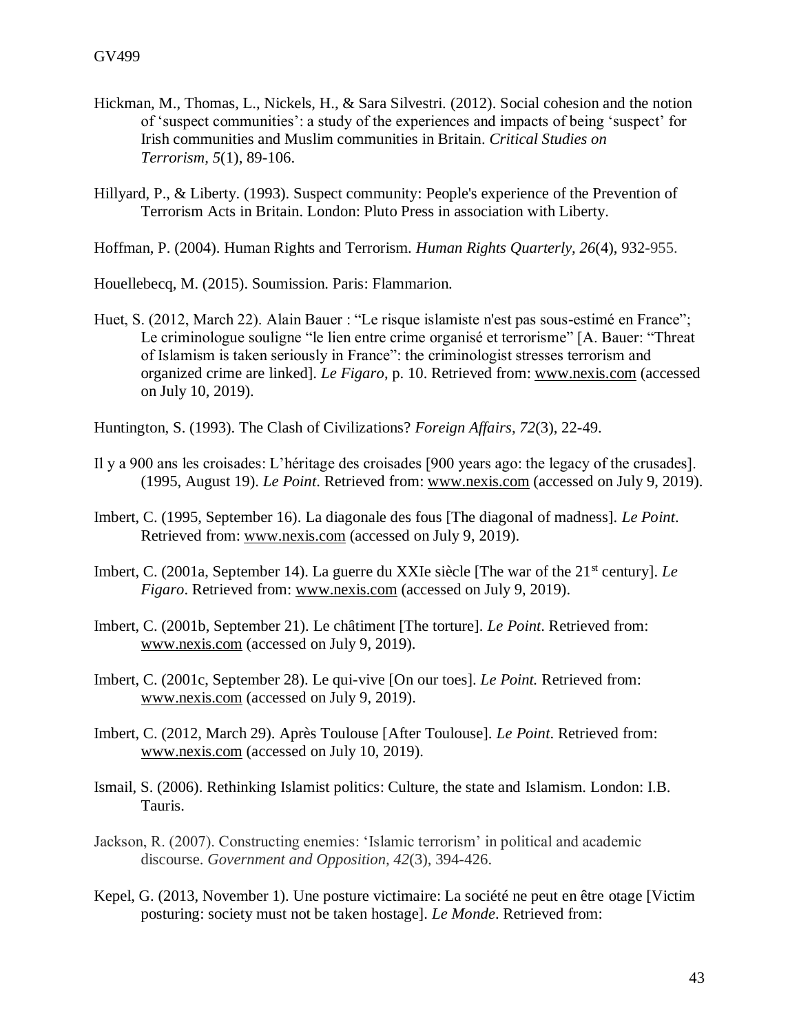Hickman, M., Thomas, L., Nickels, H., & Sara Silvestri. (2012). Social cohesion and the notion of 'suspect communities': a study of the experiences and impacts of being 'suspect' for Irish communities and Muslim communities in Britain. *Critical Studies on Terrorism*, *5*(1), 89-106.

Hillyard, P., & Liberty. (1993). Suspect community: People's experience of the Prevention of Terrorism Acts in Britain. London: Pluto Press in association with Liberty.

Hoffman, P. (2004). Human Rights and Terrorism. *Human Rights Quarterly, 26*(4), 932-955.

Houellebecq, M. (2015). Soumission. Paris: Flammarion.

Huet, S. (2012, March 22). Alain Bauer : "Le risque islamiste n'est pas sous-estimé en France"; Le criminologue souligne "le lien entre crime organisé et terrorisme" [A. Bauer: "Threat of Islamism is taken seriously in France": the criminologist stresses terrorism and organized crime are linked]. *Le Figaro*, p. 10. Retrieved from: www.nexis.com (accessed on July 10, 2019).

Huntington, S. (1993). The Clash of Civilizations? *Foreign Affairs*, *72*(3), 22-49.

Il y a 900 ans les croisades: L'héritage des croisades [900 years ago: the legacy of the crusades]. (1995, August 19). *Le Point*. Retrieved from: www.nexis.com (accessed on July 9, 2019).

Imbert, C. (1995, September 16). La diagonale des fous [The diagonal of madness]. *Le Point*. Retrieved from: www.nexis.com (accessed on July 9, 2019).

Imbert, C. (2001a, September 14). La guerre du XXIe siècle [The war of the 21st century]. *Le Figaro*. Retrieved from: www.nexis.com (accessed on July 9, 2019).

Imbert, C. (2001b, September 21). Le châtiment [The torture]. *Le Point*. Retrieved from: www.nexis.com (accessed on July 9, 2019).

Imbert, C. (2001c, September 28). Le qui-vive [On our toes]. *Le Point.* Retrieved from: www.nexis.com (accessed on July 9, 2019).

Imbert, C. (2012, March 29). Après Toulouse [After Toulouse]. *Le Point*. Retrieved from: www.nexis.com (accessed on July 10, 2019).

Ismail, S. (2006). Rethinking Islamist politics: Culture, the state and Islamism. London: I.B. Tauris.

Jackson, R. (2007). Constructing enemies: 'Islamic terrorism' in political and academic discourse. *Government and Opposition, 42*(3), 394-426.

Kepel, G. (2013, November 1). Une posture victimaire: La société ne peut en être otage [Victim posturing: society must not be taken hostage]. *Le Monde*. Retrieved from: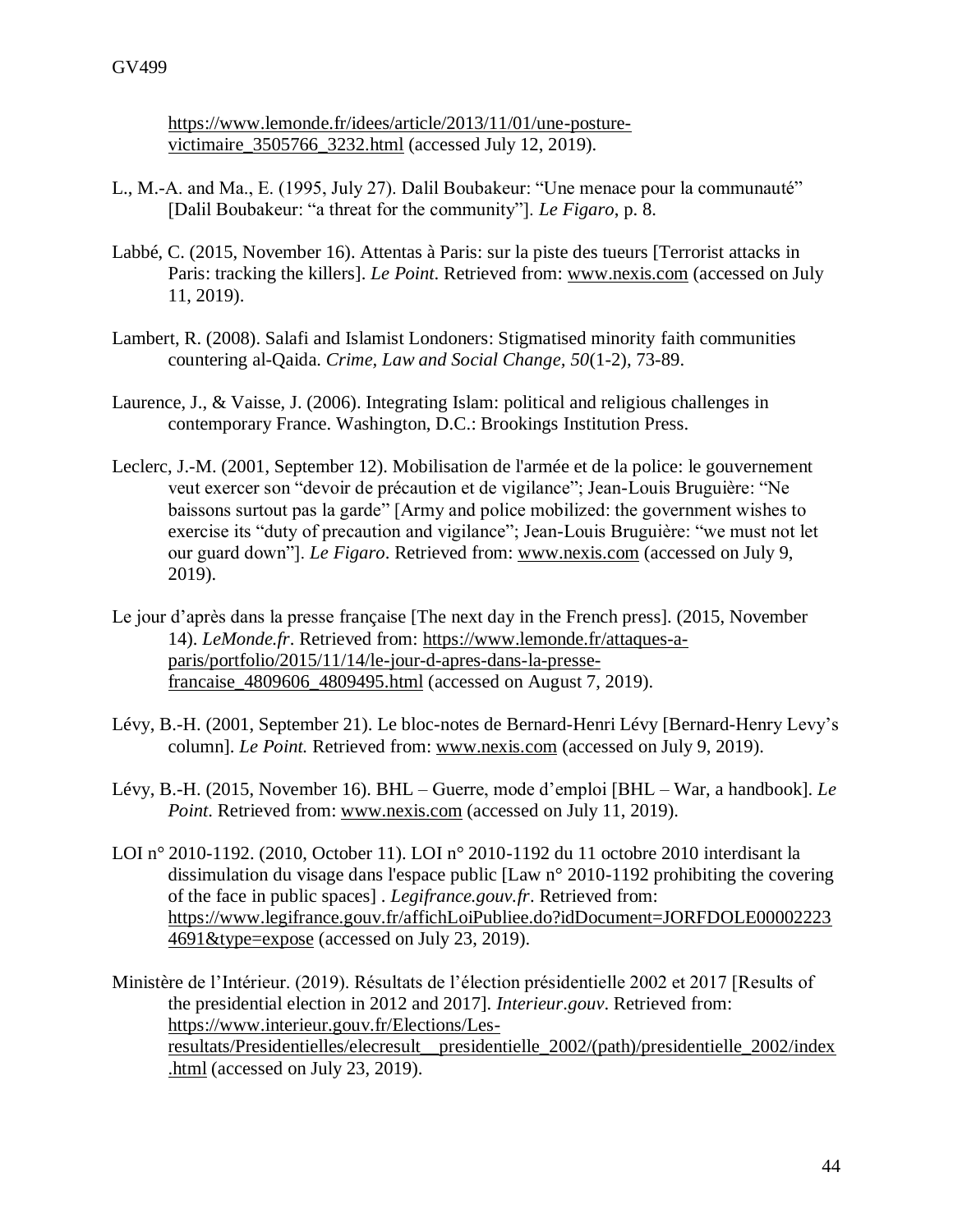https://www.lemonde.fr/idees/article/2013/11/01/une-posture-victimaire_3505766_3232.html (accessed July 12, 2019).

L., M.-A. and Ma., E. (1995, July 27). Dalil Boubakeur: "Une menace pour la communauté" [Dalil Boubakeur: "a threat for the community"]. *Le Figaro*, p. 8.

Labbé, C. (2015, November 16). Attentas à Paris: sur la piste des tueurs [Terrorist attacks in Paris: tracking the killers]. *Le Point*. Retrieved from: www.nexis.com (accessed on July 11, 2019).

Lambert, R. (2008). Salafi and Islamist Londoners: Stigmatised minority faith communities countering al-Qaida. *Crime, Law and Social Change, 50*(1-2), 73-89.

Laurence, J., & Vaisse, J. (2006). Integrating Islam: political and religious challenges in contemporary France. Washington, D.C.: Brookings Institution Press.

Leclerc, J.-M. (2001, September 12). Mobilisation de l'armée et de la police: le gouvernement veut exercer son "devoir de précaution et de vigilance"; Jean-Louis Bruguière: "Ne baissons surtout pas la garde" [Army and police mobilized: the government wishes to exercise its "duty of precaution and vigilance"; Jean-Louis Bruguière: "we must not let our guard down"]. *Le Figaro*. Retrieved from: www.nexis.com (accessed on July 9, 2019).

Le jour d'après dans la presse française [The next day in the French press]. (2015, November 14). *LeMonde.fr*. Retrieved from: https://www.lemonde.fr/attaques-a-paris/portfolio/2015/11/14/le-jour-d-apres-dans-la-presse-francaise_4809606_4809495.html (accessed on August 7, 2019).

Lévy, B.-H. (2001, September 21). Le bloc-notes de Bernard-Henri Lévy [Bernard-Henry Levy's column]. *Le Point.* Retrieved from: www.nexis.com (accessed on July 9, 2019).

Lévy, B.-H. (2015, November 16). BHL – Guerre, mode d'emploi [BHL – War, a handbook]. *Le Point*. Retrieved from: www.nexis.com (accessed on July 11, 2019).

LOI n° 2010-1192. (2010, October 11). LOI n° 2010-1192 du 11 octobre 2010 interdisant la dissimulation du visage dans l'espace public [Law n° 2010-1192 prohibiting the covering of the face in public spaces] . *Legifrance.gouv.fr*. Retrieved from: https://www.legifrance.gouv.fr/affichLoiPubliee.do?idDocument=JORFDOLE000022234691&type=expose (accessed on July 23, 2019).

Ministère de l'Intérieur. (2019). Résultats de l'élection présidentielle 2002 et 2017 [Results of the presidential election in 2012 and 2017]. *Interieur.gouv*. Retrieved from: https://www.interieur.gouv.fr/Elections/Les-resultats/Presidentielles/elecresult__presidentielle_2002/(path)/presidentielle_2002/index.html (accessed on July 23, 2019).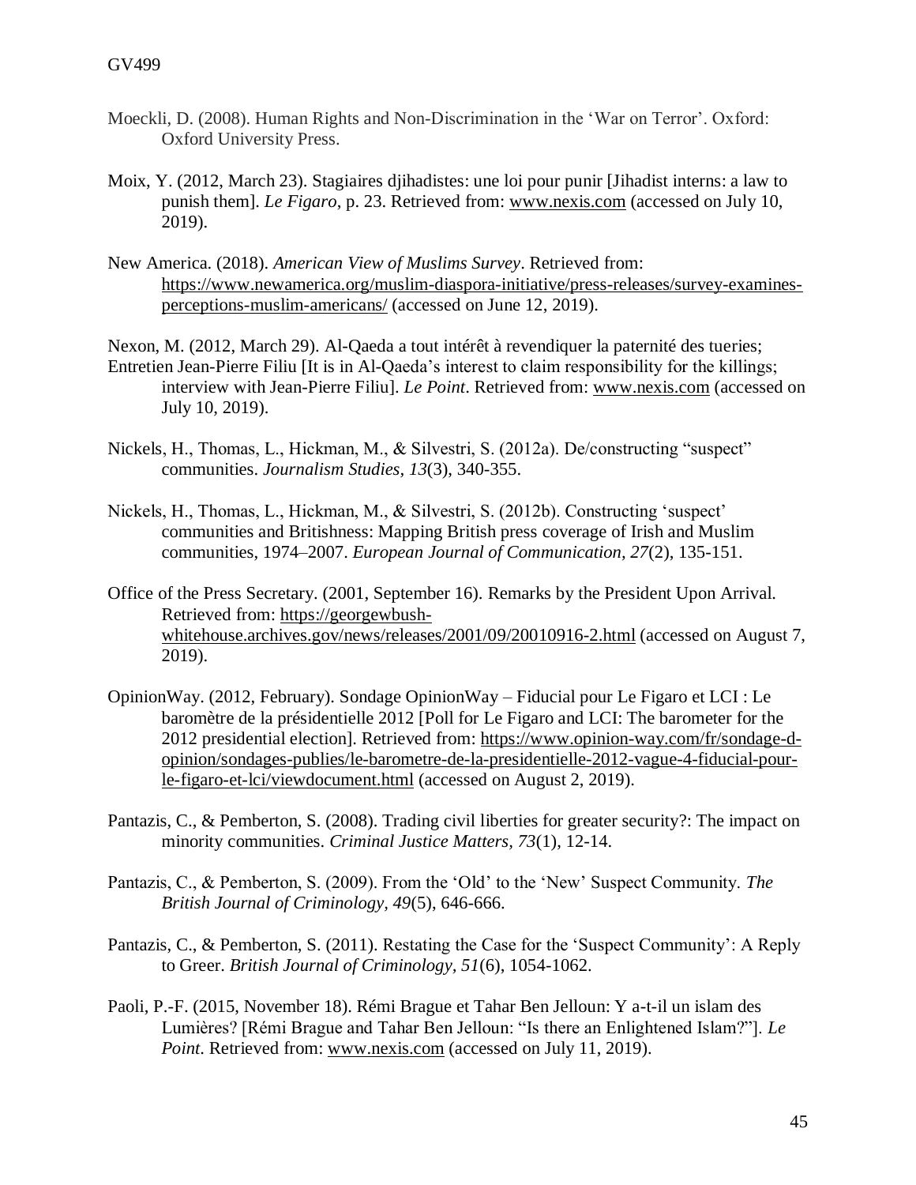Moeckli, D. (2008). Human Rights and Non-Discrimination in the 'War on Terror'. Oxford: Oxford University Press.

Moix, Y. (2012, March 23). Stagiaires djihadistes: une loi pour punir [Jihadist interns: a law to punish them]. *Le Figaro*, p. 23. Retrieved from: www.nexis.com (accessed on July 10, 2019).

New America. (2018). *American View of Muslims Survey*. Retrieved from: https://www.newamerica.org/muslim-diaspora-initiative/press-releases/survey-examines-perceptions-muslim-americans/ (accessed on June 12, 2019).

Nexon, M. (2012, March 29). Al-Qaeda a tout intérêt à revendiquer la paternité des tueries; Entretien Jean-Pierre Filiu [It is in Al-Qaeda's interest to claim responsibility for the killings; interview with Jean-Pierre Filiu]. *Le Point*. Retrieved from: www.nexis.com (accessed on July 10, 2019).

Nickels, H., Thomas, L., Hickman, M., & Silvestri, S. (2012a). De/constructing "suspect" communities. *Journalism Studies, 13*(3), 340-355.

Nickels, H., Thomas, L., Hickman, M., & Silvestri, S. (2012b). Constructing 'suspect' communities and Britishness: Mapping British press coverage of Irish and Muslim communities, 1974–2007. *European Journal of Communication, 27*(2), 135-151.

Office of the Press Secretary. (2001, September 16). Remarks by the President Upon Arrival. Retrieved from: https://georgewbush-whitehouse.archives.gov/news/releases/2001/09/20010916-2.html (accessed on August 7, 2019).

OpinionWay. (2012, February). Sondage OpinionWay – Fiducial pour Le Figaro et LCI : Le baromètre de la présidentielle 2012 [Poll for Le Figaro and LCI: The barometer for the 2012 presidential election]. Retrieved from: https://www.opinion-way.com/fr/sondage-d-opinion/sondages-publies/le-barometre-de-la-presidentielle-2012-vague-4-fiducial-pour-le-figaro-et-lci/viewdocument.html (accessed on August 2, 2019).

Pantazis, C., & Pemberton, S. (2008). Trading civil liberties for greater security?: The impact on minority communities. *Criminal Justice Matters, 73*(1), 12-14.

Pantazis, C., & Pemberton, S. (2009). From the 'Old' to the 'New' Suspect Community. *The British Journal of Criminology, 49*(5), 646-666.

Pantazis, C., & Pemberton, S. (2011). Restating the Case for the 'Suspect Community': A Reply to Greer. *British Journal of Criminology, 51*(6), 1054-1062.

Paoli, P.-F. (2015, November 18). Rémi Brague et Tahar Ben Jelloun: Y a-t-il un islam des Lumières? [Rémi Brague and Tahar Ben Jelloun: "Is there an Enlightened Islam?"]. *Le Point*. Retrieved from: www.nexis.com (accessed on July 11, 2019).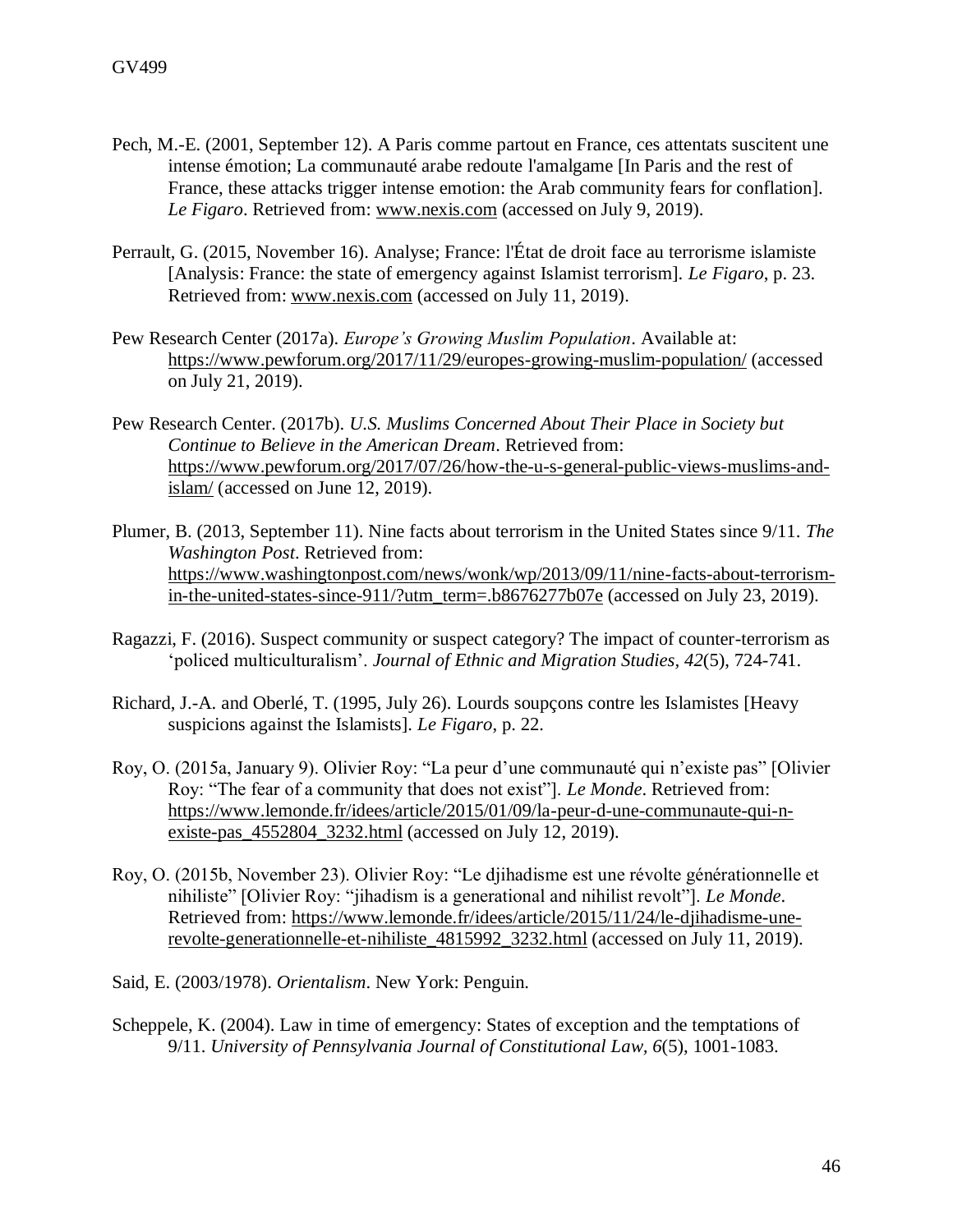Pech, M.-E. (2001, September 12). A Paris comme partout en France, ces attentats suscitent une intense émotion; La communauté arabe redoute l'amalgame [In Paris and the rest of France, these attacks trigger intense emotion: the Arab community fears for conflation]. *Le Figaro*. Retrieved from: www.nexis.com (accessed on July 9, 2019).

Perrault, G. (2015, November 16). Analyse; France: l'État de droit face au terrorisme islamiste [Analysis: France: the state of emergency against Islamist terrorism]. *Le Figaro*, p. 23. Retrieved from: www.nexis.com (accessed on July 11, 2019).

Pew Research Center (2017a). *Europe's Growing Muslim Population*. Available at: https://www.pewforum.org/2017/11/29/europes-growing-muslim-population/ (accessed on July 21, 2019).

Pew Research Center. (2017b). *U.S. Muslims Concerned About Their Place in Society but Continue to Believe in the American Dream*. Retrieved from: https://www.pewforum.org/2017/07/26/how-the-u-s-general-public-views-muslims-and-islam/ (accessed on June 12, 2019).

Plumer, B. (2013, September 11). Nine facts about terrorism in the United States since 9/11. *The Washington Post*. Retrieved from: https://www.washingtonpost.com/news/wonk/wp/2013/09/11/nine-facts-about-terrorism-in-the-united-states-since-911/?utm_term=.b8676277b07e (accessed on July 23, 2019).

Ragazzi, F. (2016). Suspect community or suspect category? The impact of counter-terrorism as 'policed multiculturalism'. *Journal of Ethnic and Migration Studies*, *42*(5), 724-741.

Richard, J.-A. and Oberlé, T. (1995, July 26). Lourds soupçons contre les Islamistes [Heavy suspicions against the Islamists]. *Le Figaro*, p. 22.

Roy, O. (2015a, January 9). Olivier Roy: "La peur d'une communauté qui n'existe pas" [Olivier Roy: "The fear of a community that does not exist"]. *Le Monde*. Retrieved from: https://www.lemonde.fr/idees/article/2015/01/09/la-peur-d-une-communaute-qui-n-existe-pas_4552804_3232.html (accessed on July 12, 2019).

Roy, O. (2015b, November 23). Olivier Roy: "Le djihadisme est une révolte générationnelle et nihiliste" [Olivier Roy: "jihadism is a generational and nihilist revolt"]. *Le Monde*. Retrieved from: https://www.lemonde.fr/idees/article/2015/11/24/le-djihadisme-une-revolte-generationnelle-et-nihiliste_4815992_3232.html (accessed on July 11, 2019).

Said, E. (2003/1978). *Orientalism*. New York: Penguin.

Scheppele, K. (2004). Law in time of emergency: States of exception and the temptations of 9/11. *University of Pennsylvania Journal of Constitutional Law*, *6*(5), 1001-1083.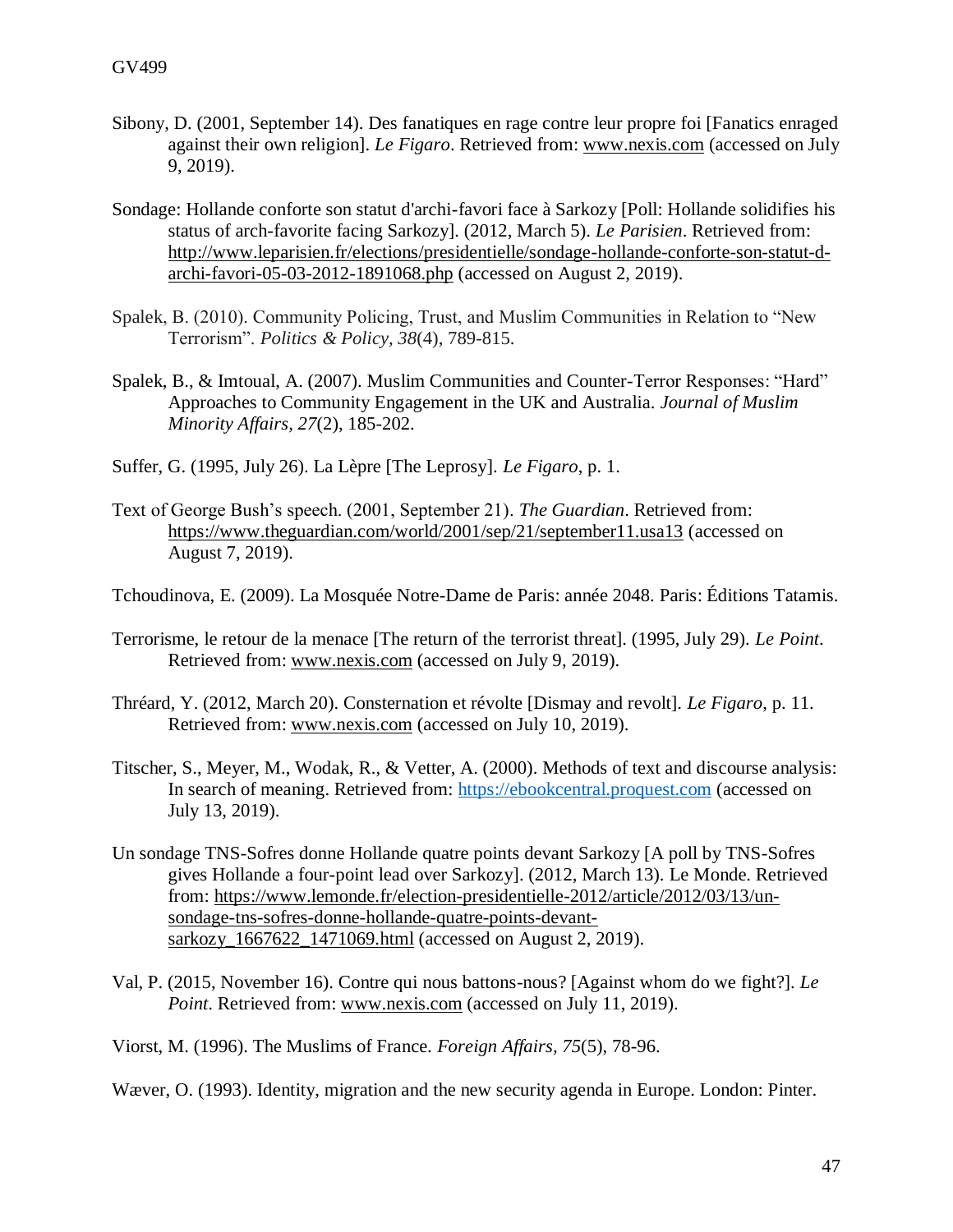Sibony, D. (2001, September 14). Des fanatiques en rage contre leur propre foi [Fanatics enraged against their own religion]. *Le Figaro*. Retrieved from: www.nexis.com (accessed on July 9, 2019).

Sondage: Hollande conforte son statut d'archi-favori face à Sarkozy [Poll: Hollande solidifies his status of arch-favorite facing Sarkozy]. (2012, March 5). *Le Parisien*. Retrieved from: http://www.leparisien.fr/elections/presidentielle/sondage-hollande-conforte-son-statut-d-archi-favori-05-03-2012-1891068.php (accessed on August 2, 2019).

Spalek, B. (2010). Community Policing, Trust, and Muslim Communities in Relation to "New Terrorism". *Politics & Policy, 38*(4), 789-815.

Spalek, B., & Imtoual, A. (2007). Muslim Communities and Counter-Terror Responses: "Hard" Approaches to Community Engagement in the UK and Australia. *Journal of Muslim Minority Affairs, 27*(2), 185-202.

Suffer, G. (1995, July 26). La Lèpre [The Leprosy]. *Le Figaro*, p. 1.

Text of George Bush's speech. (2001, September 21). *The Guardian*. Retrieved from: https://www.theguardian.com/world/2001/sep/21/september11.usa13 (accessed on August 7, 2019).

Tchoudinova, E. (2009). La Mosquée Notre-Dame de Paris: année 2048. Paris: Éditions Tatamis.

Terrorisme, le retour de la menace [The return of the terrorist threat]. (1995, July 29). *Le Point*. Retrieved from: www.nexis.com (accessed on July 9, 2019).

Thréard, Y. (2012, March 20). Consternation et révolte [Dismay and revolt]. *Le Figaro*, p. 11. Retrieved from: www.nexis.com (accessed on July 10, 2019).

Titscher, S., Meyer, M., Wodak, R., & Vetter, A. (2000). Methods of text and discourse analysis: In search of meaning. Retrieved from: https://ebookcentral.proquest.com (accessed on July 13, 2019).

Un sondage TNS-Sofres donne Hollande quatre points devant Sarkozy [A poll by TNS-Sofres gives Hollande a four-point lead over Sarkozy]. (2012, March 13). Le Monde. Retrieved from: https://www.lemonde.fr/election-presidentielle-2012/article/2012/03/13/un-sondage-tns-sofres-donne-hollande-quatre-points-devant-sarkozy_1667622_1471069.html (accessed on August 2, 2019).

Val, P. (2015, November 16). Contre qui nous battons-nous? [Against whom do we fight?]. *Le Point*. Retrieved from: www.nexis.com (accessed on July 11, 2019).

Viorst, M. (1996). The Muslims of France. *Foreign Affairs, 75*(5), 78-96.

Wæver, O. (1993). Identity, migration and the new security agenda in Europe. London: Pinter.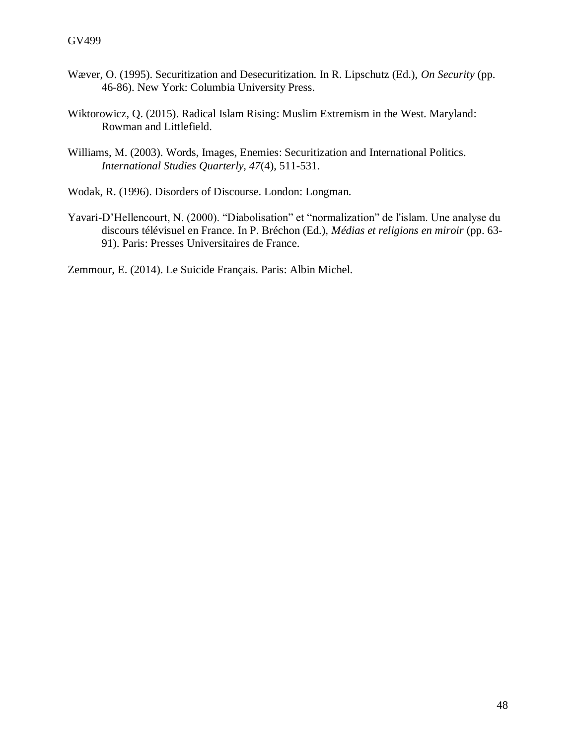Wæver, O. (1995). Securitization and Desecuritization. In R. Lipschutz (Ed.), *On Security* (pp. 46-86). New York: Columbia University Press.

Wiktorowicz, Q. (2015). Radical Islam Rising: Muslim Extremism in the West. Maryland: Rowman and Littlefield.

Williams, M. (2003). Words, Images, Enemies: Securitization and International Politics. *International Studies Quarterly, 47*(4), 511-531.

Wodak, R. (1996). Disorders of Discourse. London: Longman.

Yavari-D'Hellencourt, N. (2000). "Diabolisation" et "normalization" de l'islam. Une analyse du discours télévisuel en France. In P. Bréchon (Ed.), *Médias et religions en miroir* (pp. 63-91). Paris: Presses Universitaires de France.

Zemmour, E. (2014). Le Suicide Français. Paris: Albin Michel.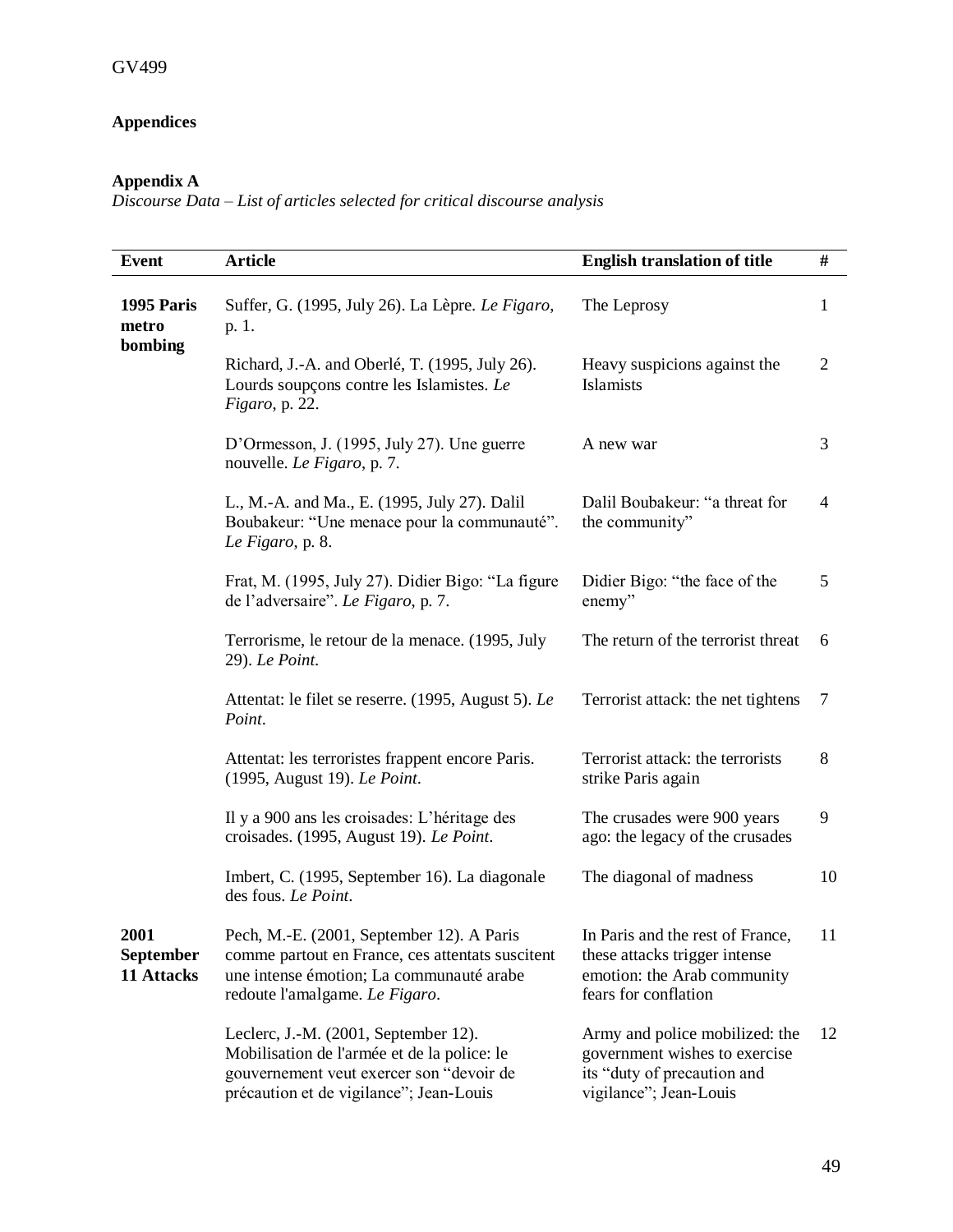## Appendices

### Appendix A

*Discourse Data – List of articles selected for critical discourse analysis*

| Event | Article | English translation of title | # |
|---|---|---|---|
| **1995 Paris metro bombing** | Suffer, G. (1995, July 26). La Lèpre. *Le Figaro*, p. 1. | The Leprosy | 1 |
| | Richard, J.-A. and Oberlé, T. (1995, July 26). Lourds soupçons contre les Islamistes. *Le Figaro*, p. 22. | Heavy suspicions against the Islamists | 2 |
| | D'Ormesson, J. (1995, July 27). Une guerre nouvelle. *Le Figaro*, p. 7. | A new war | 3 |
| | L., M.-A. and Ma., E. (1995, July 27). Dalil Boubakeur: "Une menace pour la communauté". *Le Figaro*, p. 8. | Dalil Boubakeur: "a threat for the community" | 4 |
| | Frat, M. (1995, July 27). Didier Bigo: "La figure de l'adversaire". *Le Figaro*, p. 7. | Didier Bigo: "the face of the enemy" | 5 |
| | Terrorisme, le retour de la menace. (1995, July 29). *Le Point*. | The return of the terrorist threat | 6 |
| | Attentat: le filet se reserre. (1995, August 5). *Le Point*. | Terrorist attack: the net tightens | 7 |
| | Attentat: les terroristes frappent encore Paris. (1995, August 19). *Le Point*. | Terrorist attack: the terrorists strike Paris again | 8 |
| | Il y a 900 ans les croisades: L'héritage des croisades. (1995, August 19). *Le Point*. | The crusades were 900 years ago: the legacy of the crusades | 9 |
| | Imbert, C. (1995, September 16). La diagonale des fous. *Le Point*. | The diagonal of madness | 10 |
| **2001 September 11 Attacks** | Pech, M.-E. (2001, September 12). A Paris comme partout en France, ces attentats suscitent une intense émotion; La communauté arabe redoute l'amalgame. *Le Figaro*. | In Paris and the rest of France, these attacks trigger intense emotion: the Arab community fears for conflation | 11 |
| | Leclerc, J.-M. (2001, September 12). Mobilisation de l'armée et de la police: le gouvernement veut exercer son "devoir de précaution et de vigilance"; Jean-Louis | Army and police mobilized: the government wishes to exercise its "duty of precaution and vigilance"; Jean-Louis | 12 |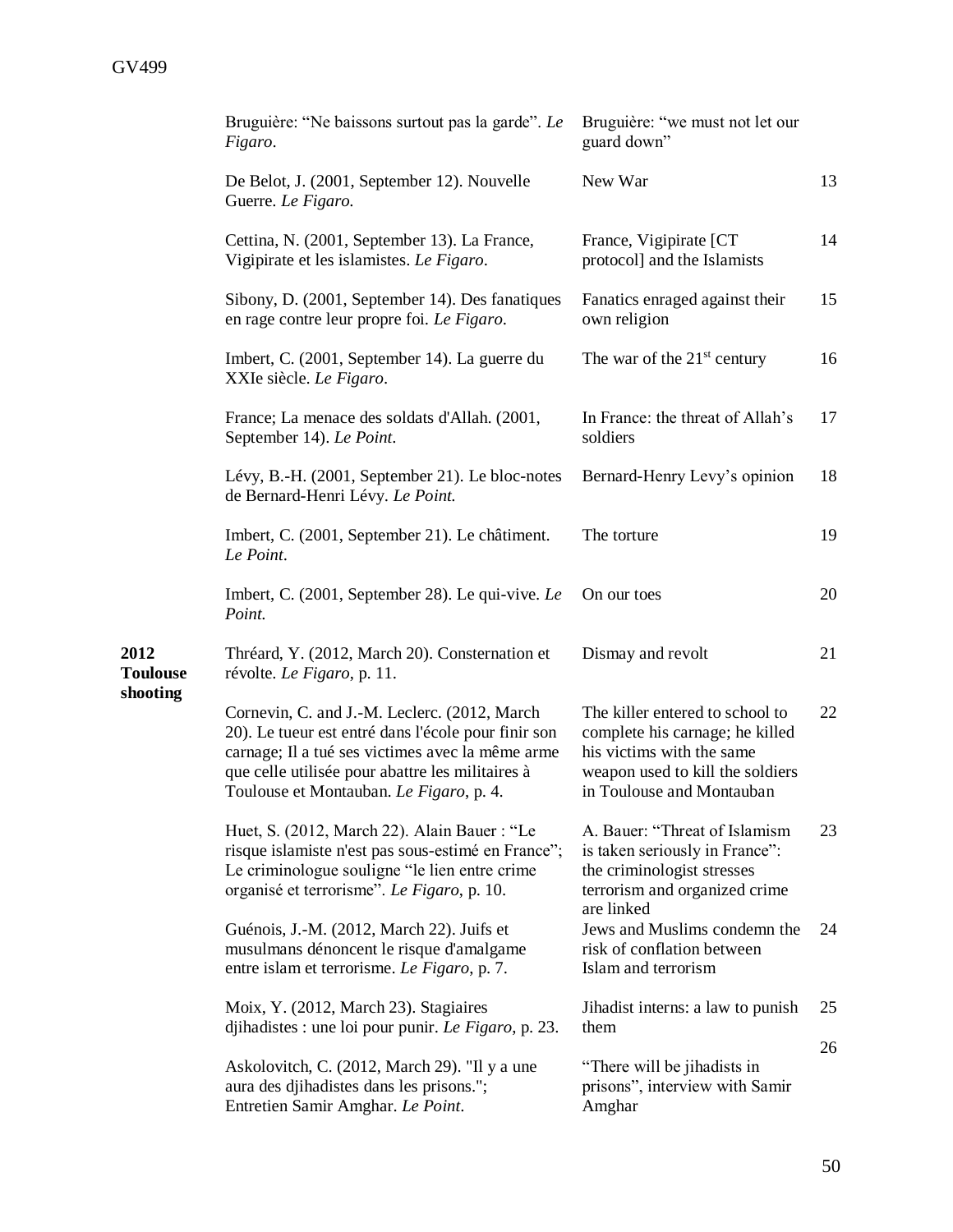| | | | |
|---|---|---|---|
| | Bruguière: “Ne baissons surtout pas la garde”. *Le Figaro*. | Bruguière: “we must not let our guard down” | |
| | De Belot, J. (2001, September 12). Nouvelle Guerre. *Le Figaro*. | New War | 13 |
| | Cettina, N. (2001, September 13). La France, Vigipirate et les islamistes. *Le Figaro*. | France, Vigipirate [CT protocol] and the Islamists | 14 |
| | Sibony, D. (2001, September 14). Des fanatiques en rage contre leur propre foi. *Le Figaro*. | Fanatics enraged against their own religion | 15 |
| | Imbert, C. (2001, September 14). La guerre du XXIe siècle. *Le Figaro*. | The war of the 21st century | 16 |
| | France; La menace des soldats d'Allah. (2001, September 14). *Le Point*. | In France: the threat of Allah’s soldiers | 17 |
| | Lévy, B.-H. (2001, September 21). Le bloc-notes de Bernard-Henri Lévy. *Le Point*. | Bernard-Henry Levy’s opinion | 18 |
| | Imbert, C. (2001, September 21). Le châtiment. *Le Point*. | The torture | 19 |
| | Imbert, C. (2001, September 28). Le qui-vive. *Le Point*. | On our toes | 20 |
| **2012 Toulouse shooting** | Thréard, Y. (2012, March 20). Consternation et révolte. *Le Figaro*, p. 11. | Dismay and revolt | 21 |
| | Cornevin, C. and J.-M. Leclerc. (2012, March 20). Le tueur est entré dans l'école pour finir son carnage; Il a tué ses victimes avec la même arme que celle utilisée pour abattre les militaires à Toulouse et Montauban. *Le Figaro*, p. 4. | The killer entered to school to complete his carnage; he killed his victims with the same weapon used to kill the soldiers in Toulouse and Montauban | 22 |
| | Huet, S. (2012, March 22). Alain Bauer : “Le risque islamiste n'est pas sous-estimé en France”; Le criminologue souligne “le lien entre crime organisé et terrorisme”. *Le Figaro*, p. 10. | A. Bauer: “Threat of Islamism is taken seriously in France”: the criminologist stresses terrorism and organized crime are linked | 23 |
| | Guénois, J.-M. (2012, March 22). Juifs et musulmans dénoncent le risque d'amalgame entre islam et terrorisme. *Le Figaro*, p. 7. | Jews and Muslims condemn the risk of conflation between Islam and terrorism | 24 |
| | Moix, Y. (2012, March 23). Stagiaires djihadistes : une loi pour punir. *Le Figaro*, p. 23. | Jihadist interns: a law to punish them | 25 |
| | Askolovitch, C. (2012, March 29). "Il y a une aura des djihadistes dans les prisons."; Entretien Samir Amghar. *Le Point*. | “There will be jihadists in prisons”, interview with Samir Amghar | 26 |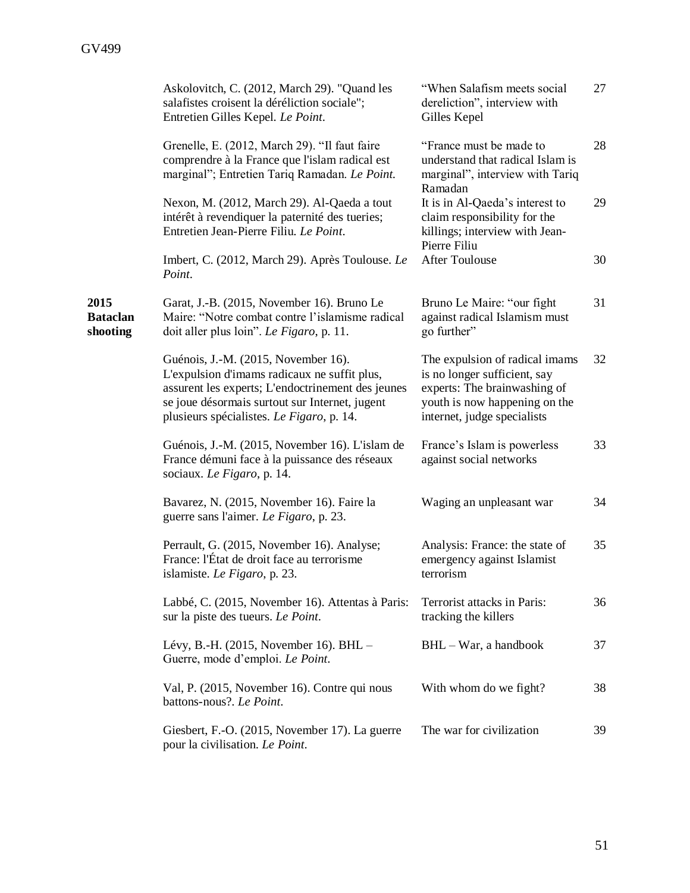| | | | |
|---|---|---|---|
| | Askolovitch, C. (2012, March 29). "Quand les salafistes croisent la déréliction sociale"; Entretien Gilles Kepel. *Le Point*. | "When Salafism meets social dereliction", interview with Gilles Kepel | 27 |
| | Grenelle, E. (2012, March 29). "Il faut faire comprendre à la France que l'islam radical est marginal"; Entretien Tariq Ramadan. *Le Point.* | "France must be made to understand that radical Islam is marginal", interview with Tariq Ramadan | 28 |
| | Nexon, M. (2012, March 29). Al-Qaeda a tout intérêt à revendiquer la paternité des tueries; Entretien Jean-Pierre Filiu. *Le Point*. | It is in Al-Qaeda's interest to claim responsibility for the killings; interview with Jean-Pierre Filiu | 29 |
| | Imbert, C. (2012, March 29). Après Toulouse. *Le Point*. | After Toulouse | 30 |
| **2015 Bataclan shooting** | Garat, J.-B. (2015, November 16). Bruno Le Maire: "Notre combat contre l'islamisme radical doit aller plus loin". *Le Figaro*, p. 11. | Bruno Le Maire: "our fight against radical Islamism must go further" | 31 |
| | Guénois, J.-M. (2015, November 16). L'expulsion d'imams radicaux ne suffit plus, assurent les experts; L'endoctrinement des jeunes se joue désormais surtout sur Internet, jugent plusieurs spécialistes. *Le Figaro*, p. 14. | The expulsion of radical imams is no longer sufficient, say experts: The brainwashing of youth is now happening on the internet, judge specialists | 32 |
| | Guénois, J.-M. (2015, November 16). L'islam de France démuni face à la puissance des réseaux sociaux. *Le Figaro*, p. 14. | France's Islam is powerless against social networks | 33 |
| | Bavarez, N. (2015, November 16). Faire la guerre sans l'aimer. *Le Figaro*, p. 23. | Waging an unpleasant war | 34 |
| | Perrault, G. (2015, November 16). Analyse; France: l'État de droit face au terrorisme islamiste. *Le Figaro*, p. 23. | Analysis: France: the state of emergency against Islamist terrorism | 35 |
| | Labbé, C. (2015, November 16). Attentas à Paris: sur la piste des tueurs. *Le Point*. | Terrorist attacks in Paris: tracking the killers | 36 |
| | Lévy, B.-H. (2015, November 16). BHL – Guerre, mode d'emploi. *Le Point*. | BHL – War, a handbook | 37 |
| | Val, P. (2015, November 16). Contre qui nous battons-nous?. *Le Point*. | With whom do we fight? | 38 |
| | Giesbert, F.-O. (2015, November 17). La guerre pour la civilisation. *Le Point*. | The war for civilization | 39 |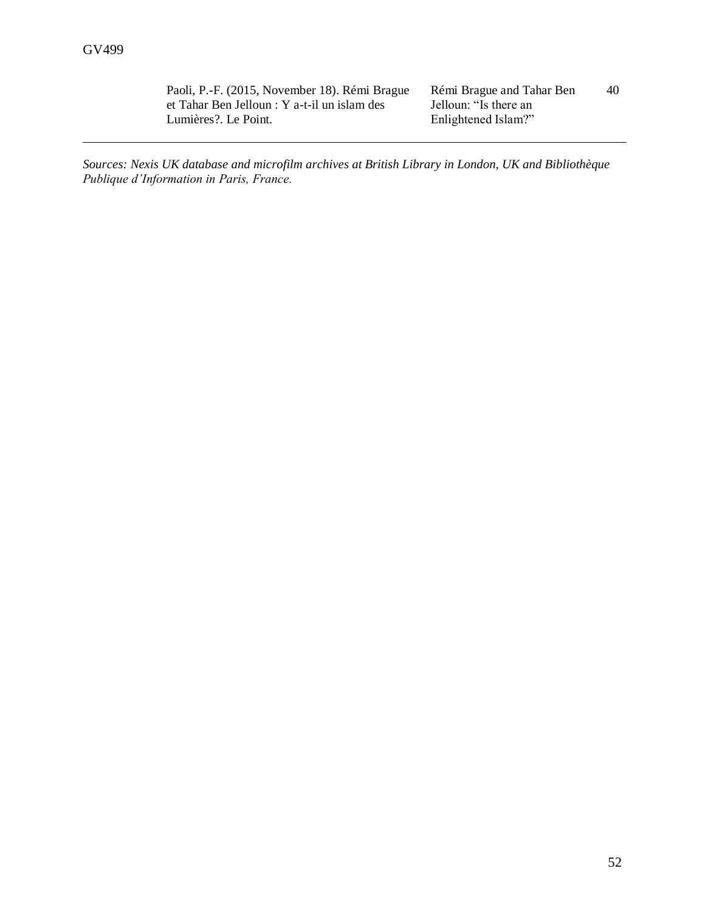| | | |
|---|---|---|
| Paoli, P.-F. (2015, November 18). Rémi Brague et Tahar Ben Jelloun : Y a-t-il un islam des Lumières?. Le Point. | Rémi Brague and Tahar Ben Jelloun: "Is there an Enlightened Islam?" | 40 |

*Sources: Nexis UK database and microfilm archives at British Library in London, UK and Bibliothèque Publique d'Information in Paris, France.*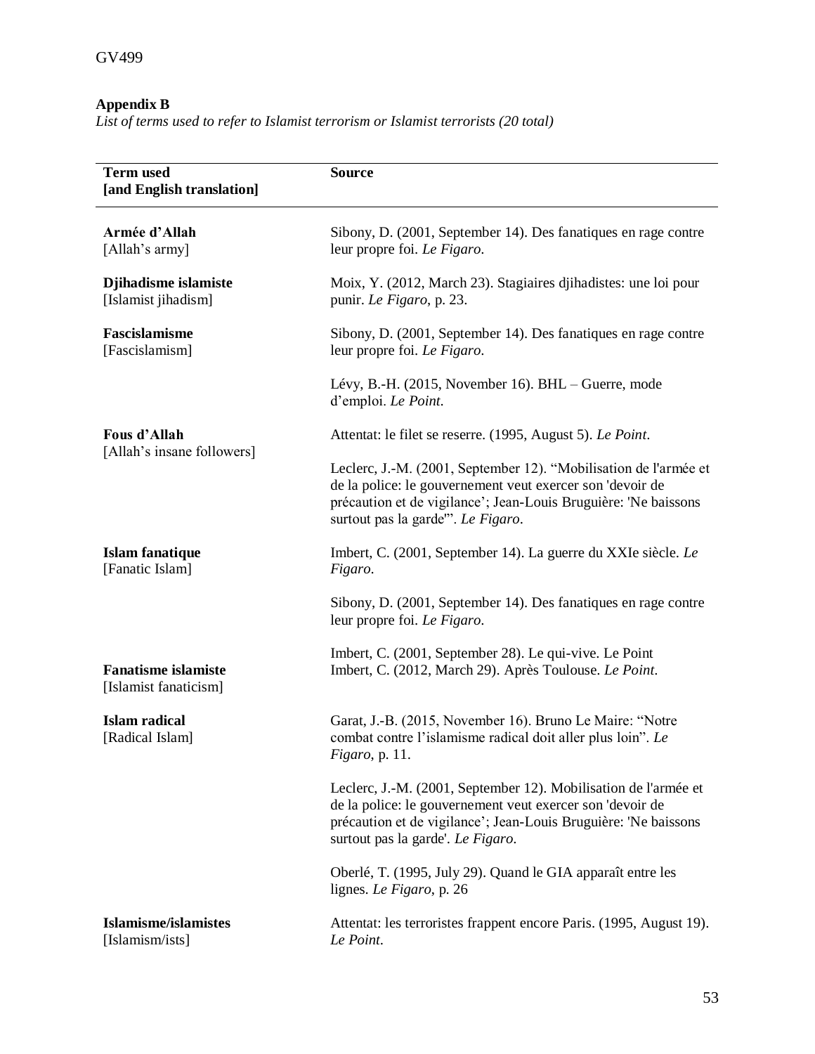**Appendix B**

*List of terms used to refer to Islamist terrorism or Islamist terrorists (20 total)*

| Term used [and English translation] | Source |
|---|---|
| **Armée d'Allah** [Allah's army] | Sibony, D. (2001, September 14). Des fanatiques en rage contre leur propre foi. *Le Figaro*. |
| **Djihadisme islamiste** [Islamist jihadism] | Moix, Y. (2012, March 23). Stagiaires djihadistes: une loi pour punir. *Le Figaro*, p. 23. |
| **Fascislamisme** [Fascislamism] | Sibony, D. (2001, September 14). Des fanatiques en rage contre leur propre foi. *Le Figaro*. |
| | Lévy, B.-H. (2015, November 16). BHL – Guerre, mode d'emploi. *Le Point*. |
| **Fous d'Allah** [Allah's insane followers] | Attentat: le filet se reserre. (1995, August 5). *Le Point*. |
| | Leclerc, J.-M. (2001, September 12). "Mobilisation de l'armée et de la police: le gouvernement veut exercer son 'devoir de précaution et de vigilance'; Jean-Louis Bruguière: 'Ne baissons surtout pas la garde'". *Le Figaro*. |
| **Islam fanatique** [Fanatic Islam] | Imbert, C. (2001, September 14). La guerre du XXIe siècle. *Le Figaro*. |
| | Sibony, D. (2001, September 14). Des fanatiques en rage contre leur propre foi. *Le Figaro*. |
| **Fanatisme islamiste** [Islamist fanaticism] | Imbert, C. (2001, September 28). Le qui-vive. Le Point<br>Imbert, C. (2012, March 29). Après Toulouse. *Le Point*. |
| **Islam radical** [Radical Islam] | Garat, J.-B. (2015, November 16). Bruno Le Maire: "Notre combat contre l'islamisme radical doit aller plus loin". *Le Figaro*, p. 11. |
| | Leclerc, J.-M. (2001, September 12). Mobilisation de l'armée et de la police: le gouvernement veut exercer son 'devoir de précaution et de vigilance'; Jean-Louis Bruguière: 'Ne baissons surtout pas la garde'. *Le Figaro*. |
| | Oberlé, T. (1995, July 29). Quand le GIA apparaît entre les lignes. *Le Figaro*, p. 26 |
| **Islamisme/islamistes** [Islamism/ists] | Attentat: les terroristes frappent encore Paris. (1995, August 19). *Le Point*. |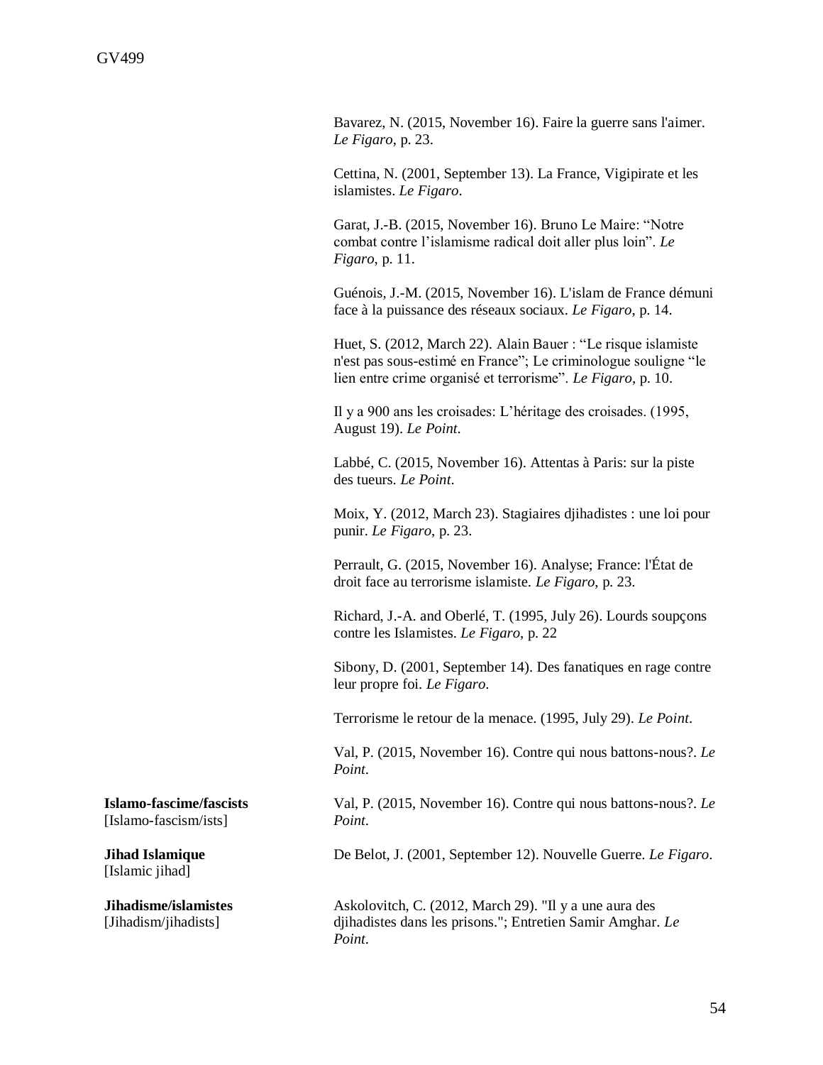| | |
|---|---|
| | Bavarez, N. (2015, November 16). Faire la guerre sans l'aimer. *Le Figaro*, p. 23. |
| | Cettina, N. (2001, September 13). La France, Vigipirate et les islamistes. *Le Figaro*. |
| | Garat, J.-B. (2015, November 16). Bruno Le Maire: "Notre combat contre l'islamisme radical doit aller plus loin". *Le Figaro*, p. 11. |
| | Guénois, J.-M. (2015, November 16). L'islam de France démuni face à la puissance des réseaux sociaux. *Le Figaro*, p. 14. |
| | Huet, S. (2012, March 22). Alain Bauer : "Le risque islamiste n'est pas sous-estimé en France"; Le criminologue souligne "le lien entre crime organisé et terrorisme". *Le Figaro*, p. 10. |
| | Il y a 900 ans les croisades: L'héritage des croisades. (1995, August 19). *Le Point*. |
| | Labbé, C. (2015, November 16). Attentas à Paris: sur la piste des tueurs. *Le Point*. |
| | Moix, Y. (2012, March 23). Stagiaires djihadistes : une loi pour punir. *Le Figaro*, p. 23. |
| | Perrault, G. (2015, November 16). Analyse; France: l'État de droit face au terrorisme islamiste. *Le Figaro*, p. 23. |
| | Richard, J.-A. and Oberlé, T. (1995, July 26). Lourds soupçons contre les Islamistes. *Le Figaro*, p. 22 |
| | Sibony, D. (2001, September 14). Des fanatiques en rage contre leur propre foi. *Le Figaro*. |
| | Terrorisme le retour de la menace. (1995, July 29). *Le Point*. |
| | Val, P. (2015, November 16). Contre qui nous battons-nous?. *Le Point*. |
| **Islamo-fascime/fascists** [Islamo-fascism/ists] | Val, P. (2015, November 16). Contre qui nous battons-nous?. *Le Point*. |
| **Jihad Islamique** [Islamic jihad] | De Belot, J. (2001, September 12). Nouvelle Guerre. *Le Figaro*. |
| **Jihadisme/islamistes** [Jihadism/jihadists] | Askolovitch, C. (2012, March 29). "Il y a une aura des djihadistes dans les prisons."; Entretien Samir Amghar. *Le Point*. |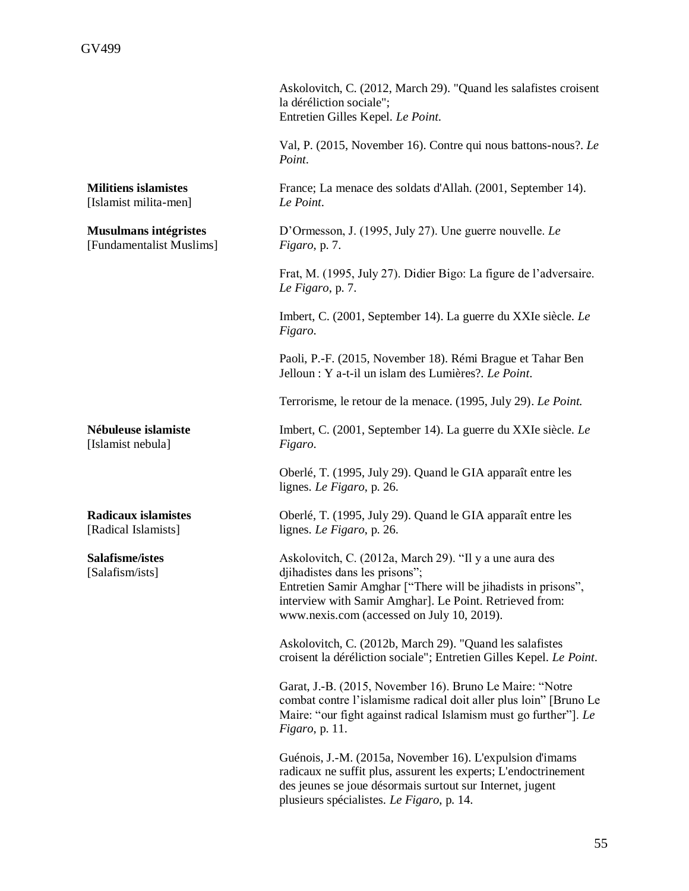| | |
|---|---|
| | Askolovitch, C. (2012, March 29). "Quand les salafistes croisent la déréliction sociale"; Entretien Gilles Kepel. *Le Point*. |
| | Val, P. (2015, November 16). Contre qui nous battons-nous?. *Le Point*. |
| **Militiens islamistes** [Islamist milita-men] | France; La menace des soldats d'Allah. (2001, September 14). *Le Point*. |
| **Musulmans intégristes** [Fundamentalist Muslims] | D'Ormesson, J. (1995, July 27). Une guerre nouvelle. *Le Figaro*, p. 7. |
| | Frat, M. (1995, July 27). Didier Bigo: La figure de l'adversaire. *Le Figaro*, p. 7. |
| | Imbert, C. (2001, September 14). La guerre du XXIe siècle. *Le Figaro*. |
| | Paoli, P.-F. (2015, November 18). Rémi Brague et Tahar Ben Jelloun : Y a-t-il un islam des Lumières?. *Le Point*. |
| | Terrorisme, le retour de la menace. (1995, July 29). *Le Point*. |
| **Nébuleuse islamiste** [Islamist nebula] | Imbert, C. (2001, September 14). La guerre du XXIe siècle. *Le Figaro*. |
| | Oberlé, T. (1995, July 29). Quand le GIA apparaît entre les lignes. *Le Figaro*, p. 26. |
| **Radicaux islamistes** [Radical Islamists] | Oberlé, T. (1995, July 29). Quand le GIA apparaît entre les lignes. *Le Figaro*, p. 26. |
| **Salafisme/istes** [Salafism/ists] | Askolovitch, C. (2012a, March 29). "Il y a une aura des djihadistes dans les prisons"; Entretien Samir Amghar ["There will be jihadists in prisons", interview with Samir Amghar]. Le Point. Retrieved from: www.nexis.com (accessed on July 10, 2019). |
| | Askolovitch, C. (2012b, March 29). "Quand les salafistes croisent la déréliction sociale"; Entretien Gilles Kepel. *Le Point*. |
| | Garat, J.-B. (2015, November 16). Bruno Le Maire: "Notre combat contre l'islamisme radical doit aller plus loin" [Bruno Le Maire: "our fight against radical Islamism must go further"]. *Le Figaro*, p. 11. |
| | Guénois, J.-M. (2015a, November 16). L'expulsion d'imams radicaux ne suffit plus, assurent les experts; L'endoctrinement des jeunes se joue désormais surtout sur Internet, jugent plusieurs spécialistes. *Le Figaro*, p. 14. |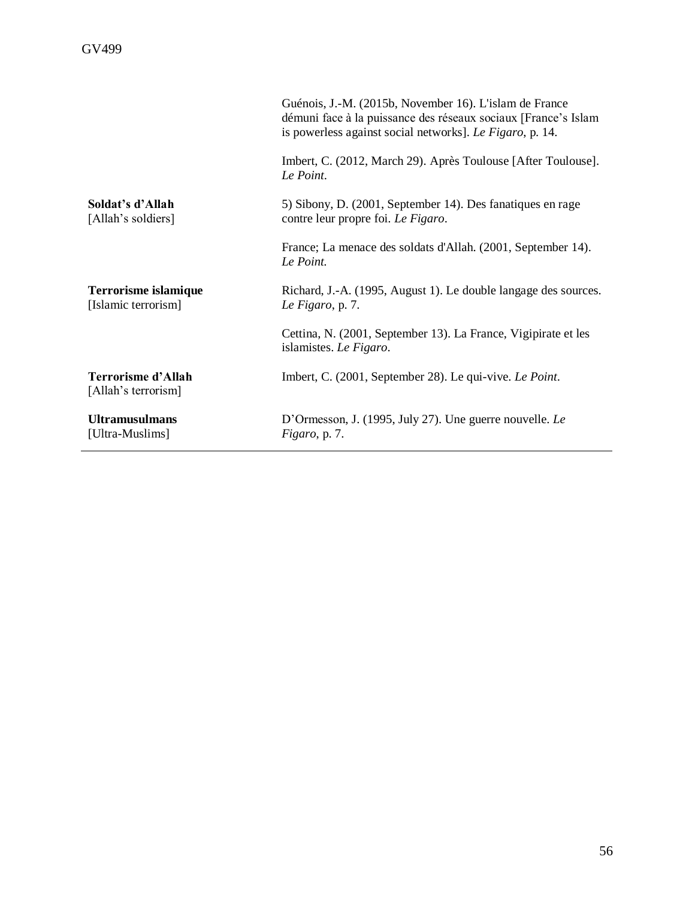| | |
|---|---|
| | Guénois, J.-M. (2015b, November 16). L'islam de France démuni face à la puissance des réseaux sociaux [France's Islam is powerless against social networks]. *Le Figaro*, p. 14. |
| | Imbert, C. (2012, March 29). Après Toulouse [After Toulouse]. *Le Point*. |
| **Soldat's d'Allah** [Allah's soldiers] | 5) Sibony, D. (2001, September 14). Des fanatiques en rage contre leur propre foi. *Le Figaro*. |
| | France; La menace des soldats d'Allah. (2001, September 14). *Le Point.* |
| **Terrorisme islamique** [Islamic terrorism] | Richard, J.-A. (1995, August 1). Le double langage des sources. *Le Figaro*, p. 7. |
| | Cettina, N. (2001, September 13). La France, Vigipirate et les islamistes. *Le Figaro*. |
| **Terrorisme d'Allah** [Allah's terrorism] | Imbert, C. (2001, September 28). Le qui-vive. *Le Point*. |
| **Ultramusulmans** [Ultra-Muslims] | D'Ormesson, J. (1995, July 27). Une guerre nouvelle. *Le Figaro*, p. 7. |